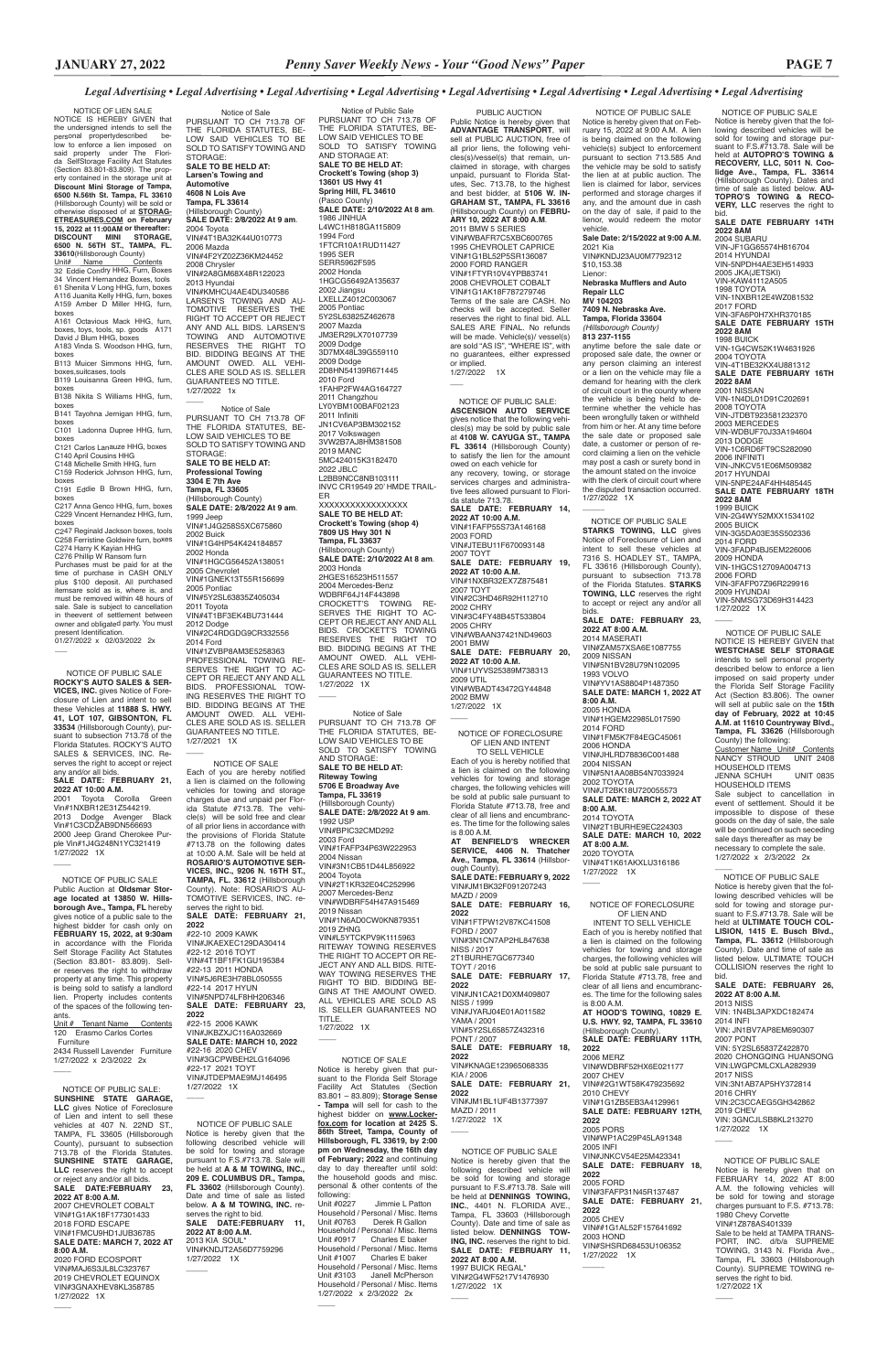*Legal Advertising • Legal Advertising • Legal Advertising • Legal Advertising • Legal Advertising • Legal Advertising • Legal Advertising*

NOTICE OF LIEN SALE
NOTICE IS HEREBY GIVEN that the undersigned intends to sell the personal propertydescribed below to enforce a lien imposed on said property under The Florida SelfStorage Facility Act Statutes (Section 83.801-83.809). The property ermined in the storage unit at **Discount Mini Storage of Tampa, 6500 N.56th St. Tampa, FL 33610** (Hillsborough County) will be sold or otherwise disposed of at **STORAGE-ETREASURES.COM on February 15, 2022 at 11:00AM or thereafter: DISCOUNT MINI STORAGE, 6500 N. 56TH ST., TAMPA, FL. 33610**(Hillsborough County)

Unit# Name Contents
32 Eddie Condry HHG, Furn, Boxes
34 Vincent Hernandez Boxes, tools
61 Shenita V Long HHG, furn, boxes
A116 Juanita Kelly HHG, furn, boxes
A159 Amber D Miller HHG, furn, boxes
A161 Octavious Mack HHG, furn, boxes, toys, tools, sp. goods
A171 David J Blum HHG, boxes
A183 Vinda S. Woodson HHG, furn, boxes
B113 Muicer Simmons HHG, furn, boxes,suitcases, tools
B119 Louisanna Green HHG, furn, boxes
B138 Nikita S Williams HHG, furn, boxes
B141 Tayvhona Jernigan HHG, furn, boxes
C101 Ladonna Dupree HHG, furn, boxes
C121 Carlos Lanauze HHG, boxes
C140 April Cousins HHG
C148 Michelle Smith HHG, furn
C159 Roderick Johnson HHG, furn, boxes
C191 Eddie B Brown HHG, furn, boxes
C217 Anna Genco HHG, furn, boxes
C229 Vincent Hernandez HHG, furn, boxes
C247 Reginald Jackson boxes, tools
C258 Ferristine Goldwire furn, boxes
C274 Harry K Kayian HHG
C276 Phillip W Ransom furn

Purchases must be paid for at the time of purchase in CASH ONLY plus $100 deposit. All purchased itemsare sold as is, where is, and must be removed within 48 hours of sale. Sale is subject to cancellation in theevent of settlement between owner and obligated party. You must present Identification.
01/27/2022 x 02/03/2022 2x

———

NOTICE OF PUBLIC SALE
**ROCKY'S AUTO SALES & SERVICES, INC.** gives Notice of Foreclosure of Lien and intent to sell these Vehicles at **11888 S. HWY. 41, LOT 107, GIBSONTON, FL 33534** (Hillsborough County), pursuant to subsection 713.78 of the Florida Statutes. ROCKY'S AUTO SALES & SERVICES, INC. Reserves the right to accept or reject any and/or all bids.
**SALE DATE: FEBRUARY 21, 2022 AT 10:00 A.M.**
2001 Toyota Corolla Green Vin#1NXBR12E31Z544219.
2013 Dodge Avenger Black Vin#1C3CDZAB9DN566693
2000 Jeep Grand Cherokee Purple Vin#1J4G248N1YC321419
1/27/2022 1X

———

NOTICE OF PUBLIC SALE
Public Auction at **Oldsmar Storage located at 13850 W. Hillsborough Ave., Tampa, FL**, hereby gives notice of a public sale to the highest bidder for cash only on **FEBRUARY 15, 2022, at 9:30am** in accordance with the Florida Self Storage Facility Act Statutes (Section 83.801- 83.809). Seller reserves the right to withdraw property at any time. This property is being sold to satisfy a landlord lien. Property includes contents of the spaces of the following tenants.

Unit # Tenant Name Contents
120 Erasmo Carlos Cortes Furniture
2434 Russell Lavender Furniture
1/27/2022 x 2/3/2022 2x

———

NOTICE OF PUBLIC SALE:
**SUNSHINE STATE GARAGE, LLC** gives Notice of Foreclosure of Lien and intent to sell these vehicles at 407 N. 22ND ST., TAMPA, FL 33605 (Hillsborough County), pursuant to subsection 713.78 of the Florida Statutes. **SUNSHINE STATE GARAGE, LLC** reserves the right to accept or reject any and/or all bids.
**SALE DATE:FEBRUARY 23, 2022 AT 8:00 A.M.**
2007 CHEVROLET COBALT VIN#1G1AK18F177301433
2018 FORD ESCAPE VIN#1FMCU9HD1JUB36785
**SALE DATE: MARCH 7, 2022 AT 8:00 A.M.**
2020 FORD ECOSPORT VIN#MAJ6S3JL8LC323767
2019 CHEVROLET EQUINOX VIN#3GNAXHEV8KL358785
1/27/2022 1X

———

Notice of Sale
PURSUANT TO CH 713.78 OF THE FLORIDA STATUTES, BELOW SAID VEHICLES TO BE SOLD TO SATISFY TOWING AND STORAGE:
**SALE TO BE HELD AT: Larsen's Towing and Automotive 4608 N Lois Ave Tampa, FL 33614**
(Hillsborough County)
**SALE DATE: 2/8/2022 At 9 am.**
2004 Toyota VIN#4T1BA32K44U010773
2006 Mazda VIN#4F2YZ02Z36KM24452
2008 Chrysler VIN#2A8GM68X48R122023
2013 Hyundai VIN#KMHCU4AE4DU340586
LARSEN'S TOWING AND AUTOMOTIVE RESERVES THE RIGHT TO ACCEPT OR REJECT ANY AND ALL BIDS. LARSEN'S TOWING AND AUTOMOTIVE RESERVES THE RIGHT TO BID. BIDDING BEGINS AT THE AMOUNT OWED. ALL VEHICLES ARE SOLD AS IS. SELLER GUARANTEES NO TITLE.
1/27/2022 1x

———

Notice of Sale
PURSUANT TO CH 713.78 OF THE FLORIDA STATUTES, BELOW SAID VEHICLES TO BE SOLD TO SATISFY TOWING AND STORAGE:
**SALE TO BE HELD AT: Professional Towing 3304 E 7th Ave Tampa, FL 33605**
(Hillsborough County)
**SALE DATE: 2/8/2022 At 9 am.**
1999 Jeep VIN#1J4G258S5XC675860
2002 Buick VIN#1G4HP54K424184857
2002 Honda VIN#1HGCG56452A138051
2005 Chevrolet VIN#1GNEK13T55R156699
2005 Pontiac VIN#5Y2SL63835Z405034
2011 Toyota VIN#4T1BF3EK4BU731444
2012 Dodge VIN#2C4RDGDG9CR332556
2014 Ford VIN#1ZVBP8AM3E5258363
PROFESSIONAL TOWING RESERVES THE RIGHT TO ACCEPT OR REJECT ANY AND ALL BIDS. PROFESSIONAL TOWING RESERVES THE RIGHT TO BID. BIDDING BEGINS AT THE AMOUNT OWED. ALL VEHICLES ARE SOLD AS IS. SELLER GUARANTEES NO TITLE.
1/27/2021 1X

———

NOTICE OF SALE
Each of you are hereby notified that a lien is claimed on the following vehicles for towing and storage charges due and unpaid per Florida Statute #713.78. The vehicle(s) will be sold free and clear of all prior liens in accordance with the provisions of Florida Statute #713.78 on the following dates at 10:00 A.M. Sale will be held at **ROSARIO'S AUTOMOTIVE SERVICES, INC., 9206 N. 16TH ST., TAMPA, FL. 33612** (Hillsborough County). Notice: ROSARIO'S AUTOMOTIVE SERVICES, INC. reserves the right to bid.
**SALE DATE: FEBRUARY 21, 2022**
#22-10 2009 KAWK VIN#JKAEXEC129DA30414
#22-12 2016 TOYT VIN#4T1BF1FK1GU195384
#22-13 2011 HONDA VIN#5J6RE3H78BL050555
#22-14 2017 HYUN VIN#5NPD74LF8HH206346
**SALE DATE: FEBRUARY 23, 2022**
#22-15 2006 KAWK VIN#JKBZXJC116A032669
**SALE DATE: MARCH 10, 2022**
#22-16 2020 CHEV VIN#3GCPWBEH2LG164096
#22-17 2021 TOYT VIN#JTDEPMAE9MJ146495
1/27/2022 1X

———

NOTICE OF PUBLIC SALE
Notice is hereby given that the following described vehicle will be sold for towing and storage pursuant to F.S.#713.78. Sale will be held at **A & M TOWING, INC., 209 E. COLUMBUS DR., Tampa, FL 33602** (Hillsborough County). Date and time of sale as listed below. **A & M TOWING, INC.** reserves the right to bid.
**SALE DATE:FEBRUARY 11, 2022 AT 8:00 A.M.**
2013 KIA SOUL*
VIN#KNDJT2A56D7759296
1/27/2022 1X

———

Notice of Public Sale
PURSUANT TO CH 713.78 OF THE FLORIDA STATUTES, BELOW SAID VEHICLES TO BE SOLD TO SATISFY TOWING AND STORAGE AT:
**SALE TO BE HELD AT: Crockett's Towing (shop 3) 13601 US Hwy 41 Spring Hill, FL 34610**
(Pasco County)
**SALE DATE: 2/10/2022 At 8 am.**
1986 JINHUA L4WC1H818GA115809
1994 Ford 1FTCR10A1RUD11427
1995 SER SERR5962F595
2002 Honda 1HGCG56492A135637
2002 Jiangsu LXELLZ4012C003067
2005 Pontiac 5Y2SL63825Z462678
2007 Mazda JM3ER29LX70107739
2009 Dodge 3D7MX48L39G559110
2009 Dodge 2D8HN54139R671445
2010 Ford 1FAHP2FW4AG164727
2011 Changzhou LY0YBM100BAF02123
2011 Infiniti JN1CV6AP3BM302152
2017 Volkswagen 3VW2B7AJ8HM381508
2019 MANC 5MC4224015K3182470
2022 JBLC L2BB9NCC8NB103111
INVC CR19549 20' HMDE TRAILER
XXXXXXXXXXXXXXXXX
**SALE TO BE HELD AT: Crockett's Towing (shop 4) 7809 US Hwy 301 N Tampa, FL 33637**
(Hillsborough County)
**SALE DATE: 2/10/2022 At 8 am.**
2003 Honda 2HGES16523H511557
2004 Mercedes-Benz WDBRF64J14F443898
CROCKETT'S TOWING RESERVES THE RIGHT TO ACCEPT OR REJECT ANY AND ALL BIDS. CROCKETT'S TOWING RESERVES THE RIGHT TO BID. BIDDING BEGINS AT THE AMOUNT OWED. ALL VEHICLES ARE SOLD AS IS. SELLER GUARANTEES NO TITLE.
1/27/2022 1X

———

Notice of Sale
PURSUANT TO CH 713.78 OF THE FLORIDA STATUTES, BELOW SAID VEHICLES TO BE SOLD TO SATISFY TOWING AND STORAGE:
**SALE TO BE HELD AT: Riteway Towing 5706 E Broadway Ave Tampa, FL 33619**
(Hillsborough County)
**SALE DATE: 2/8/2022 At 9 am.**
1992 USP VIN#BPC32CMD292
2003 Ford VIN#1FAFP34P63W222953
2004 Nissan VIN#3N1CB51D44L856922
2004 Toyota VIN#2T1KR32E04C252996
2007 Mercedes-Benz VIN#WDBRF54H47A915469
2019 Nissan VIN#1N6AD0CW0KN879351
2019 ZHNG VIN#L5YTCKPV9K1115963
RITEWAY TOWING RESERVES THE RIGHT TO ACCEPT OR REJECT ANY AND ALL BIDS. RITEWAY TOWING RESERVES THE RIGHT TO BID. BIDDING BEGINS AT THE AMOUNT OWED. ALL VEHICLES ARE SOLD AS IS. SELLER GUARANTEES NO TITLE.
1/27/2022 1X

———

NOTICE OF SALE
Notice is hereby given that pursuant to the Florida Self Storage Facility Act Statutes (Section 83.801 – 83.809); **Storage Sense - Tampa** will sell for cash to the highest bidder on **www.Lockerfox.com for location at 2425 S. 86th Street, Tampa, County of Hillsborough, FL 33619, by 2:00 pm on Wednesday, the 16th day of February; 2022** and continuing day to day thereafter until sold: the household goods and misc. personal & other contents of the following:
Unit #0227 Jimmie L Patton Household / Personal / Misc. Items
Unit #0763 Derek R Gallon Household / Personal / Misc. Items
Unit #0917 Charles E baker Household / Personal / Misc. Items
Unit #1007 Charles E baker Household / Personal / Misc. Items
Unit #3103 Janell McPherson Household / Personal / Misc. Items
1/27/2022 x 2/3/2022 2x

———

PUBLIC AUCTION
Public Notice is hereby given that **ADVANTAGE TRANSPORT**, will sell at PUBLIC AUCTION, free of all prior liens, the following vehicles(s)/vessel(s) that remain, unclaimed in storage, with charges unpaid, pursuant to Florida Statutes, Sec. 713.78, to the highest and best bidder, at **5106 W. INGRAHAM ST., TAMPA, FL 33616** (Hillsborough County) on **FEBRUARY 10, 2022 AT 8:00 A.M**.
2011 BMW 5 SERIES VIN#WBAFR7C5XBC600765
1995 CHEVROLET CAPRICE VIN#1G1BL52P5SR136087
2000 FORD RANGER VIN#1FTYR10V4YPB83741
2008 CHEVROLET COBALT VIN#1G1AK18F787279746
Terms of the sale are CASH. No checks will be accepted. Seller reserves the right to final bid. ALL SALES ARE FINAL. No refunds will be made. Vehicle(s)/ vessel(s) are sold "AS IS", "WHERE IS", with no guarantees, either expressed or implied.
1/27/2022 1X

———

NOTICE OF PUBLIC SALE:
**ASCENSION AUTO SERVICE** gives notice that the following vehicles(s) may be sold by public sale at **4108 W. CAYUGA ST., TAMPA FL 33614** (Hillsborough County) to satisfy the lien for the amount owed on each vehicle for any recovery, towing, or storage services charges and administrative fees allowed pursuant to Florida statute 713.78.
**SALE DATE: FEBRUARY 14, 2022 AT 10:00 A.M.**
VIN#1FAFP55S73A146168
2003 FORD
VIN#JTEBU11F670093148
2007 TOYT
**SALE DATE: FEBRUARY 19, 2022 AT 10:00 A.M.**
VIN#1NXBR32EX7Z875481
2007 TOYT
VIN#2C3HD46R92H112710
2002 CHRY
VIN#3C4FY48B45T533804
2005 CHRY
VIN#WBAAN37421ND49603
2001 BMW
**SALE DATE: FEBRUARY 20, 2022 AT 10:00 A.M.**
VIN#1UYVS25389M738313
2009 UTIL
VIN#WBADT43472GY44848
2002 BMW
1/27/2022 1X

———

NOTICE OF FORECLOSURE OF LIEN AND INTENT TO SELL VEHICLE
Each of you is hereby notified that a lien is claimed on the following vehicles for towing and storage charges, the following vehicles will be sold at public sale pursuant to Florida Statute #713.78, free and clear of all liens and encumbrances. The time for the following sales is 8:00 A.M.
**AT BENFIELD'S WRECKER SERVICE, 4406 N. Thatcher Ave., Tampa, FL 33614** (Hillsborough County).
**SALE DATE: FEBRUARY 9, 2022**
VIN#JM1BK32F091207243
MAZD / 2009
**SALE DATE: FEBRUARY 16, 2022**
VIN#1FTPW12V87KC41508
FORD / 2007
VIN#3N1CN7AP2HL847638
NISS / 2017
2T1BURHE7GC677340
TOYT / 2016
**SALE DATE: FEBRUARY 17, 2022**
VIN#JN1CA21D0XM409807
NISS / 1999
VIN#JYARJ04E01A011582
YAMA / 2001
VIN#5Y2SL65857Z432316
PONT / 2007
**SALE DATE: FEBRUARY 18, 2022**
VIN#KNAGE123965068335
KIA / 2006
**SALE DATE: FEBRUARY 21, 2022**
VIN#JM1BL1UF4B1377397
MAZD / 2011
1/27/2022 1X

———

NOTICE OF PUBLIC SALE
Notice is hereby given that the following described vehicle will be sold for towing and storage pursuant to F.S.#713.78. Sale will be held at **DENNINGS TOWING, INC.**, 4401 N. FLORIDA AVE., Tampa, FL 33603 (Hillsborough County). Date and time of sale as listed below. **DENNINGS TOWING, INC.** reserves the right to bid.
**SALE DATE: FEBRUARY 11, 2022 AT 8:00 A.M.**
1997 BUICK REGAL*
VIN#2G4WF5217V1476930
1/27/2022 1X

———

NOTICE OF PUBLIC SALE
Notice is hereby given that on February 15, 2022 at 9:00 A.M. A lien is being claimed on the following vehicle(s) subject to enforcement pursuant to section 713.585 And the vehicle may be sold to satisfy the lien at at public auction. The lien is claimed for labor, services performed and storage charges if any, and the amount due in cash on the day of sale, if paid to the lienor, would redeem the motor vehicle.
**Sale Date: 2/15/2022 at 9:00 A.M.**
2021 Kia
VIN#KNDJ23AU0M7792412
$10,153.38
Lienor:
**Nebraska Mufflers and Auto Repair LLC MV 104203 7409 N. Nebraska Ave. Tampa, Florida 33604** *(Hillsborough County)* **813 237-1155**
anytime before the sale date or proposed sale date, the owner or any person claiming an interest or a lien on the vehicle may file a demand for hearing with the clerk of circuit court in the county where the vehicle is being held to determine whether the vehicle has been wrongfully taken or withheld from him or her. At any time before the sale date or proposed sale date, a customer or person of record claiming a lien on the vehicle may post a cash or surety bond in the amount stated on the invoice with the clerk of circuit court where the disputed transaction occurred.
1/27/2022 1X

———

NOTICE OF PUBLIC SALE
**STARKS TOWING, LLC** gives Notice of Foreclosure of Lien and intent to sell these vehicles at 7316 S. HOADLEY ST., TAMPA, FL 33616 (Hillsborough County), pursuant to subsection 713.78 of the Florida Statutes. **STARKS TOWING, LLC** reserves the right to accept or reject any and/or all bids.
**SALE DATE: FEBRUARY 23, 2022 AT 8:00 A.M.**
2014 MASERATI VIN#ZAM57XSA6E1087755
2009 NISSAN VIN#5N1BV28U79N102095
1993 VOLVO VIN#YV1AS8804P1487350
**SALE DATE: MARCH 1, 2022 AT 8:00 A.M.**
2005 HONDA VIN#1HGEM22985L017590
2014 FORD VIN#1FM5K7F84EGC45061
2006 HONDA VIN#JHLRD78836C001488
2004 NISSAN VIN#5N1AA08B54N703924
2002 TOYOTA VIN#JT2BK18U720055573
**SALE DATE: MARCH 2, 2022 AT 8:00 A.M.**
2014 TOYOTA VIN#2T1BURHE9EC224303
**SALE DATE: MARCH 10, 2022 AT 8:00 A.M.**
2020 TOYOTA VIN#4T1K61AKXLU316186
1/27/2022 1X

———

NOTICE OF FORECLOSURE OF LIEN AND INTENT TO SELL VEHICLE
Each of you is hereby notified that a lien is claimed on the following vehicles for towing and storage charges, the following vehicles will be sold at public sale pursuant to Florida Statute #713.78, free and clear of all liens and encumbrances. The time for the following sales is 8:00 A.M.
**AT HOOD'S TOWING, 10829 E. U.S. HWY. 92, TAMPA, FL 33610** (Hillsborough County).
**SALE DATE: FEBRUARY 11TH, 2022**
2006 MERZ VIN#WDBRF52HX6E021177
2007 CHEV VIN#2G1WT58K479235692
2010 CHEVY VIN#1G1ZB5EB3A4129961
**SALE DATE: FEBRUARY 12TH, 2022**
2005 PORS VIN#WP1AC29P45LA91348
2005 INFI VIN#JNKCV54E25M423341
**SALE DATE: FEBRUARY 18, 2022**
2005 FORD VIN#3FAFP31N45R137487
**SALE DATE: FEBRUARY 21, 2022**
2005 CHEV VIN#1G1AL52F157641692
2003 HOND VIN#SHSRD68453U106352
1/27/2022 1X

———

NOTICE OF PUBLIC SALE
Notice is hereby given that the following described vehicles will be sold for towing and storage pursuant to F.S.#713.78. Sale will be held at **AUTOPRO'S TOWING & RECOVERY, LLC, 5011 N. Coolidge Ave., Tampa, FL 33614** (Hillsborough County). Dates and time of sale as listed below. **AUTOPRO'S TOWING & RECOVERY, LLC** reserves the right to bid.
**SALE DATE FEBRUARY 14TH 2022 8AM**
2004 SUBARU VIN-JF1GG65574H816704
2014 HYUNDAI VIN-5NPDH4AE3EH514933
2005 JKA(JETSKI) VIN-KAW41112A505
1998 TOYOTA VIN-1NXBR12E4WZ081532
2017 FORD VIN-3FA6P0H7XHR370185
**SALE DATE FEBRUARY 15TH 2022 8AM**
1998 BUICK VIN-1G4CW52K1W4631926
2004 TOYOTA VIN-4T1BE32KX4U881312
**SALE DATE FEBRUARY 16TH 2022 8AM**
2001 NISSAN VIN-1N4DL01D91C202691
2008 TOYOTA VIN-JTDBT923581232370
2003 MERCEDES VIN-WDBUF70J33A194604
2013 DODGE VIN-1C6RD6FT9CS282090
2006 INFINITI VIN-JNKCV51E06M509382
2017 HYUNDAI VIN-5NPE24AF4HH485445
**SALE DATE FEBRUARY 18TH 2022 8AM**
1999 BUICK VIN-2G4WY52MXX1534102
2005 BUICK VIN-3G5DA03E35S502336
2014 FORD VIN-3FA6P4BJ5EM226006
2009 HONDA VIN-1HGCS12709A004713
2006 FORD VIN-3FAFP07Z96R229916
2009 HYUNDAI VIN-5NMSG73D69H314423
1/27/2022 1X

———

NOTICE OF PUBLIC SALE
NOTICE IS HEREBY GIVEN that **WESTCHASE SELF STORAGE** intends to sell personal property described below to enforce a lien imposed on said property under the Florida Self Storage Facility Act Section (Section 83.806). The owner will sell at public sale on the **15th day of February, 2022 at 10:45 A.M. at 11610 Countryway Blvd., Tampa, FL 33626** (Hillsborough County) the following:
Customer Name Unit# Contents
NANCY STROUD UNIT 2408 HOUSEHOLD ITEMS
JENNA SCHUH UNIT 0835 HOUSEHOLD ITEMS
Sale subject to cancellation in event of settlement. Should it be impossible to dispose of these goods on the day of sale, the sale will be continued on such seceding sale days thereafter as may be necessary to complete the sale.
1/27/2022 x 2/3/2022 2x

———

NOTICE OF PUBLIC SALE
Notice is hereby given that the following described vehicles will be sold for towing and storage pursuant to F.S.#713.78. Sale will be held at **ULTIMATE TOUCH COLLISION, 1415 E. Busch Blvd., Tampa, FL 33612** (Hillsborough County). Date and time of sale as listed below. ULTIMATE TOUCH COLLISION reserves the right to bid.
**SALE DATE: FEBRUARY 26, 2022 AT 8:00 A.M.**
2013 NISS VIN: 1N4BL3APXDC182474
2014 INFI VIN: JN1BV7AP8EM690307
2007 PONT VIN: 5Y2SL65837Z422870
2020 CHONGQING HUANSONG VIN:LWGPCMLCXLA282939
2017 NISS VIN:3N1AB7AP5HY372814
2016 CHRY VIN:2C3CCAEG5GH342862
2019 CHEV VIN: 3GNCJLSB8KL213270
1/27/2022 1X

———

NOTICE OF PUBLIC SALE
Notice is hereby given that on FEBRUARY 14, 2022 AT 8:00 A.M. the following vehicles will be sold for towing and storage charges pursuant to F.S. #713.78:
1980 Chevy Corvette VIN#1Z878AS401339
Sale to be held at TAMPA TRANSPORT, INC. d/b/a SUPREME TOWING, 3143 N. Florida Ave., Tampa, FL 33603 (Hillsborough County). SUPREME TOWING reserves the right to bid.
1/27/2022 1X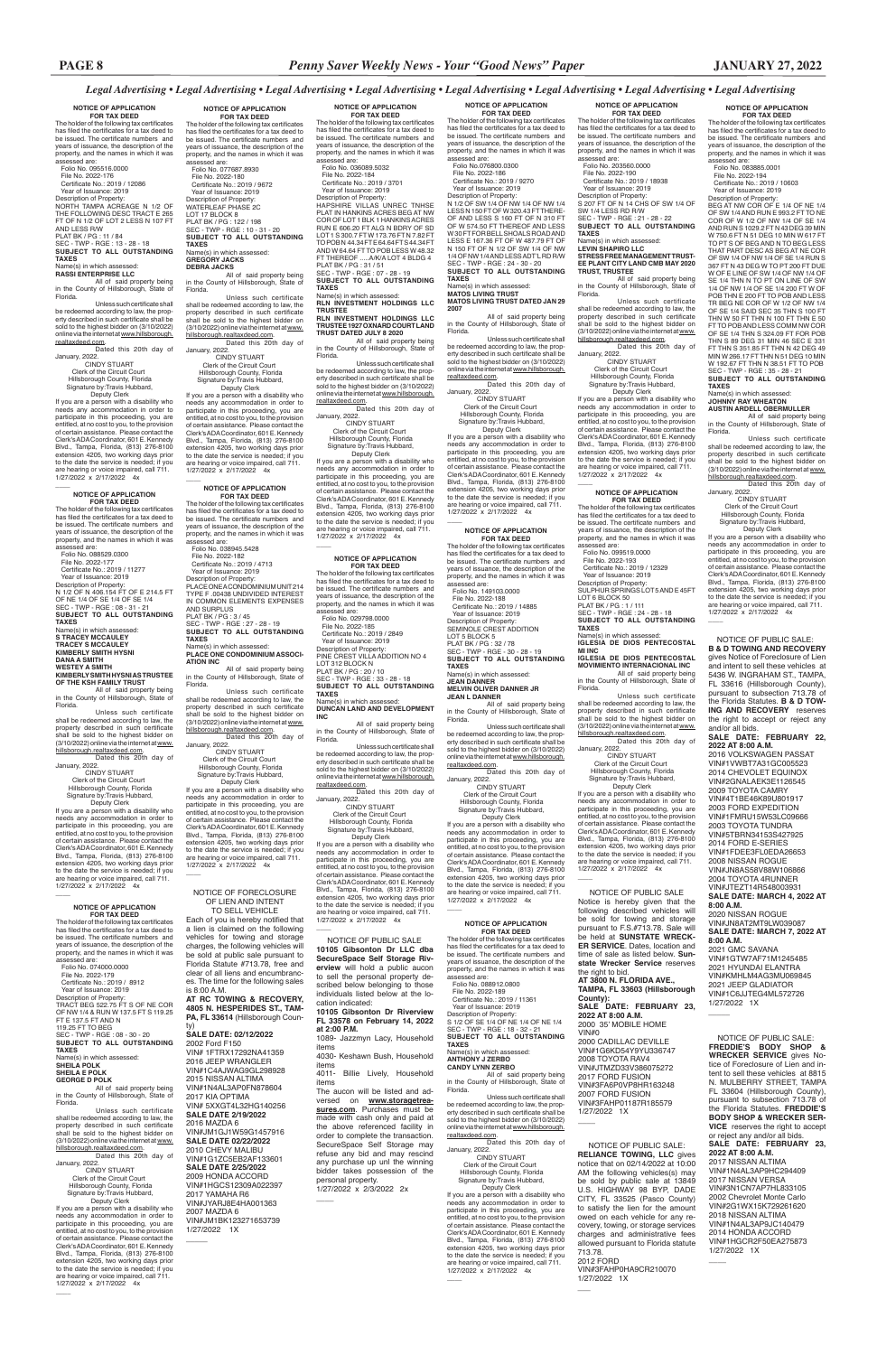*Legal Advertising • Legal Advertising • Legal Advertising • Legal Advertising • Legal Advertising • Legal Advertising • Legal Advertising • Legal Advertising*

**NOTICE OF APPLICATION FOR TAX DEED**

The holder of the following tax certificates has filed the certificates for a tax deed to be issued. The certificate numbers and years of issuance, the description of the property, and the names in which it was assessed are:

Folio No. 095516.0000
File No. 2022-176
Certificate No.: 2019 / 12086
Year of Issuance: 2019
Description of Property:
NORTH TAMPA ACREAGE N 1/2 OF THE FOLLOWING DESC TRACT E 265 FT OF N 1/2 OF LOT 2 LESS N 107 FT AND LESS R/W
PLAT BK / PG : 11 / 84
SEC - TWP - RGE : 13 - 28 - 18
**SUBJECT TO ALL OUTSTANDING TAXES**
Name(s) in which assessed:
**RASSI ENTERPRISE LLC**

All of said property being in the County of Hillsborough, State of Florida.

Unless such certificate shall be redeemed according to law, the property described in such certificate shall be sold to the highest bidder on (3/10/2022) online via the internet at www.hillsborough.realtaxdeed.com.

Dated this 20th day of January, 2022.

CINDY STUART
Clerk of the Circuit Court
Hillsborough County, Florida
Signature by:Travis Hubbard,
Deputy Clerk

If you are a person with a disability who needs any accommodation in order to participate in this proceeding, you are entitled, at no cost to you, to the provision of certain assistance. Please contact the Clerk's ADA Coordinator, 601 E. Kennedy Blvd., Tampa, Florida, (813) 276-8100 extension 4205, two working days prior to the date the service is needed; if you are hearing or voice impaired, call 711.
1/27/2022 x 2/17/2022 4x

**NOTICE OF APPLICATION FOR TAX DEED**

The holder of the following tax certificates has filed the certificates for a tax deed to be issued. The certificate numbers and years of issuance, the description of the property, and the names in which it was assessed are:

Folio No. 088529.0300
File No. 2022-177
Certificate No.: 2019 / 11277
Year of Issuance: 2019
Description of Property:
N 1/2 OF N 406.154 FT OF E 214.5 FT OF NE 1/4 OF SE 1/4 OF SE 1/4
SEC - TWP - RGE : 08 - 31 - 21
**SUBJECT TO ALL OUTSTANDING TAXES**
Name(s) in which assessed:
**S TRACEY MCCAULEY**
**TRACEY S MCCAULEY**
**KIMBERLY SMITH HYSNI**
**DANA A SMITH**
**WESTEY A SMITH**
**KIMBERLY SMITH HYSNI AS TRUSTEE OF THE KSH FAMILY TRUST**

All of said property being in the County of Hillsborough, State of Florida.

Unless such certificate shall be redeemed according to law, the property described in such certificate shall be sold to the highest bidder on (3/10/2022) online via the internet at www.hillsborough.realtaxdeed.com.

Dated this 20th day of January, 2022.

CINDY STUART
Clerk of the Circuit Court
Hillsborough County, Florida
Signature by:Travis Hubbard,
Deputy Clerk

If you are a person with a disability who needs any accommodation in order to participate in this proceeding, you are entitled, at no cost to you, to the provision of certain assistance. Please contact the Clerk's ADA Coordinator, 601 E. Kennedy Blvd., Tampa, Florida, (813) 276-8100 extension 4205, two working days prior to the date the service is needed; if you are hearing or voice impaired, call 711.
1/27/2022 x 2/17/2022 4x

**NOTICE OF APPLICATION FOR TAX DEED**

The holder of the following tax certificates has filed the certificates for a tax deed to be issued. The certificate numbers and years of issuance, the description of the property, and the names in which it was assessed are:

Folio No. 074000.0000
File No. 2022-179
Certificate No.: 2019 / 8912
Year of Issuance: 2019
Description of Property:
TRACT BEG 522.75 FT S OF NE COR OF NW 1/4 & RUN W 137.5 FT S 119.25 FT E 137.5 FT AND N 119.25 FT TO BEG
SEC - TWP - RGE : 08 - 30 - 20
**SUBJECT TO ALL OUTSTANDING TAXES**
Name(s) in which assessed:
**SHEILA POLK**
**SHEILA E POLK**
**GEORGE D POLK**

All of said property being in the County of Hillsborough, State of Florida.

Unless such certificate shall be redeemed according to law, the property described in such certificate shall be sold to the highest bidder on (3/10/2022) online via the internet at www.hillsborough.realtaxdeed.com.

Dated this 20th day of January, 2022.

CINDY STUART
Clerk of the Circuit Court
Hillsborough County, Florida
Signature by:Travis Hubbard,
Deputy Clerk

If you are a person with a disability who needs any accommodation in order to participate in this proceeding, you are entitled, at no cost to you, to the provision of certain assistance. Please contact the Clerk's ADA Coordinator, 601 E. Kennedy Blvd., Tampa, Florida, (813) 276-8100 extension 4205, two working days prior to the date the service is needed; if you are hearing or voice impaired, call 711.
1/27/2022 x 2/17/2022 4x

**NOTICE OF APPLICATION FOR TAX DEED**

The holder of the following tax certificates has filed the certificates for a tax deed to be issued. The certificate numbers and years of issuance, the description of the property, and the names in which it was assessed are:

Folio No. 077687.8930
File No. 2022-180
Certificate No.: 2019 / 9672
Year of Issuance: 2019
Description of Property:
WATERLEAF PHASE 2C
LOT 17 BLOCK 8
PLAT BK / PG : 122 / 198
SEC - TWP - RGE : 10 - 31 - 20
**SUBJECT TO ALL OUTSTANDING TAXES**
Name(s) in which assessed:
**GREGORY JACKS**
**DEBRA JACKS**

All of said property being in the County of Hillsborough, State of Florida.

Unless such certificate shall be redeemed according to law, the property described in such certificate shall be sold to the highest bidder on (3/10/2022) online via the internet at www.hillsborough.realtaxdeed.com.

Dated this 20th day of January, 2022.

CINDY STUART
Clerk of the Circuit Court
Hillsborough County, Florida
Signature by:Travis Hubbard,
Deputy Clerk

If you are a person with a disability who needs any accommodation in order to participate in this proceeding, you are entitled, at no cost to you, to the provision of certain assistance. Please contact the Clerk's ADA Coordinator, 601 E. Kennedy Blvd., Tampa, Florida, (813) 276-8100 extension 4205, two working days prior to the date the service is needed; if you are hearing or voice impaired, call 711.
1/27/2022 x 2/17/2022 4x

**NOTICE OF APPLICATION FOR TAX DEED**

The holder of the following tax certificates has filed the certificates for a tax deed to be issued. The certificate numbers and years of issuance, the description of the property, and the names in which it was assessed are:

Folio No. 038945.5428
File No. 2022-182
Certificate No.: 2019 / 4713
Year of Issuance: 2019
Description of Property:
PLACE ONE A CONDOMINIUM UNIT 214 TYPE F .00438 UNDIVIDED INTEREST IN COMMON ELEMENTS EXPENSES AND SURPLUS
PLAT BK / PG : 3 / 45
SEC - TWP - RGE : 27 - 28 - 19
**SUBJECT TO ALL OUTSTANDING TAXES**
Name(s) in which assessed:
**PLACE ONE CONDOMINIUM ASSOCIATION INC**

All of said property being in the County of Hillsborough, State of Florida.

Unless such certificate shall be redeemed according to law, the property described in such certificate shall be sold to the highest bidder on (3/10/2022) online via the internet at www.hillsborough.realtaxdeed.com.

Dated this 20th day of January, 2022.

CINDY STUART
Clerk of the Circuit Court
Hillsborough County, Florida
Signature by:Travis Hubbard,
Deputy Clerk

If you are a person with a disability who needs any accommodation in order to participate in this proceeding, you are entitled, at no cost to you, to the provision of certain assistance. Please contact the Clerk's ADA Coordinator, 601 E. Kennedy Blvd., Tampa, Florida, (813) 276-8100 extension 4205, two working days prior to the date the service is needed; if you are hearing or voice impaired, call 711.
1/27/2022 x 2/17/2022 4x

**NOTICE OF FORECLOSURE OF LIEN AND INTENT TO SELL VEHICLE**

Each of you is hereby notified that a lien is claimed on the following vehicles for towing and storage charges, the following vehicles will be sold at public sale pursuant to Florida Statute #713.78, free and clear of all liens and encumbrances. The time for the following sales is 8:00 A.M.

**AT RC TOWING & RECOVERY, 4805 N. HESPERIDES ST., TAMPA, FL 33614** (Hillsborough County)

**SALE DATE: 02/12/2022**
2002 Ford F150
VIN# 1FTRX17292NA41359
2016 JEEP WRANGLER
VIN#1C4AJWAG9GL298928
2015 NISSAN ALTIMA
VIN#1N4AL3AP0FN878604
2017 KIA OPTIMA
VIN# 5XXGT4L32HG140256
**SALE DATE 2/19/2022**
2016 MAZDA 6
VIN#JM1GJ1W59G1457916
**SALE DATE 02/22/2022**
2010 CHEVY MALIBU
VIN#1G1ZC5EB2AF133601
**SALE DATE 2/25/2022**
2009 HONDA ACCORD
VIN#1HGCS12309A022397
2017 YAMAHA R6
VIN#JYARJ8E4HA001363
2007 MAZDA 6
VIN#JM1BK123271653739
1/27/2022 1X

**NOTICE OF APPLICATION FOR TAX DEED**

The holder of the following tax certificates has filed the certificates for a tax deed to be issued. The certificate numbers and years of issuance, the description of the property, and the names in which it was assessed are:

Folio No. 036089.5032
File No. 2022-184
Certificate No.: 2019 / 3701
Year of Issuance: 2019
Description of Property:
HAPSHIRE VILLAS UNREC TNHSE PLAT IN HANKINS ACRES BEG AT NW COR OF LOT 1 BLK 1 HANKINS ACRES RUN E 606.20 FT ALG N BDRY OF SD LOT 1 S 300.7 FT W 173.76 FT N 7.82 FT TO POB N 44.34 FT E 64.64 FT S 44.34 FT AND W 64.64 FT TO POB LESS W 48.32 FT THEREOF .....A/K/A LOT 4 BLDG 4
PLAT BK / PG : 31 / 51
SEC - TWP - RGE : 07 - 28 - 19
**SUBJECT TO ALL OUTSTANDING TAXES**
Name(s) in which assessed:
**RLN INVESTMENT HOLDINGS LLC TRUSTEE**
**RLN INVESTMENT HOLDINGS LLC TRUSTEE 1927 OXNARD COURT LAND TRUST DATED JULY 8 2020**

All of said property being in the County of Hillsborough, State of Florida.

Unless such certificate shall be redeemed according to law, the property described in such certificate shall be sold to the highest bidder on (3/10/2022) online via the internet at www.hillsborough.realtaxdeed.com.

Dated this 20th day of January, 2022.

CINDY STUART
Clerk of the Circuit Court
Hillsborough County, Florida
Signature by:Travis Hubbard,
Deputy Clerk

If you are a person with a disability who needs any accommodation in order to participate in this proceeding, you are entitled, at no cost to you, to the provision of certain assistance. Please contact the Clerk's ADA Coordinator, 601 E. Kennedy Blvd., Tampa, Florida, (813) 276-8100 extension 4205, two working days prior to the date the service is needed; if you are hearing or voice impaired, call 711.
1/27/2022 x 2/17/2022 4x

**NOTICE OF APPLICATION FOR TAX DEED**

The holder of the following tax certificates has filed the certificates for a tax deed to be issued. The certificate numbers and years of issuance, the description of the property, and the names in which it was assessed are:

Folio No. 029798.0000
File No. 2022-185
Certificate No.: 2019 / 2849
Year of Issuance: 2019
Description of Property:
PINE CREST VILLA ADDITION NO 4 LOT 312 BLOCK N
PLAT BK / PG : 20 / 10
SEC - TWP - RGE : 33 - 28 - 18
**SUBJECT TO ALL OUTSTANDING TAXES**
Name(s) in which assessed:
**DUNCAN LAND AND DEVELOPMENT INC**

All of said property being in the County of Hillsborough, State of Florida.

Unless such certificate shall be redeemed according to law, the property described in such certificate shall be sold to the highest bidder on (3/10/2022) online via the internet at www.hillsborough.realtaxdeed.com.

Dated this 20th day of January, 2022.

CINDY STUART
Clerk of the Circuit Court
Hillsborough County, Florida
Signature by:Travis Hubbard,
Deputy Clerk

If you are a person with a disability who needs any accommodation in order to participate in this proceeding, you are entitled, at no cost to you, to the provision of certain assistance. Please contact the Clerk's ADA Coordinator, 601 E. Kennedy Blvd., Tampa, Florida, (813) 276-8100 extension 4205, two working days prior to the date the service is needed; if you are hearing or voice impaired, call 711.
1/27/2022 x 2/17/2022 4x

**NOTICE OF PUBLIC SALE**

**10105 Gibsonton Dr LLC dba SecureSpace Self Storage Riverview** will hold a public aucon to sell the personal property described below belonging to those individuals listed below at the location indicated:

**10105 Gibsonton Dr Riverview FL 33578 on February 14, 2022 at 2:00 P.M.**

1089- Jazzmyn Lacy, Household items
4030- Keshawn Bush, Household items
4011- Billie Lively, Household items

The aucon will be listed and advertised on **www.storagetreasures.com**. Purchases must be made with cash only and paid at the above referenced facility in order to complete the transaction. SecureSpace Self Storage may refuse any bid and may rescind any purchase up unl the winning bidder takes possession of the personal property.
1/27/2022 x 2/3/2022 2x

**NOTICE OF APPLICATION FOR TAX DEED**

The holder of the following tax certificates has filed the certificates for a tax deed to be issued. The certificate numbers and years of issuance, the description of the property, and the names in which it was assessed are:

Folio No.076800.0300
File No. 2022-186
Certificate No.: 2019 / 9270
Year of Issuance: 2019
Description of Property:
N 1/2 OF SW 1/4 OF NW 1/4 OF NW 1/4 LESS N 150 FT OF W 320.43 FT THERE-OF AND LESS S 160 FT OF N 310 FT OF W 574.50 FT THEREOF AND LESS W 30 FT FOR BELL SHOALS ROAD AND LESS E 167.36 FT OF W 487.79 FT OF N 150 FT OF N 1/2 OF SW 1/4 OF NW 1/4 OF NW 1/4 AND LESS ADT'L RD R/W
SEC - TWP - RGE : 24 - 30 - 20
**SUBJECT TO ALL OUTSTANDING TAXES**
Name(s) in which assessed:
**MATOS LIVING TRUST**
**MATOS LIVING TRUST DATED JAN 29 2007**

All of said property being in the County of Hillsborough, State of Florida.

Unless such certificate shall be redeemed according to law, the property described in such certificate shall be sold to the highest bidder on (3/10/2022) online via the internet at www.hillsborough.realtaxdeed.com.

Dated this 20th day of January, 2022.

CINDY STUART
Clerk of the Circuit Court
Hillsborough County, Florida
Signature by:Travis Hubbard,
Deputy Clerk

If you are a person with a disability who needs any accommodation in order to participate in this proceeding, you are entitled, at no cost to you, to the provision of certain assistance. Please contact the Clerk's ADA Coordinator, 601 E. Kennedy Blvd., Tampa, Florida, (813) 276-8100 extension 4205, two working days prior to the date the service is needed; if you are hearing or voice impaired, call 711.
1/27/2022 x 2/17/2022 4x

**NOTICE OF APPLICATION FOR TAX DEED**

The holder of the following tax certificates has filed the certificates for a tax deed to be issued. The certificate numbers and years of issuance, the description of the property, and the names in which it was assessed are:

Folio No. 149103.0000
File No. 2022-188
Certificate No.: 2019 / 14885
Year of Issuance: 2019
Description of Property:
SEMINOLE CREST ADDITION
LOT 5 BLOCK 5
PLAT BK / PG : 32 / 78
SEC - TWP - RGE : 30 - 28 - 19
**SUBJECT TO ALL OUTSTANDING TAXES**
Name(s) in which assessed:
**JEAN DANNER**
**MELVIN OLIVER DANNER JR**
**JEAN L DANNER**

All of said property being in the County of Hillsborough, State of Florida.

Unless such certificate shall be redeemed according to law, the property described in such certificate shall be sold to the highest bidder on (3/10/2022) online via the internet at www.hillsborough.realtaxdeed.com.

Dated this 20th day of January, 2022.

CINDY STUART
Clerk of the Circuit Court
Hillsborough County, Florida
Signature by:Travis Hubbard,
Deputy Clerk

If you are a person with a disability who needs any accommodation in order to participate in this proceeding, you are entitled, at no cost to you, to the provision of certain assistance. Please contact the Clerk's ADA Coordinator, 601 E. Kennedy Blvd., Tampa, Florida, (813) 276-8100 extension 4205, two working days prior to the date the service is needed; if you are hearing or voice impaired, call 711.
1/27/2022 x 2/17/2022 4x

**NOTICE OF APPLICATION FOR TAX DEED**

The holder of the following tax certificates has filed the certificates for a tax deed to be issued. The certificate numbers and years of issuance, the description of the property, and the names in which it was assessed are:

Folio No. 088912.0800
File No. 2022-189
Certificate No.: 2019 / 11361
Year of Issuance: 2019
Description of Property:
S 1/2 OF SE 1/4 OF NE 1/4 OF NE 1/4
SEC - TWP - RGE : 18 - 32 - 21
**SUBJECT TO ALL OUTSTANDING TAXES**
Name(s) in which assessed:
**ANTHONY J ZERBO**
**CANDY LYNN ZERBO**

All of said property being in the County of Hillsborough, State of Florida.

Unless such certificate shall be redeemed according to law, the property described in such certificate shall be sold to the highest bidder on (3/10/2022) online via the internet at www.hillsborough.realtaxdeed.com.

Dated this 20th day of January, 2022.

CINDY STUART
Clerk of the Circuit Court
Hillsborough County, Florida
Signature by:Travis Hubbard,
Deputy Clerk

If you are a person with a disability who needs any accommodation in order to participate in this proceeding, you are entitled, at no cost to you, to the provision of certain assistance. Please contact the Clerk's ADA Coordinator, 601 E. Kennedy Blvd., Tampa, Florida, (813) 276-8100 extension 4205, two working days prior to the date the service is needed; if you are hearing or voice impaired, call 711.
1/27/2022 x 2/17/2022 4x

**NOTICE OF APPLICATION FOR TAX DEED**

The holder of the following tax certificates has filed the certificates for a tax deed to be issued. The certificate numbers and years of issuance, the description of the property, and the names in which it was assessed are:

Folio No. 203560.0000
File No. 2022-190
Certificate No.: 2019 / 18938
Year of Issuance: 2019
Description of Property:
S 207 FT OF N 14 CHS OF SW 1/4 OF SW 1/4 LESS RD R/W
SEC - TWP - RGE : 21 - 28 - 22
**SUBJECT TO ALL OUTSTANDING TAXES**
Name(s) in which assessed:
**LEVIN SHAPIRO LLC**
**STRESS FREE MANAGEMENT TRUSTEE PLANT CITY LAND CMB MAY 2020 TRUST, TRUSTEE**

All of said property being in the County of Hillsborough, State of Florida.

Unless such certificate shall be redeemed according to law, the property described in such certificate shall be sold to the highest bidder on (3/10/2022) online via the internet at www.hillsborough.realtaxdeed.com.

Dated this 20th day of January, 2022.

CINDY STUART
Clerk of the Circuit Court
Hillsborough County, Florida
Signature by:Travis Hubbard,
Deputy Clerk

If you are a person with a disability who needs any accommodation in order to participate in this proceeding, you are entitled, at no cost to you, to the provision of certain assistance. Please contact the Clerk's ADA Coordinator, 601 E. Kennedy Blvd., Tampa, Florida, (813) 276-8100 extension 4205, two working days prior to the date the service is needed; if you are hearing or voice impaired, call 711.
1/27/2022 x 2/17/2022 4x

**NOTICE OF APPLICATION FOR TAX DEED**

The holder of the following tax certificates has filed the certificates for a tax deed to be issued. The certificate numbers and years of issuance, the description of the property, and the names in which it was assessed are:

Folio No. 099519.0000
File No. 2022-193
Certificate No.: 2019 / 12329
Year of Issuance: 2019
Description of Property:
SULPHUR SPRINGS LOT 5 AND E 45FT LOT 6 BLOCK 50
PLAT BK / PG : 1 / 111
SEC - TWP - RGE : 24 - 28 - 18
**SUBJECT TO ALL OUTSTANDING TAXES**
Name(s) in which assessed:
**IGLESIA DE DIOS PENTECOSTAL MI INC**
**IGLESIA DE DIOS PENTECOSTAL MOVIMIENTO INTERNACIONAL INC**

All of said property being in the County of Hillsborough, State of Florida.

Unless such certificate shall be redeemed according to law, the property described in such certificate shall be sold to the highest bidder on (3/10/2022) online via the internet at www.hillsborough.realtaxdeed.com.

Dated this 20th day of January, 2022.

CINDY STUART
Clerk of the Circuit Court
Hillsborough County, Florida
Signature by:Travis Hubbard,
Deputy Clerk

If you are a person with a disability who needs any accommodation in order to participate in this proceeding, you are entitled, at no cost to you, to the provision of certain assistance. Please contact the Clerk's ADA Coordinator, 601 E. Kennedy Blvd., Tampa, Florida, (813) 276-8100 extension 4205, two working days prior to the date the service is needed; if you are hearing or voice impaired, call 711.
1/27/2022 x 2/17/2022 4x

**NOTICE OF PUBLIC SALE**

Notice is hereby given that the following described vehicles will be sold for towing and storage pursuant to F.S.#713.78. Sale will be held at **SUNSTATE WRECKER SERVICE**. Dates, location and time of sale as listed below. **Sunstate Wrecker Service** reserves the right to bid.

**AT 3800 N. FLORIDA AVE., TAMPA, FL 33603 (Hillsborough County):**
**SALE DATE: FEBRUARY 23, 2022 AT 8:00 A.M.**
2000 35' MOBILE HOME
VIN#0
2000 CADILLAC DEVILLE
VIN#1G6KD54Y9YU336747
2008 TOYOTA RAV4
VIN#JTMZD33V386075272
2017 FORD FUSION
VIN#3FA6P0VP8HR163248
2007 FORD FUSION
VIN#3FAHP01187R185579
1/27/2022 1X

**NOTICE OF PUBLIC SALE: RELIANCE TOWING, LLC** gives notice that on 02/14/2022 at 10:00 AM the following vehicles(s) may be sold by public sale at 13849 U.S. HIGHWAY 98 BYP, DADE CITY, FL 33525 (Pasco County) to satisfy the lien for the amount owed on each vehicle for any recovery, towing, or storage services charges and administrative fees allowed pursuant to Florida statute 713.78.

2012 FORD
VIN#3FAHP0HA9CR210070
1/27/2022 1X

**NOTICE OF APPLICATION FOR TAX DEED**

The holder of the following tax certificates has filed the certificates for a tax deed to be issued. The certificate numbers and years of issuance, the description of the property, and the names in which it was assessed are:

Folio No. 083885.0001
File No. 2022-194
Certificate No.: 2019 / 10603
Year of Issuance: 2019
Description of Property:
BEG AT NW COR OF E 1/4 OF NE 1/4 OF SW 1/4 AND RUN E 693.2 FT TO NE COR OF W 1/2 OF NW 1/4 OF SE 1/4 AND RUN S 1029.2 FT N 43 DEG 39 MIN W 750.6 FT N 51 DEG 10 MIN W 617 FT TO PT S OF BEG AND N TO BEG LESS THAT PART DESC AS BEG AT NE COR OF SW 1/4 OF NW 1/4 OF SE 1/4 RUN S 367 FT N 43 DEG W TO PT 200 FT DUE W OF E LINE OF SW 1/4 OF NW 1/4 OF SE 1/4 THN N TO PT ON LINE OF SW 1/4 OF NW 1/4 OF SE 1/4 200 FT W OF POB THN E 200 FT TO POB AND LESS TR BEG NE COR OF W 1/2 OF NW 1/4 OF SE 1/4 SAID SEC 35 THN S 100 FT THN W 50 FT THN N 100 FT THN E 50 FT TO POB AND LESS COMM NW COR OF SE 1/4 THN S 324.09 FT FOR POB THN S 89 DEG 51 MIN 46 SEC E 331 FT THN S 351.85 FT THN N 42 DEG 49 MIN W 266.17 FT THN N 51 DEG 10 MIN W 132.67 FT THN N 38.51 FT TO POB
SEC - TWP - RGE : 35 - 28 - 21
**SUBJECT TO ALL OUTSTANDING TAXES**
Name(s) in which assessed:
**JOHNNY RAY WHEATON**
**AUSTIN ARDELL OBERMULLER**

All of said property being in the County of Hillsborough, State of Florida.

Unless such certificate shall be redeemed according to law, the property described in such certificate shall be sold to the highest bidder on (3/10/2022) online via the internet at www.hillsborough.realtaxdeed.com.

Dated this 20th day of January, 2022.

CINDY STUART
Clerk of the Circuit Court
Hillsborough County, Florida
Signature by:Travis Hubbard,
Deputy Clerk

If you are a person with a disability who needs any accommodation in order to participate in this proceeding, you are entitled, at no cost to you, to the provision of certain assistance. Please contact the Clerk's ADA Coordinator, 601 E. Kennedy Blvd., Tampa, Florida, (813) 276-8100 extension 4205, two working days prior to the date the service is needed; if you are hearing or voice impaired, call 711.
1/27/2022 x 2/17/2022 4x

**NOTICE OF PUBLIC SALE: B & D TOWING AND RECOVERY** gives Notice of Foreclosure of Lien and intent to sell these vehicles at 5436 W. INGRAHAM ST., TAMPA, FL 33616 (Hillsborough County), pursuant to subsection 713.78 of the Florida Statutes. **B & D TOWING AND RECOVERY** reserves the right to accept or reject any and/or all bids.

**SALE DATE: FEBRUARY 22, 2022 AT 8:00 A.M.**
2016 VOLKSWAGEN PASSAT
VIN#1VWBT7A31GC005523
2014 CHEVOLET EQUINOX
VIN#2GNALAEK3E1126545
2009 TOYOTA CAMRY
VIN#4T1BE46K89U801917
2003 FORD EXPEDITION
VIN#1FMRU15W53LC09666
2003 TOYOTA TUNDRA
VIN#5TBRN34153S427925
2014 FORD F-SERIES
VIN#1FDEE3FL0EDA26653
2008 NISSAN ROGUE
VIN#JN8AS58V88W106866
2004 TOYOTA 4RUNNER
VIN#JTEZT14R548003931
**SALE DATE: MARCH 4, 2022 AT 8:00 A.M.**
2020 NISSAN ROGUE
VIN#JN8AT2MT9LW039087
**SALE DATE: MARCH 7, 2022 AT 8:00 A.M.**
2021 GMC SAVANA
VIN#1GTW7AF71M1245485
2021 HYUNDAI ELANTRA
VIN#KMHLM4AG3MU069845
2021 JEEP GLADIATOR
VIN#1C6JJTEG4ML572726
1/27/2022 1X

**NOTICE OF PUBLIC SALE: FREDDIE'S BODY SHOP & WRECKER SERVICE** gives Notice of Foreclosure of Lien and intent to sell these vehicles at 8815 N. MULBERRY STREET, TAMPA FL 33604 (Hillsborough County), pursuant to subsection 713.78 of the Florida Statutes. **FREDDIE'S BODY SHOP & WRECKER SERVICE** reserves the right to accept or reject any and/or all bids.

**SALE DATE: FEBRUARY 23, 2022 AT 8:00 A.M.**
2017 NISSAN ALTIMA
VIN#1N4AL3AP9HC294409
2017 NISSAN VERSA
VIN#3N1CN7AP7HL833105
2002 Chevrolet Monte Carlo
VIN#2G1WX15K729261620
2018 NISSAN ALTIMA
VIN#1N4AL3AP5JC140479
2014 HONDA ACCORD
VIN#1HGCR2F50EA275873
1/27/2022 1X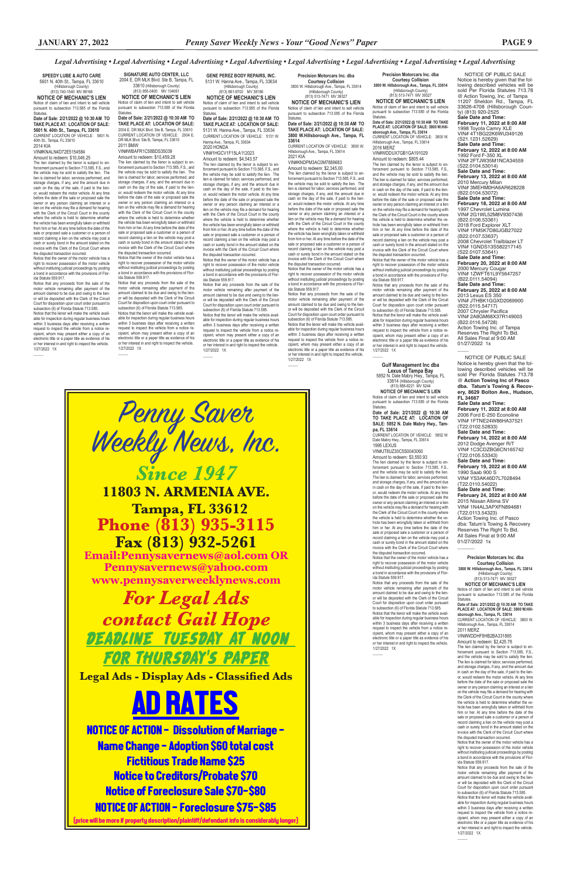*Legal Advertising • Legal Advertising • Legal Advertising • Legal Advertising • Legal Advertising • Legal Advertising • Legal Advertising • Legal Advertising*

**SPEEDY LUBE & AUTO CARE**
5601 N. 40th St., Tampa, FL 33610
(Hillsborough County)
(813) 740-1540 MV 99166

**NOTICE OF MECHANIC'S LIEN**

Notice of claim of lien and intent to sell vehicle pursuant to subsection 713.585 of the Florida Statutes.

**Date of Sale: 2/21/2022 @ 10:30 AM TO TAKE PLACE AT: LOCATION OF SALE: 5601 N. 40th St., Tampa, FL 33610**

CURRENT LOCATION OF VEHICLE: 5601 N. 40th St., Tampa, FL 33610

2014 KIA

VIN#KNALN4D72E5154584

Amount to redeem: $10,046.25

The lien claimed by the lienor is subject to enforcement pursuant to Section 713.585, F.S., and the vehicle may be sold to satisfy the lien. The lien is claimed for labor, services performed, and storage charges, if any, and the amount due in cash on the day of the sale, if paid to the lienor, would redeem the motor vehicle. At any time before the date of the sale or proposed sale the owner or any person claiming an interest or a lien on the vehicle may file a demand for hearing with the Clerk of the Circuit Court in the county where the vehicle is held to determine whether the vehicle has been wrongfully taken or withheld from him or her. At any time before the date of the sale or proposed sale a customer or a person of record claiming a lien on the vehicle may post a cash or surety bond in the amount stated on the invoice with the Clerk of the Circuit Court where the disputed transaction occurred.

Notice that the owner of the motor vehicle has a right to recover possession of the motor vehicle without instituting judicial proceedings by posting a bond in accordance with the provisions of Florida Statute 559.917.

Notice that any proceeds from the sale of the motor vehicle remaining after payment of the amount claimed to be due and owing to the lienor will be deposited with the Clerk of the Circuit Court for disposition upon court order pursuant to subsection (6) of Florida Statute 713.585.

Notice that the lienor will make the vehicle available for inspection during regular business hours within 3 business days after receiving a written request to inspect the vehicle from a notice recipient, whom may present either a copy of an electronic title or a paper title as evidence of his or her interest in and right to inspect the vehicle.

1/27/2022 1X

---

**SIGNATURE AUTO CENTER, LLC**
2004 E. DR MLK Blvd. Ste B, Tampa, FL 33610 (Hillsborough County)
(813) 955-0400 MV 104061

**NOTICE OF MECHANIC'S LIEN**

Notice of claim of lien and intent to sell vehicle pursuant to subsection 713.585 of the Florida Statutes.

**Date of Sale: 2/21/2022 @ 10:30 AM TO TAKE PLACE AT: LOCATION OF SALE:** 2004 E. DR MLK Blvd. Ste B, Tampa, FL 33610

CURRENT LOCATION OF VEHICLE: 2004 E. DR MLK Blvd. Ste B, Tampa, FL 33610

2011 BMW

VIN#WBAFR1C58BDS35039

Amount to redeem: $10,459.28

The lien claimed by the lienor is subject to enforcement pursuant to Section 713.585, F.S., and the vehicle may be sold to satisfy the lien. The lien is claimed for labor, services performed, and storage charges, if any, and the amount due in cash on the day of the sale, if paid to the lienor, would redeem the motor vehicle. At any time before the date of the sale or proposed sale the owner or any person claiming an interest or a lien on the vehicle may file a demand for hearing with the Clerk of the Circuit Court in the county where the vehicle is held to determine whether the vehicle has been wrongfully taken or withheld from him or her. At any time before the date of the sale or proposed sale a customer or a person of record claiming a lien on the vehicle may post a cash or surety bond in the amount stated on the invoice with the Clerk of the Circuit Court where the disputed transaction occurred.

Notice that the owner of the motor vehicle has a right to recover possession of the motor vehicle without instituting judicial proceedings by posting a bond in accordance with the provisions of Florida Statute 559.917.

Notice that any proceeds from the sale of the motor vehicle remaining after payment of the amount claimed to be due and owing to the lienor will be deposited with the Clerk of the Circuit Court for disposition upon court order pursuant to subsection (6) of Florida Statute 713.585.

Notice that the lienor will make the vehicle available for inspection during regular business hours within 3 business days after receiving a written request to inspect the vehicle from a notice recipient, whom may present either a copy of an electronic title or a paper title as evidence of his or her interest in and right to inspect the vehicle.

1/27/2022 1X

---

**GENE PEREZ BODY REPAIRS, INC.**
5131 W. Hanna Ave., Tampa, FL 33634
(Hillsborough County)
(813) 881-9700 MV 38186

**NOTICE OF MECHANIC'S LIEN**

Notice of claim of lien and intent to sell vehicle pursuant to subsection 713.585 of the Florida Statutes.

**Date of Sale: 2/21/2022 @ 10:30 AM TO TAKE PLACE AT: LOCATION OF SALE:** 5131 W. Hanna Ave., Tampa, FL 33634

CURRENT LOCATION OF VEHICLE: 5131 W. Hanna Ave., Tampa, FL 33634

2020 HONDA

VIN#1HGCV1F15LA112023

Amount to redeem: $4,543.57

The lien claimed by the lienor is subject to enforcement pursuant to Section 713.585, F.S., and the vehicle may be sold to satisfy the lien. The lien is claimed for labor, services performed, and storage charges, if any, and the amount due in cash on the day of the sale, if paid to the lienor, would redeem the motor vehicle. At any time before the date of the sale or proposed sale the owner or any person claiming an interest or a lien on the vehicle may file a demand for hearing with the Clerk of the Circuit Court in the county where the vehicle is held to determine whether the vehicle has been wrongfully taken or withheld from him or her. At any time before the date of the sale or proposed sale a customer or a person of record claiming a lien on the vehicle may post a cash or surety bond in the amount stated on the invoice with the Clerk of the Circuit Court where the disputed transaction occurred.

Notice that the owner of the motor vehicle has a right to recover possession of the motor vehicle without instituting judicial proceedings by posting a bond in accordance with the provisions of Florida Statute 559.917.

Notice that any proceeds from the sale of the motor vehicle remaining after payment of the amount claimed to be due and owing to the lienor will be deposited with the Clerk of the Circuit Court for disposition upon court order pursuant to subsection (6) of Florida Statute 713.585.

Notice that the lienor will make the vehicle available for inspection during regular business hours within 3 business days after receiving a written request to inspect the vehicle from a notice recipient, whom may present either a copy of an electronic title or a paper title as evidence of his or her interest in and right to inspect the vehicle.

1/27/2022 1X

---

**Precision Motorcars Inc. dba Courtesy Collision**
3800 W. Hillsborough Ave., Tampa, FL 33614
(Hillsborough County)
(813) 513-7471 MV 39327

**NOTICE OF MECHANIC'S LIEN**

Notice of claim of lien and intent to sell vehicle pursuant to subsection 713.585 of the Florida Statutes.

**Date of Sale: 2/21/2022 @ 10:30 AM TO TAKE PLACE AT: LOCATION OF SALE: 3800 W.Hillsborough Ave., Tampa, FL 33614**

CURRENT LOCATION OF VEHICLE: 3800 W. Hillsborough Ave., Tampa, FL 33614

2021 KIA

VIN#KNDPM3AC0M7889683

Amount to redeem: $2,345.00

The lien claimed by the lienor is subject to enforcement pursuant to Section 713.585, F.S., and the vehicle may be sold to satisfy the lien. The lien is claimed for labor, services performed, and storage charges, if any, and the amount due in cash on the day of the sale, if paid to the lienor, would redeem the motor vehicle. At any time before the date of the sale or proposed sale the owner or any person claiming an interest or a lien on the vehicle may file a demand for hearing with the Clerk of the Circuit Court in the county where the vehicle is held to determine whether the vehicle has been wrongfully taken or withheld from him or her. At any time before the date of the sale or proposed sale a customer or a person of record claiming a lien on the vehicle may post a cash or surety bond in the amount stated on the invoice with the Clerk of the Circuit Court where the disputed transaction occurred.

Notice that the owner of the motor vehicle has a right to recover possession of the motor vehicle without instituting judicial proceedings by posting a bond in accordance with the provisions of Florida Statute 559.917.

Notice that any proceeds from the sale of the motor vehicle remaining after payment of the amount claimed to be due and owing to the lienor will be deposited with the Clerk of the Circuit Court for disposition upon court order pursuant to subsection (6) of Florida Statute 713.585.

Notice that the lienor will make the vehicle available for inspection during regular business hours within 3 business days after receiving a written request to inspect the vehicle from a notice recipient, whom may present either a copy of an electronic title or a paper title as evidence of his or her interest in and right to inspect the vehicle.

1/27/2022 1X

---

**Precision Motorcars Inc. dba Courtesy Collision**
**3800 W. Hillsborough Ave., Tampa, FL 33614**
(Hillsborough County)
(813) 513-7471 MV 39327

**NOTICE OF MECHANIC'S LIEN**

Notice of claim of lien and intent to sell vehicle pursuant to subsection 713.585 of the Florida Statutes.

**Date of Sale: 2/21/2022 @ 10:30 AM TO TAKE PLACE AT: LOCATION OF SALE: 3800 W.Hillsborough Ave., Tampa, FL 33614**

CURRENT LOCATION OF VEHICLE: 3800 W. Hillsborough Ave., Tampa, FL 33614

2016 MERZ

VIN#WDDUX7GB1GA191029

Amount to redeem: $805.44

The lien claimed by the lienor is subject to enforcement pursuant to Section 713.585, F.S., and the vehicle may be sold to satisfy the lien. The lien is claimed for labor, services performed, and storage charges, if any, and the amount due in cash on the day of the sale, if paid to the lienor, would redeem the motor vehicle. At any time before the date of the sale or proposed sale the owner or any person claiming an interest or a lien on the vehicle may file a demand for hearing with the Clerk of the Circuit Court in the county where the vehicle is held to determine whether the vehicle has been wrongfully taken or withheld from him or her. At any time before the date of the sale or proposed sale a customer or a person of record claiming a lien on the vehicle may post a cash or surety bond in the amount stated on the invoice with the Clerk of the Circuit Court where the disputed transaction occurred.

Notice that the owner of the motor vehicle has a right to recover possession of the motor vehicle without instituting judicial proceedings by posting a bond in accordance with the provisions of Florida Statute 559.917.

Notice that any proceeds from the sale of the motor vehicle remaining after payment of the amount claimed to be due and owing to the lienor will be deposited with the Clerk of the Circuit Court for disposition upon court order pursuant to subsection (6) of Florida Statute 713.585.

Notice that the lienor will make the vehicle available for inspection during regular business hours within 3 business days after receiving a written request to inspect the vehicle from a notice recipient, whom may present either a copy of an electronic title or a paper title as evidence of his or her interest in and right to inspect the vehicle.

1/27/2022 1X

---

**Gulf Management Inc. dba Lexus of Tampa Bay**
5852 N. Dale Mabry Hwy., Tampa, FL 33614 (Hillsborough County)
(813) 888-8221 MV 5244

**NOTICE OF MECHANIC'S LIEN**

Notice of claim of lien and intent to sell vehicle pursuant to subsection 713.585 of the Florida Statutes.

**Date of Sale: 2/21/2022 @ 10:30 AM TO TAKE PLACE AT: LOCATION OF SALE: 5852 N. Dale Mabry Hwy., Tampa, FL 33614**

CURRENT LOCATION OF VEHICLE: 5852 W. Dale Mabry Hwy., Tampa, FL 33614

1995 LEXUS

VIN#JT8UZ30C5S0043060

Amount to redeem: $3,550.93

The lien claimed by the lienor is subject to enforcement pursuant to Section 713.585, F.S., and the vehicle may be sold to satisfy the lien. The lien is claimed for labor, services performed, and storage charges, if any, and the amount due in cash on the day of the sale, if paid to the lienor, would redeem the motor vehicle. At any time before the date of the sale or proposed sale the owner or any person claiming an interest or a lien on the vehicle may file a demand for hearing with the Clerk of the Circuit Court in the county where the vehicle is held to determine whether the vehicle has been wrongfully taken or withheld from him or her. At any time before the date of the sale or proposed sale a customer or a person of record claiming a lien on the vehicle may post a cash or surety bond in the amount stated on the invoice with the Clerk of the Circuit Court where the disputed transaction occurred.

Notice that the owner of the motor vehicle has a right to recover possession of the motor vehicle without instituting judicial proceedings by posting a bond in accordance with the provisions of Florida Statute 559.917.

Notice that any proceeds from the sale of the motor vehicle remaining after payment of the amount claimed to be due and owing to the lienor will be deposited with the Clerk of the Circuit Court for disposition upon court order pursuant to subsection (6) of Florida Statute 713.585.

Notice that the lienor will make the vehicle available for inspection during regular business hours within 3 business days after receiving a written request to inspect the vehicle from a notice recipient, whom may present either a copy of an electronic title or a paper title as evidence of his or her interest in and right to inspect the vehicle.

1/27/2022 1X

---

NOTICE OF PUBLIC SALE

Notice is hereby given that the following described vehicles will be sold Per Florida Statutes 713.78 @ Action Towing, Inc. of Tampa 11207 Sheldon Rd., Tampa, FL 33626-4708 (Hillsborough County) (813) 920-2525

**Sale Date and Time:**
**February 11, 2022 at 8:00 AM**
1998 Toyota Camry XLE
VIN# 4T1BG22K6WU349126
(S21.1231.52629)

**Sale Date and Time:**
**February 12, 2022 at 8:00 AM**
1992 Ford F-350 XL
VIN# 2FTJW35M1NCA34559
(S22.0104.53014)

**Sale Date and Time:**
**February 13, 2022 at 8:00 AM**
2010 Mercury Milan
VIN# 3MEHM0HA6AR628228
(B22.0104.53072)

**Sale Date and Time:**
**February 18, 2022 at 8:00 AM**
1997 Chevrolet Lumina
VIN# 2G1WL52M8V9307436
(B22.0106.53361)
2018 Ford Explorer XLT
VIN# 1FM5K7D80JGB27022
(B22.0106.53363)
2008 Chevrolet Trailblazer LT
VIN# 1GNDS13S582217145
(S22.0107.53641)

**Sale Date and Time:**
**February 20, 2022 at 8:00 AM**
2000 Mercury Cougar
VIN# 1ZWFT61L9Y5647257
(B22.0111.54094)

**Sale Date and Time:**
**February 25, 2022 at 8:00 AM**
2013 Lexus ES 350
VIN# JTHBK1GGXD2069900
(B22.0115.54717)
2007 Chrysler Pacifica
VIN# 2A8GM68X37R149003
(B22.0116.54728)

Action Towing Inc. of Tampa Reserves The Right To Bid. All Sales Final at 9:00 AM

01/27/2022 1x

---

NOTICE OF PUBLIC SALE

Notice is hereby given that the following described vehicles will be sold Per Florida Statutes 713.78 @ **Action Towing Inc of Pasco dba. Tatum's Towing & Recovery, 8629 Bolton Ave., Hudson, FL 34667**

**Sale Date and Time:**
**February 11, 2022 at 8:00 AM**
2006 Ford E-250 Econoline
VIN# 1FTNE24W86HA37521
(T22.0102.52833)

**Sale Date and Time:**
**February 14, 2022 at 8:00 AM**
2012 Dodge Avenger R/T
VIN# 1C3CDZBG6CN165742
(T22.0105.53343)

**Sale Date and Time:**
**February 19, 2022 at 8:00 AM**
1990 Saab 900 S
VIN# YS3AK46D7L7028494
(T22.0110.54022)

**Sale Date and Time:**
**February 24, 2022 at 8:00 AM**
2015 Nissan Altima SV
VIN# 1N4AL3APXFN894681
(T22.0113.54323)

Action Towing Inc. of Pasco dba: Tatum's Towing & Recovery Reserves The Right To Bid. All Sales Final at 9:00 AM

01/27/2022 1x

---

**Precision Motorcars Inc. dba Courtesy Collision**
**3800 W. Hillsborough Ave., Tampa, FL 33614**
(Hillsborough County)
(813) 513-7471 MV 39327

**NOTICE OF MECHANIC'S LIEN**

Notice of claim of lien and intent to sell vehicle pursuant to subsection 713.585 of the Florida Statutes.

**Date of Sale: 2/21/2022 @ 10:30 AM TO TAKE PLACE AT: LOCATION OF SALE: 3800 W.Hillsborough Ave., Tampa, FL 33614**

CURRENT LOCATION OF VEHICLE: 3800 W. Hillsborough Ave., Tampa, FL 33614

2011 MERZ

VIN#WDDHF8HB2BA331865

Amount to redeem: $2,425.78

The lien claimed by the lienor is subject to enforcement pursuant to Section 713.585, F.S., and the vehicle may be sold to satisfy the lien. The lien is claimed for labor, services performed, and storage charges, if any, and the amount due in cash on the day of the sale, if paid to the lienor, would redeem the motor vehicle. At any time before the date of the sale or proposed sale the owner or any person claiming an interest or a lien on the vehicle may file a demand for hearing with the Clerk of the Circuit Court in the county where the vehicle is held to determine whether the vehicle has been wrongfully taken or withheld from him or her. At any time before the date of the sale or proposed sale a customer or a person of record claiming a lien on the vehicle may post a cash or surety bond in the amount stated on the invoice with the Clerk of the Circuit Court where the disputed transaction occurred.

Notice that the owner of the motor vehicle has a right to recover possession of the motor vehicle without instituting judicial proceedings by posting a bond in accordance with the provisions of Florida Statute 559.917.

Notice that any proceeds from the sale of the motor vehicle remaining after payment of the amount claimed to be due and owing to the lienor will be deposited with the Clerk of the Circuit Court for disposition upon court order pursuant to subsection (6) of Florida Statute 713.585.

Notice that the lienor will make the vehicle available for inspection during regular business hours within 3 business days after receiving a written request to inspect the vehicle from a notice recipient, whom may present either a copy of an electronic title or a paper title as evidence of his or her interest in and right to inspect the vehicle.

1/27/2022 1X

---

# *Penny Saver Weekly News, Inc.*

## *Since 1947*

**11803 N. ARMENIA AVE.**
**Tampa, FL 33612**
**Phone (813) 935-3115**
**Fax (813) 932-5261**
**Email:Pennysavernews@aol.com OR Pennysavernews@yahoo.com**
**www.pennysaverweeklynews.com**

***For Legal Ads contact Gail Hope***

***DEADLINE TUESDAY AT NOON FOR THURSDAY'S PAPER***

**Legal Ads - Display Ads - Classified Ads**

## AD RATES

**NOTICE OF ACTION - Dissolution of Marriage - Name Change - Adoption $60 total cost**
**Fictitious Trade Name $25**
**Notice to Creditors/Probate $70**
**Notice of Foreclosure Sale $70-$80**
**NOTICE OF ACTION - Foreclosure $75-$85**
**(price will be more if property description/plaintiff/defendant info is considerably longer)**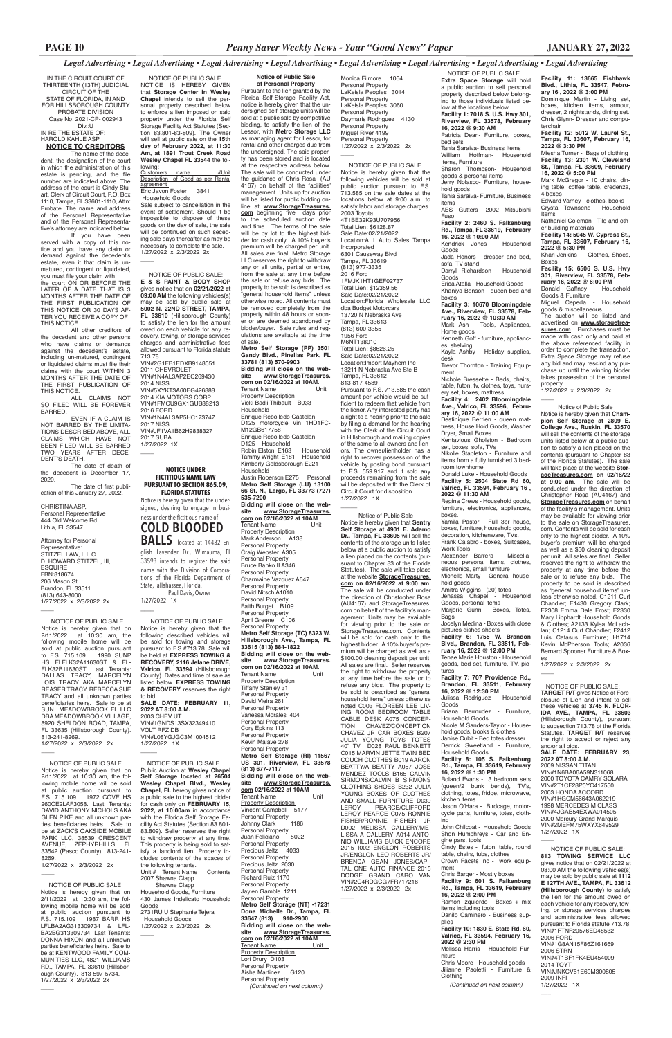*Legal Advertising • Legal Advertising • Legal Advertising • Legal Advertising • Legal Advertising • Legal Advertising • Legal Advertising • Legal Advertising*

IN THE CIRCUIT COURT OF THIRTEENTH (13TH) JUDICIAL CIRCUIT OF THE STATE OF FLORIDA, IN AND FOR HILLSBOROUGH COUNTY PROBATE DIVISION
Case No: 2021-CP- 002943
Div.:U
IN RE THE ESTATE OF:
HAROLD KAHLE ASP

**NOTICE TO CREDITORS**

The name of the decedent, the designation of the court in which the administration of this estate is pending, and the file number are indicated above. The address of the court is Cindy Stuart, Clerk of Circuit Court, P.O. Box 1110, Tampa, FL 33601-1110, Attn: Probate. The name and address of the Personal Representative and of the Personal Representative's attorney are indicated below.

If you have been served with a copy of this notice and you have any claim or demand against the decedent's estate, even if that claim is unmatured, contingent or liquidated, you must file your claim with the court ON OR BEFORE THE LATER OF A DATE THAT IS 3 MONTHS AFTER THE DATE OF THE FIRST PUBLICATION OF THIS NOTICE OR 30 DAYS AFTER YOU RECEIVE A COPY OF THIS NOTICE.

All other creditors of the decedent and other persons who have claims or demands against the decedent's estate, including un-matured, contingent or liquidated claims must file their claims with the court WITHIN 3 MONTHS AFTER THE DATE OF THE FIRST PUBLICATION OF THIS NOTICE.

ALL CLAIMS NOT SO FILED WILL BE FOREVER BARRED.

EVEN IF A CLAIM IS NOT BARRED BY THE LIMITATIONS DESCRIBED ABOVE, ALL CLAIMS WHICH HAVE NOT BEEN FILED WILL BE BARRED TWO YEARS AFTER DECEDENT'S DEATH.

The date of death of the decedent is December 17, 2020.

The date of first publication of this January 27, 2022.

CHRISTINA ASP,
Personal Representative
444 Old Welcome Rd.
Lithia, FL 33547

Attorney for Personal Representative:
STITZEL LAW, L.L.C.
D. HOWARD STITZEL, III, ESQUIRE
FBN:818674
206 Mason St.
Brandon, FL 33511
(813) 643-8000
1/27/2022 x 2/3/2022 2x

----

NOTICE OF PUBLIC SALE
Notice is hereby given that on 2/11/2022 at 10:30 am, the following mobile home will be sold at public auction pursuant to F.S. 715.109 1990 SUNP HS FLFLK32A11630ST & FLFLK32B11630ST. Last Tenants: DALLAS TRACY, MARCELYN LOIS TRACY AKA MARCELYN REASER TRACY, REBECCA SUE TRACY and all unknown parties beneficiaries heirs. Sale to be at SUN MEADOWBROOK FL LLC DBA MEADOWBROOK VILLAGE, 8920 SHELDON ROAD, TAMPA, FL 33635 (Hillsborough County). 813-241-8269.
1/27/2022 x 2/3/2022 2x

----

NOTICE OF PUBLIC SALE
Notice is hereby given that on 2/11/2022 at 10:30 am, the following mobile home will be sold at public auction pursuant to F.S. 715.109 1972 COVE HS 260CE2LAF3058. Last Tenants: DAVID ANTHONY NICHOLS AKA GLEN PIKE and all unknown parties beneficiaries heirs. Sale to be at ZACK'S OAKSIDE MOBILE PARK LLC, 38539 CRESCENT AVENUE, ZEPHYRHILLS, FL 33542 (Pasco County). 813-241-8269.
1/27/2022 x 2/3/2022 2x

----

NOTICE OF PUBLIC SALE
Notice is hereby given that on 2/11/2022 at 10:30 am, the following mobile home will be sold at public auction pursuant to F.S. 715.109 1987 BARR HS LFLBA2AG313309734 & LFLBA2BG313309734. Last Tenants: DONNA HIXON and all unknown parties beneficiaries heirs. Sale to be at KENTWOOD FAMILY COMMUNITIES LLC, 4821 WILLIAMS RD., TAMPA, FL 33610 (Hillsborough County). 813-597-5734.
1/27/2022 x 2/3/2022 2x

----

NOTICE OF PUBLIC SALE
NOTICE IS HEREBY GIVEN that **Storage Center in Wesley Chapel** intends to sell the personal property described below to enforce a lien imposed on said property under the Florida Self Storage Facility Act Statutes (Section 83.801-83-809). The Owner will sell at public sale on the **15th day of February 2022, at 11:30 Am, at 1891 Trout Creek Road Wesley Chapel FL 33544** the following:

| Customers name | #Unit |
|---|---|
| Description of Good as per Rental agreement | |
| Eric Javon Foster | 3841 |
| Household Goods | |

Sale subject to cancellation in the event of settlement. Should it be impossible to dispose of these goods on the day of sale, the sale will be continued on such seceding sale days thereafter as may be necessary to complete the sale.
1/27/2022 x 2/3/2022 2x

----

NOTICE OF PUBLIC SALE:
**E & S PAINT & BODY SHOP** gives notice that on **02/21/2022 at 09:00 AM** the following vehicles(s) may be sold by public sale at **5002 N. 22ND STREET, TAMPA, FL 33610** (Hillsborough County) to satisfy the lien for the amount owed on each vehicle for any recovery, towing, or storage services charges and administrative fees allowed pursuant to Florida statute 713.78.
VIN#2G1FB1EDXB9148051
2011 CHEVROLET
VIN#1N4AL3AP2EC269430
2014 NISS
VIN#5XYKT3A60EG426888
2014 KIA MOTORS CORP
VIN#1FMCU9GX1GUB88213
2016 FORD
VIN#1N4AL3AP5HC173747
2017 NISS
VIN#JF1VA1B62H9838327
2017 SUBA
1/27/2022 1X

----

**NOTICE UNDER FICTITIOUS NAME LAW PURSUANT TO SECTION 865.09, FLORIDA STATUTES**

Notice is hereby given that the undersigned, desiring to engage in business under the fictitious name of **COLD BLOODED BALLS** located at 14432 English Lavender Dr., Wimauma, FL 33598 intends to register the said name with the Division of Corporations of the Florida Department of State, Tallahassee, Florida.
Paul Davis, Owner
1/27/2022 1X

----

NOTICE OF PUBLIC SALE
Notice is hereby given that the following described vehicles will be sold for towing and storage pursuant to F.S.#713.78. Sale will be held at **EXPRESS TOWING & RECOVERY, 2116 Jelane DRIVE, Valrico, FL 33594** (Hillsborough County). Dates and time of sale as listed below. **EXPRESS TOWING & RECOVERY** reserves the right to bid.
**SALE DATE: FEBRUARY 11, 2022 AT 8:00 A.M.**
2003 CHEV UT
VIN#1GNDS13SX32349410
VOLT RFZ DB
VIN#L08YGJGC3M1004512
1/27/2022 1X

----

NOTICE OF PUBLIC SALE
Public Auction at **Wesley Chapel Self Storage located at 26504 Wesley Chapel Blvd., Wesley Chapel, FL** hereby gives notice of a public sale to the highest bidder for cash only on **FEBRUARY 15, 2022, at 10:00am** in accordance with the Florida Self Storage Facility Act Statutes (Section 83.801-83.809). Seller reserves the right to withdraw property at any time. This property is being sold to satisfy a landlord lien. Property includes contents of the spaces of the following tenants.

| Unit # | Tenant Name | Contents |
|---|---|---|
| 2007 | Shawna Clapp | |
| | Shawna Clapp | |
| | Household Goods, Furniture | |
| 430 | James Indelicato Household Goods | |
| 2731RU | U Stephanie Tejera | |
| | Household Goods | |

1/27/2022 x 2/3/2022 2x

----

**Notice of Public Sale of Personal Property**
Pursuant to the lien granted by the Florida Self-Storage Facility Act, notice is hereby given that the undersigned self-storage units will be sold at a public sale by competitive bidding, to satisfy the lien of the Lessor, with **Metro Storage LLC** as managing agent for Lessor, for rental and other charges due from the undersigned. The said property has been stored and is located at the respective address below. The sale will be conducted under the guidance of Chris Rosa (AU 4167) on behalf of the facilities' management. Units up for auction will be listed for public bidding online at **www.StorageTreasures.com** beginning five days prior to the scheduled auction date and time. The terms of the sale will be by lot to the highest bidder for cash only. A 10% buyer's premium will be charged per unit. All sales are final. Metro Storage LLC reserves the right to withdraw any or all units, partial or entire, from the sale at any time before the sale or refuse any bids. The property to be sold is described as "general household items" unless otherwise noted. All contents must be removed completely from the property within 48 hours or sooner or are deemed abandoned by bidder/buyer. Sale rules and regulations are available at the time of sale.

**Metro Self Storage (PP) 3501 Gandy Blvd., Pinellas Park, FL 33781 (813) 570-9903**
**Bidding will close on the website www.StorageTreasures.com on 02/16/2022 at 10AM.**

| Tenant Name | Unit |
|---|---|
| Property Description | |
| Vicki Badji Thibault | B033 |
| Household | |
| Enrique Rebolledo-Castelan | |
| D125 motorcycle Vin 1HD1FCM12GB617758 | |
| Enrique Rebolledo-Castelan | |
| D125 Household | |
| Robin Elston | E163 Household |
| Tammy Wright | E181 Household |
| Kimberly Goldsborough | E221 |
| Household | |
| Justin Roberson | E275 Personal |

**Metro Self Storage (LU) 13100 66 St. N., Largo, FL 33773 (727) 535-7200**
**Bidding will close on the website www.StorageTreasures.com on 02/16/2022 at 10AM.**

| Tenant Name | Unit |
|---|---|
| Property Description | |
| Mark Anderson | A138 |
| Personal Property | |
| Craig Webster | A305 |
| Personal Property | |
| Bruce Banko II | A346 |
| Personal Property | |
| Charmaine Vazquez | A647 |
| Personal Property | |
| David Nitsch | A1010 |
| Personal Property | |
| Faith Burget | B109 |
| Personal Property | |
| April Greene | C106 |
| Personal Property | |

**Metro Self Storage (TC) 8323 W. Hillsborough Ave., Tampa, FL 33615 (813) 884-1822**
**Bidding will close on the website www.StorageTreasures.com on 02/16/2022 at 10AM.**

| Tenant Name | Unit |
|---|---|
| Property Description | |
| Tiffany Stanley | 31 |
| Personal Property | |
| David Vieira | 261 |
| Personal Property | |
| Vanessa Morales | 404 |
| Personal Property | |
| Cory Epkins | 113 |
| Personal Property | |
| Kevin Malave | 278 |
| Personal Property | |

**Metro Self Storage (RI) 11567 US 301, Riverview, FL 33578 (813) 677-7117**
**Bidding will close on the website www.StorageTreasures.com on 02/16/2022 at 10AM**

| Tenant Name | Unit |
|---|---|
| Property Description | |
| Vincent Campbell | 5177 |
| Personal Property | |
| Johnny Clark | 1186 |
| Personal Property | |
| Juan Feliciano | 5022 |
| Personal Property | |
| Precious Jeltz | 4033 |
| Personal Property | |
| Precious Jeltz | 2030 |
| Personal Property | |
| Richard Ruiz | 1170 |
| Personal Property | |
| Jaylen Gamble | 1211 |
| Personal Property | |

**Metro Self Storage (NT) -17231 Dona Michelle Dr., Tampa, FL 33647 (813) 910-2900**
**Bidding will close on the website www.StorageTreasures.com on 02/16/2022 at 10AM.**

| Tenant Name | Unit |
|---|---|
| Property Description | |
| Lori Drury | D103 |
| Personal Property | |
| Aisha Martinez | G120 |
| Personal Property | |
| Monica Filmore | 1064 |
| Personal Property | |
| LaKeisla Peoples | 3014 |
| Personal Property | |
| LaKeisla Peoples | 3060 |
| Personal Property | |
| Daymaris Rodriguez | 4130 |
| Personal Property | |
| Miguel River | 4199 |
| Personal Property | |

1/27/2022 x 2/3/2022 2x

----

NOTICE OF PUBLIC SALE
Notice is hereby given that the following vehicles will be sold at public auction pursuant to F.S. 713.585 on the sale dates at the locations below at 9:00 a.m. to satisfy labor and storage charges.
2003 Toyota
4T1BE32K93U707956
Total Lien: $6128.87
Sale Date:02/21/2022
Location:A 1 Auto Sales Tampa Incorporated
6301 Causeway Blvd
Tampa, FL 33619
(813) 977-3335
2016 Ford
1FMJK1HT1GEF02737
Total Lien: $12359.56
Sale Date:02/21/2022
Location:Florida Wholesale LLC dba Budget Motorcars
13720 N Nebraska Ave
Tampa, FL 33613
(813) 600-3355
1956 Ford
M6NT138010
Total Lien: $8626.25
Sale Date:02/21/2022
Location:Import Mayhem Inc
13211 N Nebraska Ave Ste B
Tampa, FL 33612
813-817-4589
Pursuant to F.S. 713.585 the cash amount per vehicle would be sufficient to redeem that vehicle from the lienor. Any interested party has a right to a hearing prior to the sale by filing a demand for the hearing with the Clerk of the Circuit Court in Hillsborough and mailing copies of the same to all owners and lienors. The owner/lienholder has a right to recover possession of the vehicle by posting bond pursuant to F.S. 559.917 and if sold any proceeds remaining from the sale will be deposited with the Clerk of Circuit Court for disposition.
1/27/2022 1X

----

Notice of Public Sale
Notice is hereby given that **Sentry Self Storage at 4901 E. Adamo Dr., Tampa, FL 33605** will sell the contents of the storage units listed below at a public auction to satisfy a lien placed on the contents (pursuant to Chapter 83 of the Florida Statutes). The sale will take place at the website **StorageTreasures.com on 02/16/2022 at 9:00 am**. The sale will be conducted under the direction of Christopher Rosa (AU4167) and StorageTreasures.com on behalf of the facility's management. Units may be available for viewing prior to the sale on StorageTreasures.com. Contents will be sold for cash only to the highest bidder. A 10% buyer's premium will be charged as well as a $100.00 cleaning deposit per unit. All sales are final. Seller reserves the right to withdraw the property at any time before the sale or to refuse any bids. The property to be sold is described as "general household items" unless otherwise noted C003 FLOREEN LEE LIVING ROOM BEDROOM TABLE CABLE DESK A075 CONCEPTION CHAVEZ/CONCEPTION CHAVEZ JR CAR BOXES B207 JULIA YOUNG TOYS TOTES 40" TV D028 PAUL BENNETT C015 MARVIN JETTE TWIN BED COUCH CLOTHES B019 AARON BEATTY/A BEATTY A057 JOSE MENDEZ TOOLS B165 CALVIN SIRMONS/CALVIN B SIRMONS CLOTHING SHOES B232 JULIA YOUNG BOXES OF CLOTHES AND SMALL FURNITURE D039 LEROY PEARCE/CLIFFORD LEROY PEARCE C075 RONNIE FISHER/RONNIE FISHER JR D002 MELISSA CALLERY/MELISSA A CALLERY A014 ANTONIO WILLIAMS BUICK ENCORE 2015 I002 ENGLON ROBERTS JR/ENGLON LEO ROBERTS JR/BRENDA GEAN JONES/CAPITAL ONE AUTO FINANCE 2015 DODGE GRAND CARO VAN VIN#2C4RDGCG7FR717216
1/27/2022 x 2/3/2022 2x

----

NOTICE OF PUBLIC SALE
**Extra Space Storage** will hold a public auction to sell personal property described below belonging to those individuals listed below at the locations below.

**Facility 1: 7018 S. U.S. Hwy 301, Riverview, FL 33578, February 16, 2022 @ 9:30 AM**
Patricia Dean- Furniture, boxes, bed sets
Tania Saraiva- Business Items
William Hoffman- Household Items, Furniture
Sharon Thompson- Household goods & personal items
Jerry Nolasco- Furniture, household goods
Tania Saraiva- Furniture, Business items
AES Gutters- 2002 Mitsubishi Fuso

**Facility 2: 2460 S. Falkenburg Rd., Tampa, FL 33619, February 16, 2022 @ 10:00 AM**
Kendrick Jones - Household Goods
Jada Honors - dresser and bed, sofa, TV stand
Darryl Richardson - Household Goods
Erica Atalla - Household Goods
Khaniya Benson - queen bed and boxes

**Facility 3: 10670 Bloomingdale Ave., Riverview, FL 33578, February 16, 2022 @ 10:30 AM**
Mark Ash - Tools, Appliances, Home goods
Kenneth Goff - furniture, appliances, shelving
Kayla Ashby - Holiday supplies, desk
Trevor Thornton - Training Equipment
Nichole Bressette - Beds, chairs, table, futon, tv, clothes, toys, nursery set, boxes, mattress

**Facility 4: 2402 Bloomingdale Ave., Valrico, FL 33596, February 16, 2022 @ 11:00 AM**
Destinique Berrien - queen mattress, House Hold Goods, Washer Dryer, Small Boxes
Kentavious Gholston - Bedroom set, boxes, sofa, TVs
Nicole Stapleton - Furniture and items from a fully furnished 3 bedroom townhome
Donald Luke - Household Goods

**Facility 5: 2504 State Rd 60, Valrico, FL 33594, February 16 , 2022 @ 11:30 AM**
Regina Crews - Household goods, furniture, electronics, appliances, boxes.
Yamila Pastor - Full 3br house, boxes, furniture, household goods, decoration, kitchenware, TVs,
Frank Calabro - boxes, Suitcases, Work Tools
Alexander Barrera - Miscellaneous personal items, clothes, electronics, small furniture
Michelle Marty - General household goods
Amitra Wiggins - (20) totes
Jenassa Chapel - Household Goods, personal items
Marjorie Gunn - Boxes, Totes, Bags
Jocelyn Medina - Boxes with close pictures dishes sheets

**Facility 6: 1755 W. Brandon Blvd., Brandon, FL 33511, February 16, 2022 @ 12:00 PM**
Tenae Marie Houston - Household goods, bed set, furniture, TV, pictures

**Facility 7: 707 Providence Rd., Brandon, FL 33511, February 16, 2022 @ 12:30 PM**
Julissa Rodriguez - Household Goods
Briana Bermudez - Furniture, Household Goods
Nicole M Sanders-Taylor - Household goods, books & clothes
Janise Cubit - Bed totes dresser
Derrick Sweetland - Furniture, Household Goods

**Facility 8: 105 S. Falkenburg Rd., Tampa, FL 33619, February 16, 2022 @ 1:30 PM**
Roland Evans - 3 bedroom sets (queen/2 bunk bends), TV's, clothing, totes, fridge, microwave, kitchen items
Jason O'Hara - Birdcage, motorcycle parts, furniture, totes, clothing
John Chilcoat - Household Goods
Shon Humphreys - Car and Engine pars, tools
Cindy Estes - futon, table, round table, chairs, tubs, clothes
Crown Facets Inc - work equipment
Chris Barger - Mostly boxes

**Facility 9: 601 S. Falkenburg Rd., Tampa, FL 33619, February 16, 2022 @ 2:00 PM**
Ramon Izquierdo - Boxes + mix items including tools
Danilo Caminero - Business supplies

**Facility 10: 1830 E. State Rd. 60, Valrico, FL 33594, February 16, 2022 @ 2:30 PM**
Melissa Harris - Household Furniture
Chris Moore - Household goods
Jilianne Paoletti - Furniture & Clothing

**Facility 11: 13665 Fishhawk Blvd., Lithia, FL 33547, February 16 , 2022 @ 3:00 PM**
Dominique Martin - Living set, boxes, kitchen items, armour, dresser, 2 nightstands, dining set.
Chris Glynn- Dresser and computerchair

**Facility 12: 5012 W. Laurel St., Tampa, FL 33607, February 16, 2022 @ 3:30 PM**
Miesha Turner - Bags of clothing

**Facility 13: 2301 W. Cleveland St., Tampa, FL 33609, February 16, 2022 @ 5:00 PM**
Mark McGregor - 10 chairs, dining table, coffee table, credenza, 4 boxes
Edward Varney - clothes, books
Crystal Townsend - Household Items
Nathaniel Coleman - Tile and other building materials

**Facility 14: 5045 W. Cypress St., Tampa, FL 33607, February 16, 2022 @ 5:30 PM**
Khari Jenkins - Clothes, Shoes, Boxes

**Facility 15: 6506 S. U.S. Hwy 301, Riverview, FL 33578, February 16, 2022 @ 6:00 PM**
Donald Gaffney - Household Goods & Furniture
Miguel Cepeda - Household goods & miscellaneous

The auction will be listed and advertised on **www.storagetreasures.com**. Purchases must be made with cash only and paid at the above referenced facility in order to complete the transaction. Extra Space Storage may refuse any bid and may rescind any purchase up until the winning bidder takes possession of the personal property.
1/27/2022 x 2/3/2022 2x

----

Notice of Public Sale
Notice is hereby given that **Champion Self Storage at 2809 E. College Ave., Ruskin, FL 33570** will sell the contents of the storage units listed below at a public auction to satisfy a lien placed on the contents (pursuant to Chapter 83 of the Florida Statutes). The sale will take place at the website **StorageTreasures.com on 02/16/22 at 9:00 am**. The sale will be conducted under the direction of Christopher Rosa (AU4167) and **StorageTreasures.com** on behalf of the facility's management. Units may be available for viewing prior to the sale on StorageTreasures.com. Contents will be sold for cash only to the highest bidder. A 10% buyer's premium will be charged as well as a $50 cleaning deposit per unit. All sales are final. Seller reserves the right to withdraw the property at any time before the sale or to refuse any bids. The property to be sold is described as "general household items" unless otherwise noted. C1211 Curt Chandler; E1430 Gregory Clark; E2308 Emma Dale Frost; E2330 Mary Lipphardt Household Goods & Clothes; A2133 Kylea McLachlan; C1214 Curt Chandler; F2412 Luis Catasus Furniture; H1714 Kevin McPherson Tools; A2036 Bernard Spooner Furniture & Boxes
1/27/2022 x 2/3/2022 2x

----

NOTICE OF PUBLIC SALE:
**TARGET R/T** gives Notice of Foreclosure of Lien and intent to sell these vehicles at **3745 N. FLORIDA AVE., TAMPA, FL 33603** (Hillsborough County), pursuant to subsection 713.78 of the Florida Statutes. **TARGET R/T** reserves the right to accept or reject any and/or all bids.
**SALE DATE: FEBRUARY 23, 2022 AT 8:00 A.M.**
2009 NISSAN TITAN
VIN#1N6BA06A59N311068
2000 TOYOTA CAMRY SOLARA
VIN#2T1CF28P0YC417550
2003 HONDA ACCORD
VIN#1HGCM56643A062219
1998 MERCEDES M CLASS
VIN#4JGAB54EXWA014505
2000 Mercury Grand Marquis
VIN#2MEFM75WXYX649529
1/27/2022 1X

----

NOTICE OF PUBLIC SALE:
**813 TOWING SERVICE LLC** gives notice that on 02/21/2022 at 08:00 AM the following vehicles(s) may be sold by public sale at **1112 E 127TH AVE., TAMPA, FL 33612 (Hillsborough County)** to satisfy the lien for the amount owed on each vehicle for any recovery, towing, or storage services charges and administrative fees allowed pursuant to Florida statute 713.78.
VIN#1FTNF20576ED48532
2006 FORD
VIN#1G8AN15F86Z161669
2006 STRN
VIN#4T1BF1FK4EU454009
2014 TOYT
VIN#JNKCV61E69M300805
2009 INFI
1/27/2022 1X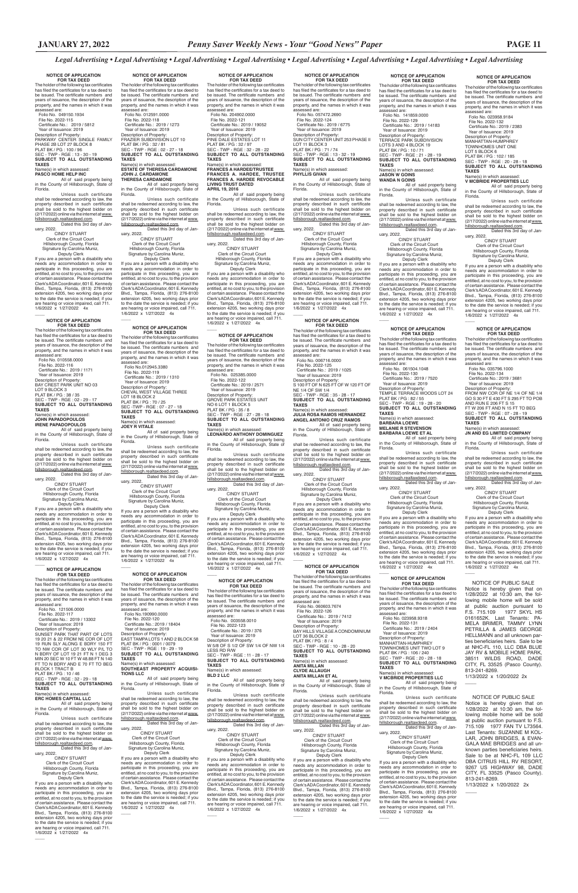*Legal Advertising • Legal Advertising • Legal Advertising • Legal Advertising • Legal Advertising • Legal Advertising • Legal Advertising • Legal Advertising*

**NOTICE OF APPLICATION FOR TAX DEED**

The holder of the following tax certificates has filed the certificates for a tax deed to be issued. The certificate numbers and years of issuance, the description of the property, and the names in which it was assessed are:

Folio No. 049150.1934
File No. 2022-115
Certificate No.: 2019 / 5812
Year of Issuance: 2019
Description of Property:
PARKWAY CENTER SINGLE FAMILY PHASE 2B LOT 27 BLOCK 8
PLAT BK / PG : 100 / 96
SEC - TWP - RGE : 13 - 30 - 19
**SUBJECT TO ALL OUTSTANDING TAXES**
Name(s) in which assessed:
**PASCO HOME HELP INC**

All of said property being in the County of Hillsborough, State of Florida.

Unless such certificate shall be redeemed according to law, the property described in such certificate shall be sold to the highest bidder on (2/17/2022) online via the internet at www.hillsborough.realtaxdeed.com.

Dated this 3rd day of January, 2022.

CINDY STUART
Clerk of the Circuit Court
Hillsborough County, Florida
Signature by:Carolina Muniz,
Deputy Clerk

If you are a person with a disability who needs any accommodation in order to participate in this proceeding, you are entitled, at no cost to you, to the provision of certain assistance. Please contact the Clerk's ADA Coordinator, 601 E. Kennedy Blvd., Tampa, Florida, (813) 276-8100 extension 4205, two working days prior to the date the service is needed; if you are hearing or voice impaired, call 711.
1/6/2022 x 1/27/2022 4x

---

**NOTICE OF APPLICATION FOR TAX DEED**

The holder of the following tax certificates has filed the certificates for a tax deed to be issued. The certificate numbers and years of issuance, the description of the property, and the names in which it was assessed are:

Folio No. 010558.0000
File No. 2022-116
Certificate No.: 2019 / 1171
Year of Issuance: 2019
Description of Property:
BAY CREST PARK UNIT NO 03 LOT 9 BLOCK 3
PLAT BK / PG : 38 / 35
SEC - TWP - RGE : 02 - 29 - 17
**SUBJECT TO ALL OUTSTANDING TAXES**
Name(s) in which assessed:
**JOHN PAPADOPOULOS**
**IRENE PAPADOPOULOS**

All of said property being in the County of Hillsborough, State of Florida.

Unless such certificate shall be redeemed according to law, the property described in such certificate shall be sold to the highest bidder on (2/17/2022) online via the internet at www.hillsborough.realtaxdeed.com.

Dated this 3rd day of January, 2022.

CINDY STUART
Clerk of the Circuit Court
Hillsborough County, Florida
Signature by:Carolina Muniz,
Deputy Clerk

If you are a person with a disability who needs any accommodation in order to participate in this proceeding, you are entitled, at no cost to you, to the provision of certain assistance. Please contact the Clerk's ADA Coordinator, 601 E. Kennedy Blvd., Tampa, Florida, (813) 276-8100 extension 4205, two working days prior to the date the service is needed; if you are hearing or voice impaired, call 711.
1/6/2022 x 1/27/2022 4x

---

**NOTICE OF APPLICATION FOR TAX DEED**

The holder of the following tax certificates has filed the certificates for a tax deed to be issued. The certificate numbers and years of issuance, the description of the property, and the names in which it was assessed are:

Folio No. 121506.0000
File No. 2022-117
Certificate No.: 2019 / 13302
Year of Issuance: 2019
Description of Property:
SUNSET PARK THAT PART OF LOTS 19 20 21 & 22 FROM NE COR OF LOT 19 RUN SLY ALONG E BDRY 150 FT TO NW COR OF LOT 30 W'LY P/L TO N BDRY OF LOT 19 21 FT N 1 DEG 3 MIN 20 SEC W 10 FT W 48.88 FT N 140 FT TO N BDRY AND E 70 FT TO BEG BLOCK 1 TRACT B
PLAT BK / PG : 10 / 46
SEC - TWP - RGE : 32 - 29 - 18
**SUBJECT TO ALL OUTSTANDING TAXES**
Name(s) in which assessed:
**ERC HOMES CAPITAL LLC**

All of said property being in the County of Hillsborough, State of Florida.

Unless such certificate shall be redeemed according to law, the property described in such certificate shall be sold to the highest bidder on (2/17/2022) online via the internet at www.hillsborough.realtaxdeed.com.

Dated this 3rd day of January, 2022.

CINDY STUART
Clerk of the Circuit Court
Hillsborough County, Florida
Signature by:Carolina Muniz,
Deputy Clerk

If you are a person with a disability who needs any accommodation in order to participate in this proceeding, you are entitled, at no cost to you, to the provision of certain assistance. Please contact the Clerk's ADA Coordinator, 601 E. Kennedy Blvd., Tampa, Florida, (813) 276-8100 extension 4205, two working days prior to the date the service is needed; if you are hearing or voice impaired, call 711.
1/6/2022 x 1/27/2022 4x

---

**NOTICE OF APPLICATION FOR TAX DEED**

The holder of the following tax certificates has filed the certificates for a tax deed to be issued. The certificate numbers and years of issuance, the description of the property, and the names in which it was assessed are:

Folio No. 012591.0000
File No. 2022-118
Certificate No.: 2019 / 1273
Year of Issuance: 2019
Description of Property:
FRAZIER SUBDIVISION LOT 10
PLAT BK / PG : 32 / 81
SEC - TWP - RGE : 02 - 27 - 18
**SUBJECT TO ALL OUTSTANDING TAXES**
Name(s) in which assessed:
**ESTATE OF THERESA CARDAMONE**
**JOHN J. CARDAMONE**
**THERESA CARDAMONE**

All of said property being in the County of Hillsborough, State of Florida.

Unless such certificate shall be redeemed according to law, the property described in such certificate shall be sold to the highest bidder on (2/17/2022) online via the internet at www.hillsborough.realtaxdeed.com.

Dated this 3rd day of January, 2022.

CINDY STUART
Clerk of the Circuit Court
Hillsborough County, Florida
Signature by:Carolina Muniz,
Deputy Clerk

If you are a person with a disability who needs any accommodation in order to participate in this proceeding, you are entitled, at no cost to you, to the provision of certain assistance. Please contact the Clerk's ADA Coordinator, 601 E. Kennedy Blvd., Tampa, Florida, (813) 276-8100 extension 4205, two working days prior to the date the service is needed; if you are hearing or voice impaired, call 711.
1/6/2022 x 1/27/2022 4x

---

**NOTICE OF APPLICATION FOR TAX DEED**

The holder of the following tax certificates has filed the certificates for a tax deed to be issued. The certificate numbers and years of issuance, the description of the property, and the names in which it was assessed are:

Folio No.012945.3380
File No. 2022-119
Certificate No.: 2019 / 1310
Year of Issuance: 2019
Description of Property:
CHEVAL WEST VILLAGE THREE LOT 18 BLOCK 2
PLAT BK / PG : 70 / 25
SEC - TWP - RGE : 07 - 27 - 18
**SUBJECT TO ALL OUTSTANDING TAXES**
Name(s) in which assessed:
**JOEY R VITALE**

All of said property being in the County of Hillsborough, State of Florida.

Unless such certificate shall be redeemed according to law, the property described in such certificate shall be sold to the highest bidder on (2/17/2022) online via the internet at www.hillsborough.realtaxdeed.com.

Dated this 3rd day of January, 2022.

CINDY STUART
Clerk of the Circuit Court
Hillsborough County, Florida
Signature by:Carolina Muniz,
Deputy Clerk

If you are a person with a disability who needs any accommodation in order to participate in this proceeding, you are entitled, at no cost to you, to the provision of certain assistance. Please contact the Clerk's ADA Coordinator, 601 E. Kennedy Blvd., Tampa, Florida, (813) 276-8100 extension 4205, two working days prior to the date the service is needed; if you are hearing or voice impaired, call 711.
1/6/2022 x 1/27/2022 4x

---

**NOTICE OF APPLICATION FOR TAX DEED**

The holder of the following tax certificates has filed the certificates for a tax deed to be issued. The certificate numbers and years of issuance, the description of the property, and the names in which it was assessed are:

Folio No.190990.0000
File No. 2022-120
Certificate No.: 2019 / 18404
Year of Issuance: 2019
Description of Property:
EAST TAMPA LOTS 1 AND 2 BLOCK 58
PLAT BK / PG : 0001 / 0079
SEC - TWP - RGE : 19 - 29 - 19
**SUBJECT TO ALL OUTSTANDING TAXES**
Name(s) in which assessed:
**SOUTHEAST PROPERTY ACQUISITIONS LLC**

All of said property being in the County of Hillsborough, State of Florida.

Unless such certificate shall be redeemed according to law, the property described in such certificate shall be sold to the highest bidder on (2/17/2022) online via the internet at www.hillsborough.realtaxdeed.com.

Dated this 3rd day of January, 2022.

CINDY STUART
Clerk of the Circuit Court
Hillsborough County, Florida
Signature by:Carolina Muniz,
Deputy Clerk

If you are a person with a disability who needs any accommodation in order to participate in this proceeding, you are entitled, at no cost to you, to the provision of certain assistance. Please contact the Clerk's ADA Coordinator, 601 E. Kennedy Blvd., Tampa, Florida, (813) 276-8100 extension 4205, two working days prior to the date the service is needed; if you are hearing or voice impaired, call 711.
1/6/2022 x 1/27/2022 4x

---

**NOTICE OF APPLICATION FOR TAX DEED**

The holder of the following tax certificates has filed the certificates for a tax deed to be issued. The certificate numbers and years of issuance, the description of the property, and the names in which it was assessed are:

Folio No. 204902.0000
File No. 2022-121
Certificate No.: 2019 / 19052
Year of Issuance: 2019
Description of Property:
PINE DALE ESTATES LOT 11
PLAT BK / PG : 32 / 97
SEC - TWP - RGE : 32 - 28 - 22
**SUBJECT TO ALL OUTSTANDING TAXES**
Name(s) in which assessed:
**FRANCES A HARDEE/TRUSTEE**
**FRANCES A. HARDEE, TRUSTEE**
**FRANCES A. HARDEE REVOCABLE LIVING TRUST DATED APRIL 19, 2016**

All of said property being in the County of Hillsborough, State of Florida.

Unless such certificate shall be redeemed according to law, the property described in such certificate shall be sold to the highest bidder on (2/17/2022) online via the internet at www.hillsborough.realtaxdeed.com.

Dated this 3rd day of January, 2022.

CINDY STUART
Clerk of the Circuit Court
Hillsborough County, Florida
Signature by:Carolina Muniz,
Deputy Clerk

If you are a person with a disability who needs any accommodation in order to participate in this proceeding, you are entitled, at no cost to you, to the provision of certain assistance. Please contact the Clerk's ADA Coordinator, 601 E. Kennedy Blvd., Tampa, Florida, (813) 276-8100 extension 4205, two working days prior to the date the service is needed; if you are hearing or voice impaired, call 711.
1/6/2022 x 1/27/2022 4x

---

**NOTICE OF APPLICATION FOR TAX DEED**

The holder of the following tax certificates has filed the certificates for a tax deed to be issued. The certificate numbers and years of issuance, the description of the property, and the names in which it was assessed are:

Folio No. 025385.0000
File No. 2022-122
Certificate No.: 2019 / 2571
Year of Issuance: 2019
Description of Property:
GROVE PARK ESTATES UNIT NO 6 LOT 1 BLOCK 5
PLAT BK / PG : 35 / 8
SEC - TWP - RGE : 27 - 28 - 18
**SUBJECT TO ALL OUTSTANDING TAXES**
Name(s) in which assessed:
**LEONARDO ANTHONY DOMINGUEZ**

All of said property being in the County of Hillsborough, State of Florida.

Unless such certificate shall be redeemed according to law, the property described in such certificate shall be sold to the highest bidder on (2/17/2022) online via the internet at www.hillsborough.realtaxdeed.com.

Dated this 3rd day of January, 2022.

CINDY STUART
Clerk of the Circuit Court
Hillsborough County, Florida
Signature by:Carolina Muniz,
Deputy Clerk

If you are a person with a disability who needs any accommodation in order to participate in this proceeding, you are entitled, at no cost to you, to the provision of certain assistance. Please contact the Clerk's ADA Coordinator, 601 E. Kennedy Blvd., Tampa, Florida, (813) 276-8100 extension 4205, two working days prior to the date the service is needed; if you are hearing or voice impaired, call 711.
1/6/2022 x 1/27/2022 4x

---

**NOTICE OF APPLICATION FOR TAX DEED**

The holder of the following tax certificates has filed the certificates for a tax deed to be issued. The certificate numbers and years of issuance, the description of the property, and the names in which it was assessed are:

Folio No. 003558.0010
File No. 2022-123
Certificate No.: 2019 / 376
Year of Issuance: 2019
Description of Property:
W 5/8 OF S 1/2 OF SW 1/4 OF NW 1/4 LESS RD R/W
SEC - TWP - RGE : 11 - 28 - 17
**SUBJECT TO ALL OUTSTANDING TAXES**
Name(s) in which assessed:
**BLD 2 LLC**

All of said property being in the County of Hillsborough, State of Florida.

Unless such certificate shall be redeemed according to law, the property described in such certificate shall be sold to the highest bidder on (2/17/2022) online via the internet at www.hillsborough.realtaxdeed.com.

Dated this 3rd day of January, 2022.

CINDY STUART
Clerk of the Circuit Court
Hillsborough County, Florida
Signature by:Carolina Muniz,
Deputy Clerk

If you are a person with a disability who needs any accommodation in order to participate in this proceeding, you are entitled, at no cost to you, to the provision of certain assistance. Please contact the Clerk's ADA Coordinator, 601 E. Kennedy Blvd., Tampa, Florida, (813) 276-8100 extension 4205, two working days prior to the date the service is needed; if you are hearing or voice impaired, call 711.
1/6/2022 x 1/27/2022 4x

---

**NOTICE OF APPLICATION FOR TAX DEED**

The holder of the following tax certificates has filed the certificates for a tax deed to be issued. The certificate numbers and years of issuance, the description of the property, and the names in which it was assessed are:

Folio No. 057472.2690
File No. 2022-124
Certificate No.: 2019 / 6775
Year of Issuance: 2019
Description of Property:
SUN CITY CENTER UNIT 253 PHASE II LOT 11 BLOCK 3
PLAT BK / PG : 71 / 74
SEC - TWP - RGE : 13 - 32 - 19
**SUBJECT TO ALL OUTSTANDING TAXES**
Name(s) in which assessed:
**PHYLLIS GIVAN**

All of said property being in the County of Hillsborough, State of Florida.

Unless such certificate shall be redeemed according to law, the property described in such certificate shall be sold to the highest bidder on (2/17/2022) online via the internet at www.hillsborough.realtaxdeed.com.

Dated this 3rd day of January, 2022.

CINDY STUART
Clerk of the Circuit Court
Hillsborough County, Florida
Signature by:Carolina Muniz,
Deputy Clerk

If you are a person with a disability who needs any accommodation in order to participate in this proceeding, you are entitled, at no cost to you, to the provision of certain assistance. Please contact the Clerk's ADA Coordinator, 601 E. Kennedy Blvd., Tampa, Florida, (813) 276-8100 extension 4205, two working days prior to the date the service is needed; if you are hearing or voice impaired, call 711.
1/6/2022 x 1/27/2022 4x

---

**NOTICE OF APPLICATION FOR TAX DEED**

The holder of the following tax certificates has filed the certificates for a tax deed to be issued. The certificate numbers and years of issuance, the description of the property, and the names in which it was assessed are:

Folio No. 006716.0000
File No. 2022-125
Certificate No.: 2019 / 1025
Year of Issuance: 2019
Description of Property:
S 100 FT OF N 625 FT OF W 120 FT OF NE 1/4 OF SW 1/4
SEC - TWP - RGE : 35 - 28 - 17
**SUBJECT TO ALL OUTSTANDING TAXES**
Name(s) in which assessed:
**JULIA ROSA RAMOS HERNANDEZ**
**ANGEL ANTONIO CRUZ RAMOS**

All of said property being in the County of Hillsborough, State of Florida.

Unless such certificate shall be redeemed according to law, the property described in such certificate shall be sold to the highest bidder on (2/17/2022) online via the internet at www.hillsborough.realtaxdeed.com.

Dated this 3rd day of January, 2022.

CINDY STUART
Clerk of the Circuit Court
Hillsborough County, Florida
Signature by:Carolina Muniz,
Deputy Clerk

If you are a person with a disability who needs any accommodation in order to participate in this proceeding, you are entitled, at no cost to you, to the provision of certain assistance. Please contact the Clerk's ADA Coordinator, 601 E. Kennedy Blvd., Tampa, Florida, (813) 276-8100 extension 4205, two working days prior to the date the service is needed; if you are hearing or voice impaired, call 711.
1/6/2022 x 1/27/2022 4x

---

**NOTICE OF APPLICATION FOR TAX DEED**

The holder of the following tax certificates has filed the certificates for a tax deed to be issued. The certificate numbers and years of issuance, the description of the property, and the names in which it was assessed are:

Folio No. 060603.7674
File No. 2022-126
Certificate No.: 2019 / 7412
Year of Issuance: 2019
Description of Property:
BAY HILLS VILLAGE A CONDOMINIUM LOT 36 BLOCK 2
PLAT BK / PG : 8 / 4
SEC - TWP - RGE : 10 - 28 - 20
**SUBJECT TO ALL OUTSTANDING TAXES**
Name(s) in which assessed:
**ANITA MILLAN**
**CLYDE ALLAUGH**
**ANITA MILLAN ET AL**

All of said property being in the County of Hillsborough, State of Florida.

Unless such certificate shall be redeemed according to law, the property described in such certificate shall be sold to the highest bidder on (2/17/2022) online via the internet at www.hillsborough.realtaxdeed.com.

Dated this 3rd day of January, 2022.

CINDY STUART
Clerk of the Circuit Court
Hillsborough County, Florida
Signature by:Carolina Muniz,
Deputy Clerk

If you are a person with a disability who needs any accommodation in order to participate in this proceeding, you are entitled, at no cost to you, to the provision of certain assistance. Please contact the Clerk's ADA Coordinator, 601 E. Kennedy Blvd., Tampa, Florida, (813) 276-8100 extension 4205, two working days prior to the date the service is needed; if you are hearing or voice impaired, call 711.
1/6/2022 x 1/27/2022 4x

---

**NOTICE OF APPLICATION FOR TAX DEED**

The holder of the following tax certificates has filed the certificates for a tax deed to be issued. The certificate numbers and years of issuance, the description of the property, and the names in which it was assessed are:

Folio No. 141859.0000
File No. 2022-129
Certificate No.: 2019 / 14183
Year of Issuance: 2019
Description of Property:
TERRACE PARK SUBDIVISION LOTS 3 AND 4 BLOCK 19
PLAT BK / PG : 10 / 71
SEC - TWP - RGE : 21 - 28 - 19
**SUBJECT TO ALL OUTSTANDING TAXES**
Name(s) in which assessed:
**JASON W GOINS**
**WANDA N GOINS**

All of said property being in the County of Hillsborough, State of Florida.

Unless such certificate shall be redeemed according to law, the property described in such certificate shall be sold to the highest bidder on (2/17/2022) online via the internet at www.hillsborough.realtaxdeed.com.

Dated this 3rd day of January, 2022.

CINDY STUART
Clerk of the Circuit Court
Hillsborough County, Florida
Signature by:Carolina Muniz,
Deputy Clerk

If you are a person with a disability who needs any accommodation in order to participate in this proceeding, you are entitled, at no cost to you, to the provision of certain assistance. Please contact the Clerk's ADA Coordinator, 601 E. Kennedy Blvd., Tampa, Florida, (813) 276-8100 extension 4205, two working days prior to the date the service is needed; if you are hearing or voice impaired, call 711.
1/6/2022 x 1/27/2022 4x

---

**NOTICE OF APPLICATION FOR TAX DEED**

The holder of the following tax certificates has filed the certificates for a tax deed to be issued. The certificate numbers and years of issuance, the description of the property, and the names in which it was assessed are:

Folio No. 061504.1048
File No. 2022-130
Certificate No.: 2019 / 7520
Year of Issuance: 2019
Description of Property:
TEMPLE TERRACE WOODS LOT 24
PLAT BK / PG : 82 / 55
SEC - TWP - RGE : 19 - 28 - 20
**SUBJECT TO ALL OUTSTANDING TAXES**
Name(s) in which assessed:
**BARBARA LOEWE**
**MELANIE R STEVENSON**
**BARBARA LOEWE ET AL**

All of said property being in the County of Hillsborough, State of Florida.

Unless such certificate shall be redeemed according to law, the property described in such certificate shall be sold to the highest bidder on (2/17/2022) online via the internet at www.hillsborough.realtaxdeed.com.

Dated this 3rd day of January, 2022.

CINDY STUART
Clerk of the Circuit Court
Hillsborough County, Florida
Signature by:Carolina Muniz,
Deputy Clerk

If you are a person with a disability who needs any accommodation in order to participate in this proceeding, you are entitled, at no cost to you, to the provision of certain assistance. Please contact the Clerk's ADA Coordinator, 601 E. Kennedy Blvd., Tampa, Florida, (813) 276-8100 extension 4205, two working days prior to the date the service is needed; if you are hearing or voice impaired, call 711.
1/6/2022 x 1/27/2022 4x

---

**NOTICE OF APPLICATION FOR TAX DEED**

The holder of the following tax certificates has filed the certificates for a tax deed to be issued. The certificate numbers and years of issuance, the description of the property, and the names in which it was assessed are:

Folio No. 023958.9318
File No. 2022-131
Certificate No.: 2019 / 2404
Year of Issuance: 2019
Description of Property:
MANHATTAN-HUMPHREY TOWNHOMES UNIT TWO LOT 9
PLAT BK / PG : 106 / 240
SEC - TWP - RGE : 20 - 28 - 18
**SUBJECT TO ALL OUTSTANDING TAXES**
Name(s) in which assessed:
**V MCBRIDE PROPERTIES LLC**

All of said property being in the County of Hillsborough, State of Florida.

Unless such certificate shall be redeemed according to law, the property described in such certificate shall be sold to the highest bidder on (2/17/2022) online via the internet at www.hillsborough.realtaxdeed.com.

Dated this 3rd day of January, 2022.

CINDY STUART
Clerk of the Circuit Court
Hillsborough County, Florida
Signature by:Carolina Muniz,
Deputy Clerk

If you are a person with a disability who needs any accommodation in order to participate in this proceeding, you are entitled, at no cost to you, to the provision of certain assistance. Please contact the Clerk's ADA Coordinator, 601 E. Kennedy Blvd., Tampa, Florida, (813) 276-8100 extension 4205, two working days prior to the date the service is needed; if you are hearing or voice impaired, call 711.
1/6/2022 x 1/27/2022 4x

---

**NOTICE OF APPLICATION FOR TAX DEED**

The holder of the following tax certificates has filed the certificates for a tax deed to be issued. The certificate numbers and years of issuance, the description of the property, and the names in which it was assessed are:

Folio No. 023958.9184
File No. 2022-132
Certificate No.: 2019 / 2383
Year of Issuance: 2019
Description of Property:
MANHATTAN-HUMPHREY TOWNHOMES UNIT ONE LOT 5 BLOCK 6
PLAT BK / PG : 102 / 185
SEC - TWP - RGE : 20 - 28 - 18
**SUBJECT TO ALL OUTSTANDING TAXES**
Name(s) in which assessed:
**V MCBRIDE PROPERTIES LLC**

All of said property being in the County of Hillsborough, State of Florida.

Unless such certificate shall be redeemed according to law, the property described in such certificate shall be sold to the highest bidder on (2/17/2022) online via the internet at www.hillsborough.realtaxdeed.com.

Dated this 3rd day of January, 2022.

CINDY STUART
Clerk of the Circuit Court
Hillsborough County, Florida
Signature by:Carolina Muniz,
Deputy Clerk

If you are a person with a disability who needs any accommodation in order to participate in this proceeding, you are entitled, at no cost to you, to the provision of certain assistance. Please contact the Clerk's ADA Coordinator, 601 E. Kennedy Blvd., Tampa, Florida, (813) 276-8100 extension 4205, two working days prior to the date the service is needed; if you are hearing or voice impaired, call 711.
1/6/2022 x 1/27/2022 4x

---

**NOTICE OF APPLICATION FOR TAX DEED**

The holder of the following tax certificates has filed the certificates for a tax deed to be issued. The certificate numbers and years of issuance, the description of the property, and the names in which it was assessed are:

Folio No. 035796.1000
File No. 2022-134
Certificate No.: 2019 / 3681
Year of Issuance: 2019
Description of Property:
FROM NW COR OF NE 1/4 OF NE 1/4 GO S 30 FT E 420 FT S 295 FT TO POB AND RUN E 206 FT S 15 FT W 206 FT AND N 15 FT TO BEG
SEC - TWP - RGE : 07 - 28 - 19
**SUBJECT TO ALL OUTSTANDING TAXES**
Name(s) in which assessed:
**JN AND EG LIMITED COMPANY**

All of said property being in the County of Hillsborough, State of Florida.

Unless such certificate shall be redeemed according to law, the property described in such certificate shall be sold to the highest bidder on (2/17/2022) online via the internet at www.hillsborough.realtaxdeed.com.

Dated this 3rd day of January, 2022.

CINDY STUART
Clerk of the Circuit Court
Hillsborough County, Florida
Signature by:Carolina Muniz,
Deputy Clerk

If you are a person with a disability who needs any accommodation in order to participate in this proceeding, you are entitled, at no cost to you, to the provision of certain assistance. Please contact the Clerk's ADA Coordinator, 601 E. Kennedy Blvd., Tampa, Florida, (813) 276-8100 extension 4205, two working days prior to the date the service is needed; if you are hearing or voice impaired, call 711.
1/6/2022 x 1/27/2022 4x

---

NOTICE OF PUBLIC SALE

Notice is hereby given that on 1/28/2022 at 10:30 am, the following mobile home will be sold at public auction pursuant to F.S. 715.109 1977 SKYL HS 0161652K. Last Tenants: PAMELA BRIMER, TAMMY LYNN PETRILLA & JAMES GEORGE HELLMANN and all unknown parties beneficiaries heirs. Sale to be at NHC-FL 110, LLC DBA BLUE JAY RV & MOBILE HOME PARK, 38511 WILDS ROAD, DADE CITY, FL 33525 (Pasco County). 813-241-8269.
1/13/2022 x 1/20/2022 2x

---

NOTICE OF PUBLIC SALE

Notice is hereby given that on 1/28/2022 at 10:30 am, the following mobile home will be sold at public auction pursuant to F.S. 715.109 1977 FAN TV L73564. Last Tenants: SUZANNE M KOLLAR, JOHN BRIDGES, & EVANGALA MAE BRIDGES and all unknown parties beneficiaries heirs. Sale to be at NHC-FL 109 LLC DBA CITRUS HILL RV RESORT, 9267 US HIGHWAY 98, DADE CITY, FL 33525 (Pasco County). 813-241-8269.
1/13/2022 x 1/20/2022 2x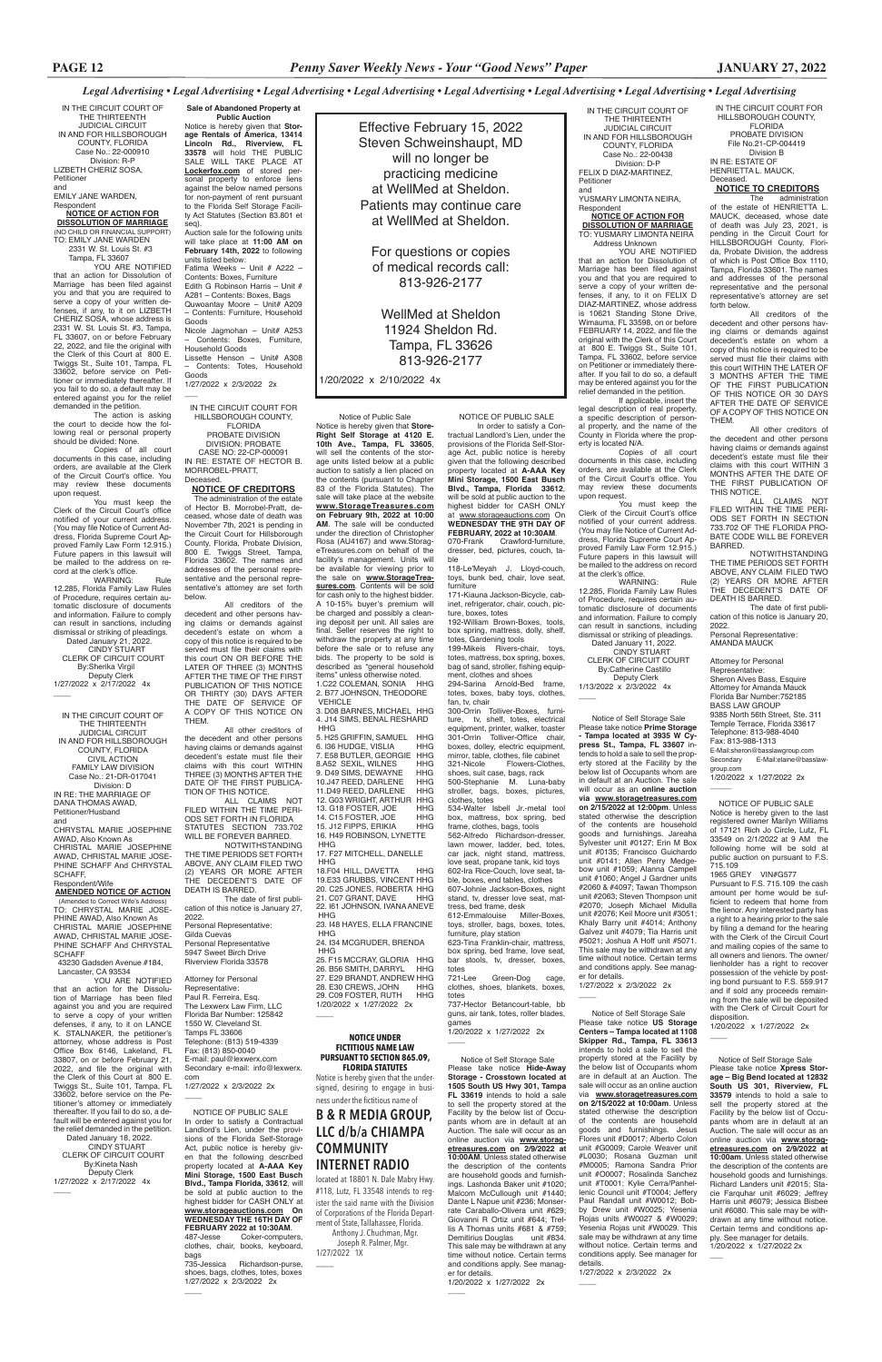*Legal Advertising • Legal Advertising • Legal Advertising • Legal Advertising • Legal Advertising • Legal Advertising • Legal Advertising • Legal Advertising*

IN THE CIRCUIT COURT OF THE THIRTEENTH JUDICIAL CIRCUIT IN AND FOR HILLSBOROUGH COUNTY, FLORIDA
Case No.: 22-000910
Division: R-P

LIZBETH CHERIZ SOSA,
Petitioner
and
EMILY JANE WARDEN,
Respondent

**NOTICE OF ACTION FOR DISSOLUTION OF MARRIAGE**
(NO CHILD OR FINANCIAL SUPPORT)

TO: EMILY JANE WARDEN
2331 W. St. Louis St. #3
Tampa, FL 33607

YOU ARE NOTIFIED that an action for Dissolution of Marriage has been filed against you and that you are required to serve a copy of your written defenses, if any, to it on LIZBETH CHERIZ SOSA, whose address is 2331 W. St. Louis St. #3, Tampa, FL 33607, on or before February 22, 2022, and file the original with the Clerk of this Court at 800 E. Twiggs St., Suite 101, Tampa, FL 33602, before service on Petitioner or immediately thereafter. If you fail to do so, a default may be entered against you for the relief demanded in the petition.

The action is asking the court to decide how the following real or personal property should be divided: None.

Copies of all court documents in this case, including orders, are available at the Clerk of the Circuit Court's office. You may review these documents upon request.

You must keep the Clerk of the Circuit Court's office notified of your current address. (You may file Notice of Current Address, Florida Supreme Court Approved Family Law Form 12.915.) Future papers in this lawsuit will be mailed to the address on record at the clerk's office.

WARNING: Rule 12.285, Florida Family Law Rules of Procedure, requires certain automatic disclosure of documents and information. Failure to comply can result in sanctions, including dismissal or striking of pleadings.

Dated January 21, 2022.
CINDY STUART
CLERK OF CIRCUIT COURT
By:Sherika Virgil
Deputy Clerk

1/27/2022 x 2/17/2022 4x

---

IN THE CIRCUIT COURT OF THE THIRTEENTH JUDICIAL CIRCUIT IN AND FOR HILLSBOROUGH COUNTY, FLORIDA
CIVIL ACTION
FAMILY LAW DIVISION
Case No.: 21-DR-017041
Division: D

IN RE: THE MARRIAGE OF DANA THOMAS AWAD,
Petitioner/Husband
and
CHRYSTAL MARIE JOSEPHINE AWAD, Also Known As CHRISTAL MARIE JOSEPHINE AWAD, CHRISTAL MARIE JOSEPHINE SCHAFF And CHRYSTAL SCHAFF,
Respondent/Wife

**AMENDED NOTICE OF ACTION**
(Amended to Correct Wife's Address)

TO: CHRYSTAL MARIE JOSEPHINE AWAD, Also Known As CHRISTAL MARIE JOSEPHINE AWAD, CHRISTAL MARIE JOSEPHINE SCHAFF And CHRYSTAL SCHAFF
43230 Gadsden Avenue #184,
Lancaster, CA 93534

YOU ARE NOTIFIED that an action for the Dissolution of Marriage has been filed against you and you are required to serve a copy of your written defenses, if any, to it on LANCE K. STALNAKER, the petitioner's attorney, whose address is Post Office Box 6146, Lakeland, FL 33807, on or before February 21, 2022, and file the original with the Clerk of this Court at 800 E. Twiggs St., Suite 101, Tampa, FL 33602, before service on the Petitioner's attorney or immediately thereafter. If you fail to do so, a default will be entered against you for the relief demanded in the petition.

Dated January 18, 2022.
CINDY STUART
CLERK OF CIRCUIT COURT
By:Kineta Nash
Deputy Clerk

1/27/2022 x 2/17/2022 4x

---

**Sale of Abandoned Property at Public Auction**

Notice is hereby given that **Storage Rentals of America, 13414 Lincoln Rd., Riverview, FL 33578** will hold THE PUBLIC SALE WILL TAKE PLACE AT **Lockerfox.com** of stored personal property to enforce liens against the below named persons for non-payment of rent pursuant to the Florida Self Storage Facility Act Statutes (Section 83.801 et seq).

Auction sale for the following units will take place at **11:00 AM on February 14th, 2022** to following units listed below:

Fatima Weeks – Unit # A222 – Contents: Boxes, Furniture
Edith G Robinson Harris – Unit # A281 – Contents: Boxes, Bags
Quwoantay Moore – Unit# A209 – Contents: Furniture, Household Goods
Nicole Jagmohan – Unit# A253 – Contents: Boxes, Furniture, Household Goods
Lissette Henson – Unit# A308 – Contents: Totes, Household Goods

1/27/2022 x 2/3/2022 2x

---

IN THE CIRCUIT COURT FOR HILLSBOROUGH COUNTY, FLORIDA
PROBATE DIVISION
DIVISION: PROBATE
CASE NO: 22-CP-000091

IN RE: ESTATE OF HECTOR B. MORROBEL-PRATT,
Deceased.

**NOTICE OF CREDITORS**

The administration of the estate of Hector B. Morrobel-Pratt, deceased, whose date of death was November 7th, 2021 is pending in the Circuit Court for Hillsborough County, Florida, Probate Division, 800 E. Twiggs Street, Tampa, Florida 33602. The names and addresses of the personal representative and the personal representative's attorney are set forth below.

All creditors of the decedent and other persons having claims or demands against decedent's estate on whom a copy of this notice is required to be served must file their claims with this court ON OR BEFORE THE LATER OF THREE (3) MONTHS AFTER THE TIME OF THE FIRST PUBLICATION OF THIS NOTICE OR THIRTY (30) DAYS AFTER THE DATE OF SERVICE OF A COPY OF THIS NOTICE ON THEM.

All other creditors of the decedent and other persons having claims or demands against decedent's estate must file their claims with this court WITHIN THREE (3) MONTHS AFTER THE DATE OF THE FIRST PUBLICATION OF THIS NOTICE.

ALL CLAIMS NOT FILED WITHIN THE TIME PERIODS SET FORTH IN FLORIDA STATUTES SECTION 733.702 WILL BE FOREVER BARRED.

NOTWITHSTANDING THE TIME PERIODS SET FORTH ABOVE, ANY CLAIM FILED TWO (2) YEARS OR MORE AFTER THE DECEDENT'S DATE OF DEATH IS BARRED.

The date of first publication of this notice is January 27, 2022.

Personal Representative:
Gilda Cuevas
Personal Representative
5947 Sweet Birch Drive
Riverview Florida 33578

Attorney for Personal Representative:
Paul R. Ferreira, Esq.
The Lexwerx Law Firm, LLC
Florida Bar Number: 125842
1550 W. Cleveland St.
Tampas FL 33606
Telephone: (813) 519-4339
Fax: (813) 850-0040
E-mail: paul@lexwerx.com
Secondary e-mail: info@lexwerx.com

1/27/2022 x 2/3/2022 2x

---

NOTICE OF PUBLIC SALE

In order to satisfy a Contractual Landlord's Lien, under the provisions of the Florida Self-Storage Act, public notice is hereby given that the following described property located at **A-AAA Key Mini Storage, 1500 East Busch Blvd., Tampa, Florida 33612**, will be sold at public auction to the highest bidder for CASH ONLY at **www.storageauctions.com On WEDNESDAY THE 16TH DAY OF FEBRUARY 2022 at 10:30AM**.

487-Jesse Coker-computers, clothes, chair, books, keyboard, bags
735-Jessica Richardson-purse, shoes, bags, clothes, totes, boxes

1/27/2022 x 2/3/2022 2x

---

Effective February 15, 2022
Steven Schweinshaupt, MD
will no longer be
practicing medicine
at WellMed at Sheldon.
Patients may continue care
at WellMed at Sheldon.

For questions or copies
of medical records call:
813-926-2177

WellMed at Sheldon
11924 Sheldon Rd.
Tampa, FL 33626
813-926-2177

1/20/2022 x 2/10/2022 4x

---

Notice of Public Sale

Notice is hereby given that **Store-Right Self Storage at 4120 E. 10th Ave., Tampa, FL 33605**, will sell the contents of the storage units listed below at a public auction to satisfy a lien placed on the contents (pursuant to Chapter 83 of the Florida Statutes). The sale will take place at the website **www.StorageTreasures.com on February 9th, 2022 at 10:00 AM**. The sale will be conducted under the direction of Christopher Rosa (AU4167) and www.StorageTreasures.com on behalf of the facility's management. Units will be available for viewing prior to the sale on **www.StorageTreasures.com**. Contents will be sold for cash only to the highest bidder. A 10-15% buyer's premium will be charged and possibly a cleaning deposit per unit. All sales are final. Seller reserves the right to withdraw the property at any time before the sale or to refuse any bids. The property to be sold is described as "general household items" unless otherwise noted.

1.C22 COLEMAN, SONIA HHG
2. B77 JOHNSON, THEODORE VEHICLE
3. D08 BARNES, MICHAEL HHG
4. J14 SIMS, BENAL RESHARD HHG
5. H25 GRIFFIN, SAMUEL HHG
6. I36 HUDGE, VISLIA HHG
7. E58 BUTLER, GEORGIE HHG
8.A52 SEXIL, WILNES HHG
9. D49 SIMS, DEWAYNE HHG
10.J47 REED, DARLENE HHG
11.D49 REED, DARLENE HHG
12. G03 WRIGHT, ARTHUR HHG
13. G18 FOSTER, JOE HHG
14. C15 FOSTER, JOE HHG
15. J12 FIPPS, ERIKIA HHG
16. H49 ROBINSON, LYNETTE HHG
17. F27 MITCHELL, DANELLE HHG
18.F04 HILL, DAVETTA HHG
19.E33 GRUBBS, VINCENT HHG
20. C25 JONES, ROBERTA HHG
21. C07 GRANT, DAVE HHG
22. I61 JOHNSON, IVANA ANEVE HHG
23. I48 HAYES, ELLA FRANCINE HHG
24. I34 MCGRUDER, BRENDA HHG
25. F15 MCCRAY, GLORIA HHG
26. B56 SMITH, DARRYL HHG
27. E29 BRANDT, ANDREW HHG
28. E30 CREWS, JOHN HHG
29. C09 FOSTER, RUTH HHG

1/20/2022 x 1/27/2022 2x

---

**NOTICE UNDER FICTITIOUS NAME LAW PURSUANT TO SECTION 865.09, FLORIDA STATUTES**

Notice is hereby given that the undersigned, desiring to engage in business under the fictitious name of

**B & R MEDIA GROUP, LLC d/b/a CHIAMPA COMMUNITY INTERNET RADIO**

located at 18801 N. Dale Mabry Hwy. #118, Lutz, FL 33548 intends to register the said name with the Division of Corporations of the Florida Department of State, Tallahassee, Florida.

Anthony J. Chuchman, Mgr.
Joseph R. Palmer, Mgr.

1/27/2022 1X

---

NOTICE OF PUBLIC SALE

In order to satisfy a Contractual Landlord's Lien, under the provisions of the Florida Self-Storage Act, public notice is hereby given that the following described property located at **A-AAA Key Mini Storage, 1500 East Busch Blvd., Tampa, Florida 33612**, will be sold at public auction to the highest bidder for CASH ONLY at **www.storageauctions.com On WEDNESDAY THE 9TH DAY OF FEBRUARY, 2022 at 10:30AM**.

070-Frank Crawford-furniture, dresser, bed, pictures, couch, table
118-Le'Meyah J. Lloyd-couch, toys, bunk bed, chair, love seat, furniture
171-Kauna Jackson-Bicycle, cabinet, refrigerator, chair, couch, picture, boxes, totes
192-William Brown-Boxes, tools, box spring, mattress, dolly, shelf, totes, Gardening tools
199-Mikeis Rivers-chair, toys, totes, mattress, box spring, boxes, bag of sand, stroller, fishing equipment, clothes and shoes
294-Sarina Arnold-Bed frame, totes, boxes, baby toys, clothes, fan, tv, chair
300-Orrin Tolliver-Boxes, furniture, tv, shelf, totes, electrical equipment, printer, walker, toaster
301-Orrin Tolliver-Office chair, boxes, dolley, electric equipment, mirror, table, clothes, file cabinet
321-Nicole Flowers-Clothes, shoes, suit case, bags, rack
500-Stephanie M. Luna-baby stroller, bags, boxes, pictures, clothes, totes
534-Walter Isbell Jr.-metal tool box, mattress, box spring, bed frame, clothes, bags, tools
562-Alfredo Richardson-dresser, lawn mower, ladder, bed, totes, car jack, night stand, mattress, love seat, propane tank, kid toys
602-Ira Rice-Couch, love seat, table, boxes, end tables, clothes
607-Johnie Jackson-Boxes, night stand, tv, dresser love seat, mattress, bed frame, desk
612-Emmalouise Miller-Boxes, toys, stroller, bags, boxes, totes, furniture, play station
623-Tina Franklin-chair, mattress, box spring, bed frame, love seat, bar stools, tv, dresser, boxes, totes
721-Lee Green-Dog cage, clothes, shoes, blankets, boxes, totes
737-Hector Betancourt-table, bb guns, air tank, totes, roller blades, games

1/20/2022 x 1/27/2022 2x

---

Notice of Self Storage Sale

Please take notice **Hide-Away Storage - Crosstown located at 1505 South US Hwy 301, Tampa FL 33619** intends to hold a sale to sell the property stored at the Facility by the below list of Occupants who are in default at an Auction. The sale will occur as an online auction via **www.storageetreasures.com on 2/9/2022 at 10:00AM**. Unless stated otherwise the description of the contents are household goods and furnishings. Lashonda Baker unit #1020; Malcom McCullough unit #1440; Dante L Napue unit #236; Monserrate Caraballo-Olivera unit #629; Giovanni R Ortiz unit #644; Trellis A Thomas units #681 & #759; Demitirius Douglas unit #834. This sale may be withdrawn at any time without notice. Certain terms and conditions apply. See manager for details.

1/20/2022 x 1/27/2022 2x

---

IN THE CIRCUIT COURT OF THE THIRTEENTH JUDICIAL CIRCUIT IN AND FOR HILLSBOROUGH COUNTY, FLORIDA
Case No.: 22-00438
Division: D-P

FELIX D DIAZ-MARTINEZ,
Petitioner
and
YUSMARY LIMONTA NEIRA,
Respondent

**NOTICE OF ACTION FOR DISSOLUTION OF MARRIAGE**

TO: YUSMARY LIMONTA NEIRA
Address Unknown

YOU ARE NOTIFIED that an action for Dissolution of Marriage has been filed against you and that you are required to serve a copy of your written defenses, if any, to it on FELIX D DIAZ-MARTINEZ, whose address is 10621 Standing Stone Drive, Wimauma, FL 33598, on or before FEBRUARY 14, 2022, and file the original with the Clerk of this Court at 800 E. Twiggs St., Suite 101, Tampa, FL 33602, before service on Petitioner or immediately thereafter. If you fail to do so, a default may be entered against you for the relief demanded in the petition.

If applicable, insert the legal description of real property, a specific description of personal property, and the name of the County in Florida where the property is located N/A.

Copies of all court documents in this case, including orders, are available at the Clerk of the Circuit Court's office. You may review these documents upon request.

You must keep the Clerk of the Circuit Court's office notified of your current address. (You may file Notice of Current Address, Florida Supreme Court Approved Family Law Form 12.915.) Future papers in this lawsuit will be mailed to the address on record at the clerk's office.

WARNING: Rule 12.285, Florida Family Law Rules of Procedure, requires certain automatic disclosure of documents and information. Failure to comply can result in sanctions, including dismissal or striking of pleadings.

Dated January 11, 2022.
CINDY STUART
CLERK OF CIRCUIT COURT
By:Catherine Castillo
Deputy Clerk

1/13/2022 x 2/3/2022 4x

---

Notice of Self Storage Sale

Please take notice **Prime Storage - Tampa located at 3935 W Cypress St., Tampa, FL 33607** intends to hold a sale to sell the property stored at the Facility by the below list of Occupants whom are in default at an Auction. The sale will occur as an **online auction via www.storagetreasures.com on 2/15/2022 at 12:00pm**. Unless stated otherwise the description of the contents are household goods and furnishings. Jareaha Sylvester unit #0127; Erin M Box unit #0135; Francisco Guichardo unit #0141; Allen Perry Medgebow unit #1059; Alanna Campell unit #1060; Angel J Gardner units #2060 & #4097; Tawan Thompson unit #2063; Steven Thompson unit #2070; Joseph Michael Midulla unit #2076; Keil Moore unit #3051; Khaly Barry unit #4014; Anthony Galvez unit #4079; Tia Harris unit #5021; Joshua A Hoff unit #5071. This sale may be withdrawn at any time without notice. Certain terms and conditions apply. See manager for details.

1/27/2022 x 2/3/2022 2x

---

Notice of Self Storage Sale

Please take notice **US Storage Centers – Tampa located at 1108 Skipper Rd., Tampa, FL 33613** intends to hold a sale to sell the property stored at the Facility by the below list of Occupants whom are in default at an Auction. The sale will occur as an online auction via **www.storagetreasures.com on 2/15/2022 at 10:00am**. Unless stated otherwise the description of the contents are household goods and furnishings. Jesus Flores unit #D0017; Alberto Colon unit #G0009; Carole Weaver unit #L0030; Rosana Guzman unit #M0005; Ramona Sandra Prior unit #O0007; Rosalinda Sanchez unit #T0001; Kylie Cerra/Panhellenic Council unit #T0004; Jeffery Paul Randall unit #W0012; Bobby Drew unit #W0025; Yesenia Rojas units #W0027 & #W0029; Yesenia Rojas unit #W0029. This sale may be withdrawn at any time without notice. Certain terms and conditions apply. See manager for details.

1/27/2022 x 2/3/2022 2x

---

IN THE CIRCUIT COURT FOR HILLSBOROUGH COUNTY, FLORIDA
PROBATE DIVISION
File No.21-CP-004419
Division B

IN RE: ESTATE OF HENRIETTA L. MAUCK,
Deceased.

**NOTICE TO CREDITORS**

The administration of the estate of HENRIETTA L. MAUCK, deceased, whose date of death was July 23, 2021, is pending in the Circuit Court for HILLSBOROUGH County, Florida, Probate Division, the address of which is Post Office Box 1110, Tampa, Florida 33601. The names and addresses of the personal representative and the personal representative's attorney are set forth below.

All creditors of the decedent and other persons having claims or demands against decedent's estate on whom a copy of this notice is required to be served must file their claims with this court WITHIN THE LATER OF 3 MONTHS AFTER THE TIME OF THE FIRST PUBLICATION OF THIS NOTICE OR 30 DAYS AFTER THE DATE OF SERVICE OF A COPY OF THIS NOTICE ON THEM.

All other creditors of the decedent and other persons having claims or demands against decedent's estate must file their claims with this court WITHIN 3 MONTHS AFTER THE DATE OF THE FIRST PUBLICATION OF THIS NOTICE.

ALL CLAIMS NOT FILED WITHIN THE TIME PERIODS SET FORTH IN SECTION 733.702 OF THE FLORIDA PROBATE CODE WILL BE FOREVER BARRED.

NOTWITHSTANDING THE TIME PERIODS SET FORTH ABOVE, ANY CLAIM FILED TWO (2) YEARS OR MORE AFTER THE DECEDENT'S DATE OF DEATH IS BARRED.

The date of first publication of this notice is January 20, 2022.

Personal Representative:
AMANDA MAUCK

Attorney for Personal Representative:
Sheron Alves Bass, Esquire
Attorney for Amanda Mauck
Florida Bar Number:752185
BASS LAW GROUP
9385 North 56th Street, Ste. 311
Temple Terrace, Florida 33617
Telephone: 813-988-4040
Fax: 813-988-1313
E-Mail:sheron@basslawgroup.com
Secondary E-Mail:elaine@basslawgroup.com

1/20/2022 x 1/27/2022 2x

---

NOTICE OF PUBLIC SALE

Notice is hereby given to the last registered owner Marilyn Williams of 17121 Rich Jo Circle, Lutz, FL 33549 on 2/1/2022 at 9 AM the following home will be sold at public auction on pursuant to F.S. 715.109

1965 GREY VIN#G577

Pursuant to F.S. 715.109 the cash amount per home would be sufficient to redeem that home from the lienor. Any interested party has a right to a hearing prior to the sale by filing a demand for the hearing with the Clerk of the Circuit Court and mailing copies of the same to all owners and lienors. The owner/ lienholder has a right to recover possession of the vehicle by posting bond pursuant to F.S. 559.917 and if sold any proceeds remaining from the sale will be deposited with the Clerk of Circuit Court for disposition.

1/20/2022 x 1/27/2022 2x

---

Notice of Self Storage Sale

Please take notice **Xpress Storage – Big Bend located at 12832 South US 301, Riverview, FL 33579** intends to hold a sale to sell the property stored at the Facility by the below list of Occupants whom are in default at an Auction. The sale will occur as an online auction via **www.storagetreasures.com on 2/9/2022 at 10:00am**. Unless stated otherwise the description of the contents are household goods and furnishings. Richard Landers unit #2015; Stacie Farquhar unit #6029; Jeffrey Harris unit #6079; Jessica Bisbee unit #6080. This sale may be withdrawn at any time without notice. Certain terms and conditions apply. See manager for details.

1/20/2022 x 1/27/2022 2x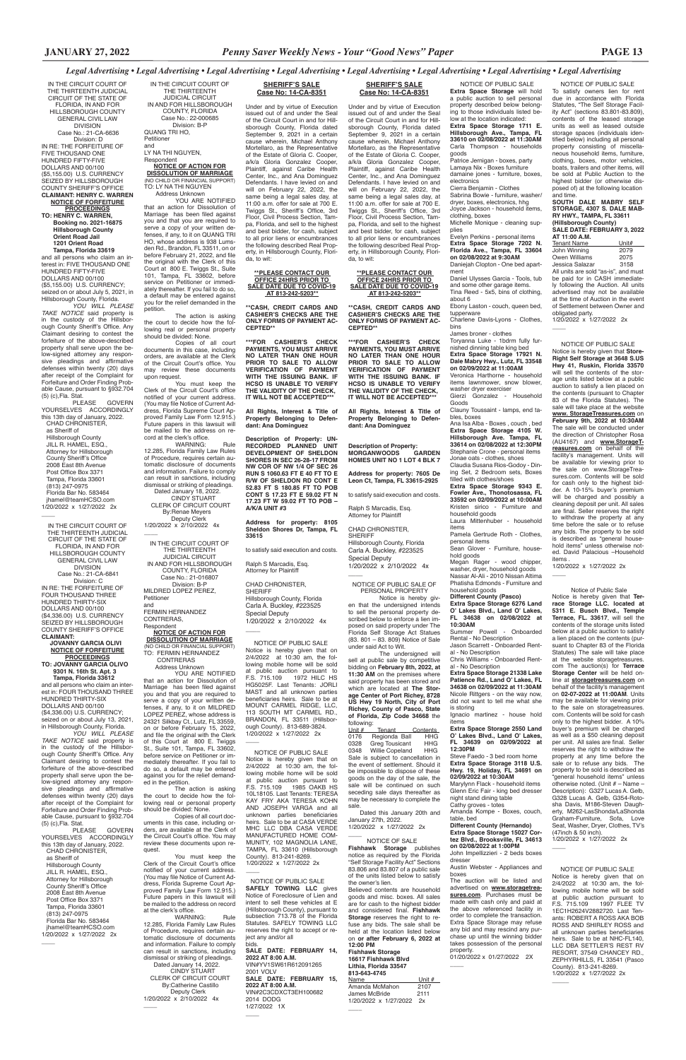*Legal Advertising • Legal Advertising • Legal Advertising • Legal Advertising • Legal Advertising • Legal Advertising • Legal Advertising*

IN THE CIRCUIT COURT OF THE THIRTEENTH JUDICIAL CIRCUIT OF THE STATE OF FLORIDA, IN AND FOR HILLSBOROUGH COUNTY GENERAL CIVIL LAW DIVISION
Case No.: 21-CA-6636
Division: D
IN RE: THE FORFEITURE OF FIVE THOUSAND ONE HUNDRED FIFTY-FIVE DOLLARS AND 00/100 ($5,155.00) U.S. CURRENCY SEIZED BY HILLSBOROUGH COUNTY SHERIFF'S OFFICE
**CLAIMANT: HENRY C. WARREN**

**NOTICE OF FORFEITURE PROCEEDINGS**

**TO: HENRY C. WARREN, Booking no. 2021-16875 Hillsborough County Orient Road Jail 1201 Orient Road Tampa, Florida 33619**

and all persons who claim an interest in: FIVE THOUSAND ONE HUNDRED FIFTY-FIVE DOLLARS AND 00/100 ($5,155.00) U.S. CURRENCY; seized on or about July 5, 2021, in Hillsborough County, Florida.

*YOU WILL PLEASE TAKE NOTICE* said property is in the custody of the Hillsborough County Sheriff's Office. Any Claimant desiring to contest the forfeiture of the above-described property shall serve upon the below-signed attorney any responsive pleadings and affirmative defenses within twenty (20) days after receipt of the Complaint for Forfeiture and Order Finding Probable Cause, pursuant to §932.704 (5) (c),Fla. Stat.

PLEASE GOVERN YOURSELVES ACCORDINGLY this 13th day of January, 2022.
CHAD CHRONISTER, as Sheriff of Hillsborough County
JILL R. HAMEL, ESQ., Attorney for Hillsborough County Sheriff's Office
2008 East 8th Avenue
Post Office Box 3371
Tampa, Florida 33601
(813) 247-0975
Florida Bar No. 583464
jhamel@teamHCSO.com
1/20/2022 x 1/27/2022 2x

---

IN THE CIRCUIT COURT OF THE THIRTEENTH JUDICIAL CIRCUIT OF THE STATE OF FLORIDA, IN AND FOR HILLSBOROUGH COUNTY GENERAL CIVIL LAW DIVISION
Case No.: 21-CA-6841
Division: C
IN RE: THE FORFEITURE OF FOUR THOUSAND THREE HUNDRED THIRTY-SIX DOLLARS AND 00/100 ($4,336.00) U.S. CURRENCY SEIZED BY HILLSBOROUGH COUNTY SHERIFF'S OFFICE
**CLAIMANT: JOVANNY GARCIA OLIVI**

**NOTICE OF FORFEITURE PROCEEDINGS**

**TO: JOVANNY GARCIA OLIVO 9301 N. 16th St. Apt. 3 Tampa, Florida 33612**

and all persons who claim an interest in: FOUR THOUSAND THREE HUNDRED THIRTY-SIX DOLLARS AND 00/100 ($4,336.00) U.S. CURRENCY; seized on or about July 13, 2021, in Hillsborough County, Florida.

*YOU WILL PLEASE TAKE NOTICE* said property is in the custody of the Hillsborough County Sheriff's Office. Any Claimant desiring to contest the forfeiture of the above-described property shall serve upon the below-signed attorney any responsive pleadings and affirmative defenses within twenty (20) days after receipt of the Complaint for Forfeiture and Order Finding Probable Cause, pursuant to §932.704 (5) (c),Fla. Stat.

PLEASE GOVERN YOURSELVES ACCORDINGLY this 13th day of January, 2022.
CHAD CHRONISTER, as Sheriff of Hillsborough County
JILL R. HAMEL, ESQ., Attorney for Hillsborough County Sheriff's Office
2008 East 8th Avenue
Post Office Box 3371
Tampa, Florida 33601
(813) 247-0975
Florida Bar No. 583464
jhamel@teamHCSO.com
1/20/2022 x 1/27/2022 2x

---

IN THE CIRCUIT COURT OF THE THIRTEENTH JUDICIAL CIRCUIT IN AND FOR HILLSBOROUGH COUNTY, FLORIDA
Case No.: 22-000685
Division: B-P
QUANG TRI HO,
Petitioner
and
LY NA THI NGUYEN,
Respondent

**NOTICE OF ACTION FOR DISSOLUTION OF MARRIAGE**
(NO CHILD OR FINANCIAL SUPPORT)

TO: LY NA THI NGUYEN
Address Unknown

YOU ARE NOTIFIED that an action for Dissolution of Marriage has been filed against you and that you are required to serve a copy of your written defenses, if any, to it on QUANG TRI HO, whose address is 938 Lumsden Rd., Brandon, FL 33511, on or before February 21, 2022, and file the original with the Clerk of this Court at 800 E. Twiggs St., Suite 101, Tampa, FL 33602, before service on Petitioner or immediately thereafter. If you fail to do so, a default may be entered against you for the relief demanded in the petition.

The action is asking the court to decide how the following real or personal property should be divided: None.

Copies of all court documents in this case, including orders, are available at the Clerk of the Circuit Court's office. You may review these documents upon request.

You must keep the Clerk of the Circuit Court's office notified of your current address. (You may file Notice of Current Address, Florida Supreme Court Approved Family Law Form 12.915.) Future papers in this lawsuit will be mailed to the address on record at the clerk's office.

WARNING: Rule 12.285, Florida Family Law Rules of Procedure, requires certain automatic disclosure of documents and information. Failure to comply can result in sanctions, including dismissal or striking of pleadings.

Dated January 18, 2022.
CINDY STUART
CLERK OF CIRCUIT COURT
By:Renae Meyers
Deputy Clerk
1/20/2022 x 2/10/2022 4x

---

IN THE CIRCUIT COURT OF THE THIRTEENTH JUDICIAL CIRCUIT IN AND FOR HILLSBOROUGH COUNTY, FLORIDA
Case No.: 21-016807
Division: B-P
MILDRED LOPEZ PEREZ,
Petitioner
and
FERMIN HERNANDEZ CONTRERAS,
Respondent

**NOTICE OF ACTION FOR DISSOLUTION OF MARRIAGE**
(NO CHILD OR FINANCIAL SUPPORT)

TO: FERMIN HERNANDEZ CONTRERAS
Address Unknown

YOU ARE NOTIFIED that an action for Dissolution of Marriage has been filed against you and that you are required to serve a copy of your written defenses, if any, to it on MILDRED LOPEZ PEREZ, whose address is 24321 Sikbay Ct., Lutz, FL 33559, on or before February 15, 2022, and file the original with the Clerk of this Court at 800 E. Twiggs St., Suite 101, Tampa, FL 33602, before service on Petitioner or immediately thereafter. If you fail to do so, a default may be entered against you for the relief demanded in the petition.

The action is asking the court to decide how the following real or personal property should be divided: None.

Copies of all court documents in this case, including orders, are available at the Clerk of the Circuit Court's office. You may review these documents upon request.

You must keep the Clerk of the Circuit Court's office notified of your current address. (You may file Notice of Current Address, Florida Supreme Court Approved Family Law Form 12.915.) Future papers in this lawsuit will be mailed to the address on record at the clerk's office.

WARNING: Rule 12.285, Florida Family Law Rules of Procedure, requires certain automatic disclosure of documents and information. Failure to comply can result in sanctions, including dismissal or striking of pleadings.

Dated January 14, 2022.
CINDY STUART
CLERK OF CIRCUIT COURT
By:Catherine Castillo
Deputy Clerk
1/20/2022 x 2/10/2022 4x

---

**SHERIFF'S SALE**
**Case No: 14-CA-8351**

Under and by virtue of Execution issued out of and under the Seal of the Circuit Court in and for Hillsborough County, Florida dated September 9, 2021 in a certain cause wherein, Michael Anthony Mortellaro, as the Representative of the Estate of Gloria C. Cooper, a/k/a Gloria Gonzalez Cooper, Plaintiff, against Caribe Health Center, Inc., and Ana Dominguez Defendants. I have levied on and will on February 22, 2022, the same being a legal sales day, at 11:00 a.m. offer for sale at 700 E. Twiggs St., Sheriff's Office, 3rd Floor, Civil Process Section, Tampa, Florida, and sell to the highest and best bidder, for cash, subject to all prior liens or encumbrances the following described Real Property, in Hillsborough County, Florida, to wit:

**\*\*PLEASE CONTACT OUR OFFICE 24HRS PRIOR TO SALE DATE DUE TO COVID-19 AT 813-242-5203\*\***

**\*\*CASH, CREDIT CARDS AND CASHIER'S CHECKS ARE THE ONLY FORMS OF PAYMENT ACCEPTED\*\***

**\*\*\*FOR CASHIER'S CHECK PAYMENTS, YOU MUST ARRIVE NO LATER THAN ONE HOUR PRIOR TO SALE TO ALLOW VERIFICATION OF PAYMENT WITH THE ISSUING BANK. IF HCSO IS UNABLE TO VERIFY THE VALIDITY OF THE CHECK, IT WILL NOT BE ACCEPTED\*\*\***

**All Rights, Interest & Title of Property Belonging to Defendant: Ana Dominguez**

**Description of Property: UNRECORDED PLANNED UNIT DEVELOPMENT OF SHELDON SHORES IN SEC 26-28-17 FROM NW COR OF NW 1/4 OF SEC 26 RUN S 1060.63 FT E 40 FT TO E R/W OF SHELDON RD CONT E 52.83 FT S 180.85 FT TO POB CONT S 17.23 FT E 59.02 FT N 17.23 FT W 59.02 FT TO POB – A/K/A UNIT #3**

**Address for property: 8105 Sheldon Shores Dr, Tampa, FL 33615**

to satisfy said execution and costs.

Ralph S Marcadis, Esq.
Attorney for Plaintiff

CHAD CHRONISTER,
SHERIFF
Hillsborough County, Florida
Carla A. Buckley, #223525
Special Deputy
1/20/2022 x 2/10/2022 4x

---

NOTICE OF PUBLIC SALE

Notice is hereby given that on 2/4/2022 at 10:30 am, the following mobile home will be sold at public auction pursuant to F.S. 715.109 1972 HILC HS HG5025F. Last Tenants: JORLI MAST and all unknown parties beneficiaries heirs. Sale to be at MOUNT CARMEL RIDGE, LLC, 113 SOUTH MT CARMEL RD., BRANDON, FL 33511 (Hillsborough County). 813-689-3824.
1/20/2022 x 1/27/2022 2x

---

NOTICE OF PUBLIC SALE

Notice is hereby given that on 2/4/2022 at 10:30 am, the following mobile home will be sold at public auction pursuant to F.S. 715.109 1985 OAKB HS 10L18105. Last Tenants: TERESA KAY FRY AKA TERESA KOHN AND JOSEPH VARGA and all unknown parties beneficiaries heirs. Sale to be at CASA VERDE MHC LLC DBA CASA VERDE MANUFACTURED HOME COMMUNITY, 102 MAGNOLIA LANE, TAMPA, FL 33610 (Hillsborough County). 813-241-8269.
1/20/2022 x 1/27/2022 2x

---

NOTICE OF PUBLIC SALE

**SAFELY TOWING LLC** gives Notice of Foreclosure of Lien and intent to sell these vehicles at E (Hillsborough County), pursuant to subsection 713.78 of the Florida Statutes. SAFELY TOWING LLC reserves the right to accept or reject any and/or all bids.

**SALE DATE: FEBRUARY 14, 2022 AT 8:00 A.M.**
VIN#YV1SW61R612091265
2001 VOLV

**SALE DATE: FEBRUARY 15, 2022 AT 8:00 A.M.**
VIN#2C3CDXCT3EH100682
2014 DODG
1/27/2022 1X

---

**SHERIFF'S SALE**
**Case No: 14-CA-8351**

Under and by virtue of Execution issued out of and under the Seal of the Circuit Court in and for Hillsborough County, Florida dated September 9, 2021 in a certain cause wherein, Michael Anthony Mortellaro, as the Representative of the Estate of Gloria C. Cooper, a/k/a Gloria Gonzalez Cooper, Plaintiff, against Caribe Health Center, Inc., and Ana Dominguez Defendants. I have levied on and will on February 22, 2022, the same being a legal sales day, at 11:00 a.m. offer for sale at 700 E. Twiggs St., Sheriff's Office, 3rd Floor, Civil Process Section, Tampa, Florida, and sell to the highest and best bidder, for cash, subject to all prior liens or encumbrances the following described Real Property, in Hillsborough County, Florida, to wit:

**\*\*PLEASE CONTACT OUR OFFICE 24HRS PRIOR TO SALE DATE DUE TO COVID-19 AT 813-242-5203\*\***

**\*\*CASH, CREDIT CARDS AND CASHIER'S CHECKS ARE THE ONLY FORMS OF PAYMENT ACCEPTED\*\***

**\*\*\*FOR CASHIER'S CHECK PAYMENTS, YOU MUST ARRIVE NO LATER THAN ONE HOUR PRIOR TO SALE TO ALLOW VERIFICATION OF PAYMENT WITH THE ISSUING BANK. IF HCSO IS UNABLE TO VERIFY THE VALIDITY OF THE CHECK, IT WILL NOT BE ACCEPTED\*\*\***

**All Rights, Interest & Title of Property Belonging to Defendant: Ana Dominguez**

**Description of Property: NORGANWOODS GARDEN HOMES UNIT NO 1 LOT 4 BLK 7**

**Address for property: 7605 De Leon Ct, Tampa, FL 33615-2925**

to satisfy said execution and costs.

Ralph S Marcadis, Esq.
Attorney for Plaintiff

CHAD CHRONISTER,
SHERIFF
Hillsborough County, Florida
Carla A. Buckley, #223525
Special Deputy
1/20/2022 x 2/10/2022 4x

---

NOTICE OF PUBLIC SALE OF PERSONAL PROPERTY

Notice is hereby given that the undersigned intends to sell the personal property described below to enforce a lien imposed on said property under The Florida Self Storage Act Statutes (83. 801 – 83. 809) Notice of Sale under said Act to Wit.

The undersigned will sell at public sale by competitive bidding on **February 8th, 2022, at 11:30 AM** on the premises where said property has been stored and which are located at **The Storage Center of Port Richey, 8728 US Hwy 19 North, City of Port Richey, County of Pasco, State of Florida, Zip Code 34668** the following:

| Unit # | Tenant | Contents |
|---|---|---|
| 0176 | Regionda Ball | HHG |
| 0328 | Greg Tousicant | HHG |
| 0348 | Willie Copeland | HHG |

Sale is subject to cancellation in the event of settlement. Should it be impossible to dispose of these goods on the day of the sale, the sale will be continued on such seceding sale days thereafter as may be necessary to complete the sale.

Dated this January 20th and January 27th, 2022.
1/20/2022 x 1/27/2022 2x

---

NOTICE OF SALE

**Fishhawk Storage** publishes notice as required by the Florida "Self Storage Facility Act" Sections 83.806 and 83.807 of a public sale of the units listed below to satisfy the owner's lien.

Believed contents are household goods and misc. boxes. All sales are for cash to the highest bidder and considered final. **Fishhawk Storage** reserves the right to refuse any bids. The sale shall be held at the location listed below on **or after February 6, 2022 at 12:00 PM**

**Fishhawk Storage**
**16617 Fishhawk Blvd**
**Lithia, Florida 33547**
**813-643-4745**

| Name | Unit # |
|---|---|
| Amanda McMahon | 2107 |
| James McBride | 2111 |

1/20/2022 x 1/27/2022 2x

---

NOTICE OF PUBLIC SALE

**Extra Space Storage** will hold a public auction to sell personal property described below belonging to those individuals listed below at the location indicated:

**Extra Space Storage 1711 E. Hillsborough Ave., Tampa, FL 33610 on 02/08/2022 at 11:30AM**
Carla Thompson - households goods
Patrice Jernigan - boxes, party
Lamaya Nix - Boxes furniture damaine jones - furniture, boxes, electronics
Cierra Benjamin - Clothes
Sabrina Bowie - furniture, washer/dryer, boxes, electronics, hhg
Joyce Jackson - household items, clothing, boxes
Michelle Monique - cleaning supplies
Evelyn Perkins - personal items

**Extra Space Storage 7202 N. Florida Ave., Tampa, FL 33604 on 02/08/2022 at 9:30AM**
Danejiah Clopton - One bed apartment
Daniel Ulysses Garcia - Tools, tub and some other garage items.
Tina Reed - 5x5, bins of clothing, about 6
Ebony Laston - couch, queen bed, tupperware
Charlene Davis-Lyons - Clothes, bins
James broner - clothes
Toryanna Luke - 1bdrm fully furnished dinning table king bed

**Extra Space Storage 17921 N. Dale Mabry Hwy., Lutz, FL 33548 on 02/09/2022 at 11:00AM**
Veronica Harthorne - household items lawnmower, snow blower, washer dryer exerciser
Gierzi Gonzalez - Household Goods
Clauny Toussaint - lamps, end tables, boxes
Ana Isa Alba - Boxes , couch , bed

**Extra Space Storage 4105 W. Hillsborough Ave. Tampa, FL 33614 on 02/08/2022 at 12:30PM**
Stephanie Crone - personal items
Jonae oats - clothes, shoes
Claudia Susana Rios-Godoy - Dining Set, 2 Bedroom sets, Boxes filled with clothes/shoes

**Extra Space Storage 9343 E. Fowler Ave., Thonotosassa, FL 33592 on 02/09/2022 at 10:00AM**
Kristen sirico - Furniture and household goods
Laura Mittenhuber - household items
Pamela Gertrude Roth - Clothes, personal items
Sean Glover - Furniture, household goods
Megan Rager - wood chipper, washer, dryer, household goods
Nassar Al-Ali - 2010 Nissan Altima
Phatisha Edmonds - Furniture and household goods

**Different County (Pasco)**

**Extra Space Storage 6276 Land O' Lakes Blvd., Land O' Lakes, FL 34638 on 02/08/2022 at 10:30AM**
Summer Powell - Onboarded Rental - No Description
Jason Scarrett - Onboarded Rental - No Description
Chris Williams - Onboarded Rental - No Description

**Extra Space Storage 21338 Lake Patience Rd., Land O' Lakes, FL 34638 on 02/09/2022 at 11:30AM**
Nicole Rittgers - on the way now, did not want to tell me what she is storing
Ignacio martinez - house hold items

**Extra Space Storage 2550 Land O' Lakes Blvd., Land O' Lakes, FL 34639 on 02/09/2022 at 12:30PM**
Steve Faedo - 3 bed room home

**Extra Space Storage 3118 U.S. Hwy. 19, Holiday, FL 34691 on 02/09/2022 at 10:30AM**
Marylynn Flack - household items
Glenn Eric Fair - king bed dresser night stand dining table
Cathy groves - totes
Amanda Kompe - Boxes, couch, table, bed

**Different County (Hernando)**

**Extra Space Storage 15027 Cortez Blvd., Brooksville, FL 34613 on 02/08/2022 at 1:00PM**
John Impellizzieri - 2 beds boxes dresser
Austin Webster - Appliances and boxes

The auction will be listed and advertised on **www.storagetreasures.com**. Purchases must be made with cash only and paid at the above referenced facility in order to complete the transaction. Extra Space Storage may refuse any bid and may rescind any purchase up until the winning bidder takes possession of the personal property.
01/20/2022 x 01/27/2022 2X

---

NOTICE OF PUBLIC SALE

To satisfy owners lien for rent due in accordance with Florida Statutes, "The Self Storage Facility Act" (sections 83.801-83.809), contents of the leased storage units as well as leased outside storage spaces (individuals identified below) including all personal property consisting of miscellaneous household items, furniture, clothing, boxes, motor vehicles, boats, trailers and other items, will be sold at Public Auction to the highest bidder (or otherwise disposed of) at the following location and time.

**SOUTH DALE MABRY SELF STORAGE, 4307 S. DALE MABRY HWY., TAMPA, FL 33611 (Hillsborough County)**
**SALE DATE: FEBRUARY 3, 2022 AT 11:00 A.M.**

| Tenant Name | Unit# |
|---|---|
| John Winning | 2079 |
| Owen Williams | 2075 |
| Jessica Salazar | 3158 |

All units are sold "as-is", and must be paid for in CASH immediately following the Auction. All units advertised may not be available at the time of Auction in the event of Settlement between Owner and obligated party.
1/20/2022 x 1/27/2022 2x

---

NOTICE OF PUBLIC SALE

Notice is hereby given that **Store-Right Self Storage at 3648 S.US Hwy 41, Ruskin, Florida 33570** will sell the contents of the storage units listed below at a public auction to satisfy a lien placed on the contents (pursuant to Chapter 83 of the Florida Statutes). The sale will take place at the website **www. StorageTreasures.com** on **February 9th, 2022 at 10:30AM** The sale will be conducted under the direction of Christopher Rosa (AU4167) and **www.StorageTreasures.com** on behalf of the facility's management. Units will be available for viewing prior to the sale on www.StorageTreasures.com. Contents will be sold for cash only to the highest bidder. A 10-15% buyer's premium will be charged and possibly a cleaning deposit per unit. All sales are final. Seller reserves the right to withdraw the property at any time before the sale or to refuse any bids. The property to be sold is described as "general household items" unless otherwise noted. David Palacious –Household items .
1/20/2022 x 1/27/2022 2x

---

Notice of Public Sale

Notice is hereby given that **Terrace Storage LLC. located at 5311 E. Busch Blvd., Temple Terrace, FL. 33617**, will sell the contents of the storage units listed below at a public auction to satisfy a lien placed on the contents (pursuant to Chapter 83 of the Florida Statutes) The sale will take place at the website storagetreasures.com The auction(s) for **Terrace Storage Center** will be held online at **storagetreasures.com** on behalf of the facility's management on **02-07-2022 at 11:00AM**. Units may be available for viewing prior to the sale on storagetreasures.com. Contents will be sold for cash only to the highest bidder. A 10% buyer's premium will be charged as well as a $50 cleaning deposit per unit. All sales are final. Seller reserves the right to withdraw the property at any time before the sale or to refuse any bids. The property to be sold is described as "general household items" unless otherwise noted. (Unit # – Name – Description): G327 Lucas A. Gelb, G328 Lucas A. Gelb, G354-Rotosha Davis, M186-Steven Daugherty, M262-LasShonda/LaShonda Graham-Furniture, Sofa, Love Seat, Washer, Dryer, Clothes, TV's (47inch & 50 inch).
1/20/2022 x 1/27/2022 2x

---

NOTICE OF PUBLIC SALE

Notice is hereby given that on 2/4/2022 at 10:30 am, the following mobile home will be sold at public auction pursuant to F.S. 715.109 1997 FLEE TV 1EC1H2624V2882720. Last Tenants: ROBERT A ROSS AKA BOB ROSS AND SHIRLEY ROSS and all unknown parties beneficiaries heirs. Sale to be at NHC-FL140, LLC DBA SETTLER'S REST RV RESORT, 37549 CHANCEY RD., ZEPHYRHILLS, FL 33541 (Pasco County). 813-241-8269.
1/20/2022 x 1/27/2022 2x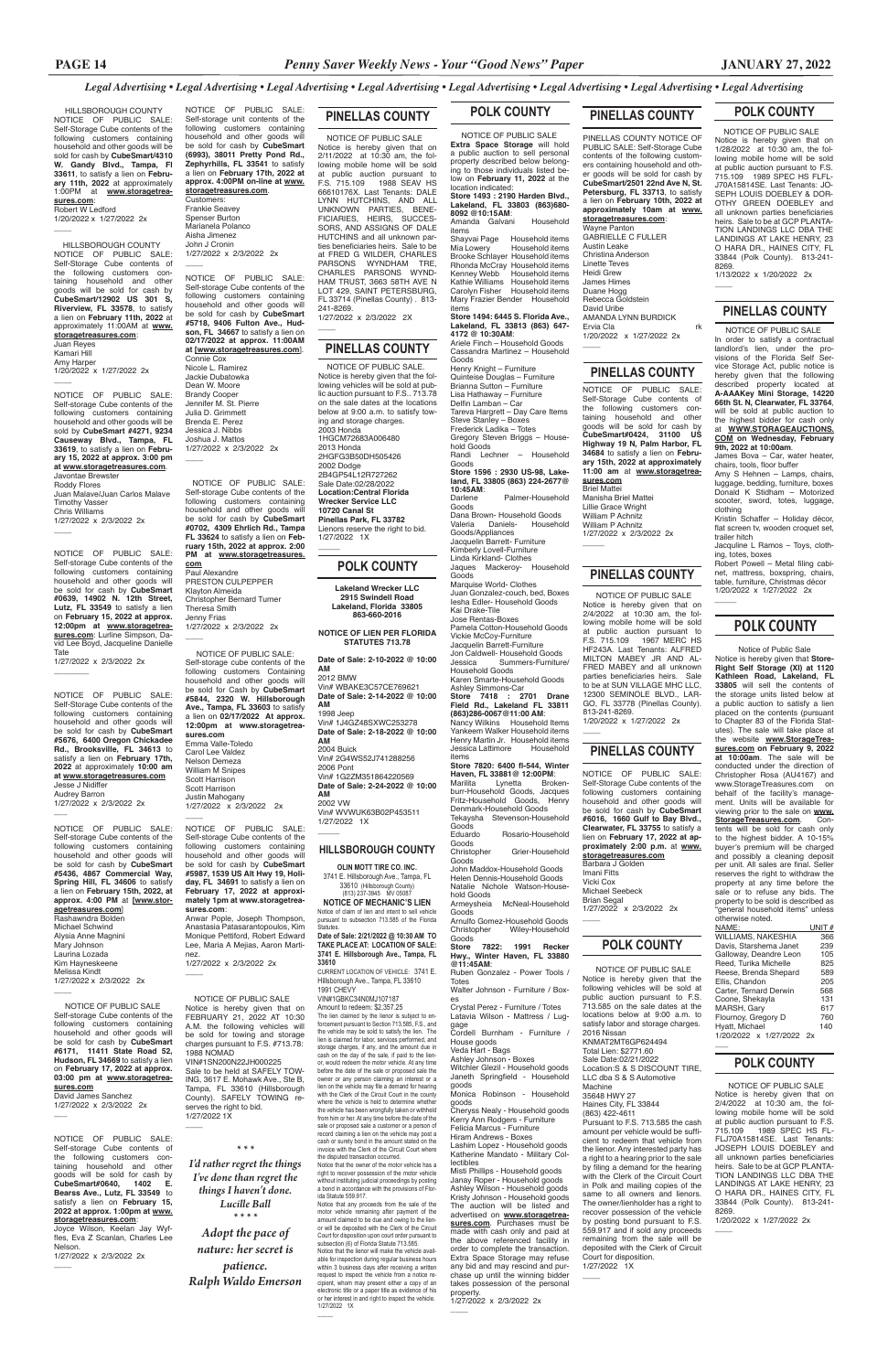*Legal Advertising • Legal Advertising • Legal Advertising • Legal Advertising • Legal Advertising • Legal Advertising • Legal Advertising*

HILLSBOROUGH COUNTY
NOTICE OF PUBLIC SALE: Self-Storage Cube contents of the following customers containing household and other goods will be sold for cash by **CubeSmart/4310 W. Gandy Blvd., Tampa, Fl 33611**, to satisfy a lien on **February 11th, 2022** at approximately 1:00PM at **www.storagetreasures.com**:
Robert W Ledford
1/20/2022 x 1/27/2022 2x

HILLSBOROUGH COUNTY
NOTICE OF PUBLIC SALE: Self-Storage Cube contents of the following customers containing household and other goods will be sold for cash by **CubeSmart/12902 US 301 S, Riverview, FL 33578**, to satisfy a lien on **February 11th, 2022** at approximately 11:00AM at **www.storagetreasures.com**:
Juan Reyes
Kamari Hill
Amy Harper
1/20/2022 x 1/27/2022 2x

NOTICE OF PUBLIC SALE: Self-Storage Cube contents of the following customers containing household and other goods will be sold by **CubeSmart #4271, 9234 Causeway Blvd., Tampa, FL 33619**, to satisfy a lien on **February 15, 2022 at approx. 3:00 pm** at **www.storagetreasures.com**.
Javontae Brewster
Roddy Flores
Juan Malave/Juan Carlos Malave
Timothy Vasser
Chris Williams
1/27/2022 x 2/3/2022 2x

NOTICE OF PUBLIC SALE: Self-Storage Cube contents of the following customers containing household and other goods will be sold for cash by **CubeSmart #0639, 14902 N. 12th Street, Lutz, FL 33549** to satisfy a lien on **February 15, 2022 at approx. 12:00pm at www.storagetreasures.com**: Lurline Simpson, David Lee Boyd, Jacqueline Danielle Tate
1/27/2022 x 2/3/2022 2x

NOTICE OF PUBLIC SALE: Self-Storage Cube contents of the following customers containing household and other goods will be sold for cash by **CubeSmart #5676, 6400 Oregon Chickadee Rd., Brooksville, FL 34613** to satisfy a lien on **February 17th, 2022** at approximately **10:00 am** at **www.storagetreasures.com**
Jesse J Nidiffer
Audrey Barron
1/27/2022 x 2/3/2022 2x

NOTICE OF PUBLIC SALE: Self-Storage Cube contents of the following customers containing household and other goods will be sold for cash by **CubeSmart #5436, 4867 Commercial Way, Spring Hill, FL 34606** to satisfy a lien on **February 15th, 2022, at approx. 4:00 PM** at **[www.storagetreasures.com]**
Rashawndra Bolden
Michael Schwind
Alysia Anne Magnini
Mary Johnson
Laurina Lozada
Kim Hayneskeene
Melissa Kindt
1/27/2022 x 2/3/2022 2x

NOTICE OF PUBLIC SALE
Self-Storage Cube contents of the following customers containing household and other goods will be sold for cash by **CubeSmart #6171, 11411 State Road 52, Hudson, FL 34669** to satisfy a lien on **February 17, 2022 at approx. 03:00 pm at www.storagetreasures.com**
David James Sanchez
1/27/2022 x 2/3/2022 2x

NOTICE OF PUBLIC SALE: Self-Storage Cube contents of the following customers containing household and other goods will be sold for cash by **CubeSmart#0640, 1402 E. Bearss Ave., Lutz, FL 33549** to satisfy a lien on **February 15, 2022 at approx. 1:00pm at www.storagetreasures.com**:
Joyce Wilson, Keelan Jay Wyffles, Eva Z Scanlan, Charles Lee Nelson.
1/27/2022 x 2/3/2022 2x

NOTICE OF PUBLIC SALE: Self-storage unit contents of the following customers containing household and other goods will be sold for cash by **CubeSmart (6993), 38011 Pretty Pond Rd., Zephyrhills, FL 33541** to satisfy a lien on **February 17th, 2022 at approx. 4:00PM on-line at www.storagetreasures.com**.
Customers:
Frankie Seavey
Spenser Burton
Marianela Polanco
Aisha Jimenez
John J Cronin
1/27/2022 x 2/3/2022 2x

NOTICE OF PUBLIC SALE: Self-Storage Cube contents of the following customers containing household and other goods will be sold for cash by **CubeSmart #5718, 9406 Fulton Ave., Hudson, FL 34667** to satisfy a lien on **02/17/2022 at approx. 11:00AM at [www.storagetreasures.com]**.
Connie Cox
Nicole L. Ramirez
Jackie Dubatowka
Dean W. Moore
Brandy Cooper
Jennifer M. St. Pierre
Julia D. Grimmett
Brenda E. Perez
Jessica J. Nibbs
Joshua J. Mattos
1/27/2022 x 2/3/2022 2x

NOTICE OF PUBLIC SALE: Self-Storage Cube contents of the following customers containing household and other goods will be sold for cash by **CubeSmart #0702, 4309 Ehrlich Rd., Tampa FL 33624** to satisfy a lien on **February 15th, 2022 at approx. 2:00 PM at www.storagetreasures.com**
Paul Alexandre
PRESTON CULPEPPER
Klayton Almeida
Christopher Bernard Turner
Theresa Smith
Jenny Frias
1/27/2022 x 2/3/2022 2x

NOTICE OF PUBLIC SALE: Self-storage cube contents of the following customers containing household and other goods will be sold for cash by **CubeSmart #5844, 2320 W. Hillsborough Ave., Tampa, FL 33603** to satisfy a lien on **02/17/2022 At approx. 12:00pm at www.storagetreasures.com**
Emma Valle-Toledo
Carol Lee Valdez
Nelson Demeza
William M Snipes
Scott Harrison
Scott Harrison
Justin Mahogany
1/27/2022 x 2/3/2022 2x

NOTICE OF PUBLIC SALE: Self-Storage Cube contents of the following customers containing household and other goods will be sold for cash by **CubeSmart #5987, 1539 US Alt Hwy 19, Holiday, FL 34691** to satisfy a lien on **February 17, 2022 at approximately 1pm at www.storagetreasures.com**:
Anwar Pople, Joseph Thompson, Anastasia Patasarantopoulos, Kim Monique Pettiford, Robert Edward Lee, Maria A Mejias, Aaron Martinez.
1/27/2022 x 2/3/2022 2x

NOTICE OF PUBLIC SALE
Notice is hereby given that on FEBRUARY 21, 2022 AT 10:30 A.M. the following vehicles will be sold for towing and storage charges pursuant to F.S. #713.78:
1988 NOMAD
VIN#1SN200N22JH000225
Sale to be held at SAFELY TOWING, 3617 E. Mohawk Ave., Ste B, Tampa, FL 33610 (Hillsborough County). SAFELY TOWING reserves the right to bid.
1/27/2022 1X

\* \* \*

*I'd rather regret the things I've done than regret the things I haven't done.*
*Lucille Ball*

\* \* \* \*

*Adopt the pace of nature: her secret is patience.*
*Ralph Waldo Emerson*

## PINELLAS COUNTY

NOTICE OF PUBLIC SALE
Notice is hereby given that on 2/11/2022 at 10:30 am, the following mobile home will be sold at public auction pursuant to F.S. 715.109 1988 SEAV HS 66610176X. Last Tenants: DALE LYNN HUTCHINS, AND ALL UNKNOWN PARTIES, BENEFICIARIES, HEIRS, SUCCESSORS, AND ASSIGNS OF DALE HUTCHINS and all unknown parties beneficiaries heirs. Sale to be at FRED G WILDER, CHARLES PARSONS WYNDHAM TRE, CHARLES PARSONS WYNDHAM TRUST, 3663 58TH AVE N LOT 429, SAINT PETERSBURG, FL 33714 (Pinellas County) . 813-241-8269.
1/27/2022 x 2/3/2022 2X

## PINELLAS COUNTY

NOTICE OF PUBLIC SALE.
Notice is hereby given that the following vehicles will be sold at public auction pursuant to F.S... 713.78 on the sale dates at the locations below at 9:00 a.m. to satisfy towing and storage charges.
2003 Honda
1HGCM72683A006480
2013 Honda
2HGFG3B50DH505426
2002 Dodge
2B4GP54L12R727262
Sale Date:02/28/2022
**Location:Central Florida Wrecker Service LLC**
**10720 Canal St**
**Pinellas Park, FL 33782**
Lienors reserve the right to bid.
1/27/2022 1X

## POLK COUNTY

**Lakeland Wrecker LLC**
**2915 Swindell Road**
**Lakeland, Florida 33805**
**863-660-2016**

**NOTICE OF LIEN PER FLORIDA STATUTES 713.78**

**Date of Sale: 2-10-2022 @ 10:00 AM**
2012 BMW
Vin# WBAKE3C57CE769621
**Date of Sale: 2-14-2022 @ 10:00 AM**
1998 Jeep
Vin# 1J4GZ48SXWC253278
**Date of Sale: 2-18-2022 @ 10:00 AM**
2004 Buick
Vin# 2G4WS52J741288256
2006 Pont
Vin# 1G2ZM351864220569
**Date of Sale: 2-24-2022 @ 10:00 AM**
2002 VW
Vin# WVWUK63B02P453511
1/27/2022 1X

## HILLSBOROUGH COUNTY

**OLIN MOTT TIRE CO. INC.**
3741 E. Hillsborough Ave., Tampa, FL 33610 (Hillsborough County)
(813) 237-3945 MV 05087
**NOTICE OF MECHANIC'S LIEN**
Notice of claim of lien and intent to sell vehicle pursuant to subsection 713.585 of the Florida Statutes.
**Date of Sale: 2/21/2022 @ 10:30 AM TO TAKE PLACE AT: LOCATION OF SALE: 3741 E. Hillsborough Ave., Tampa, FL 33610**
CURRENT LOCATION OF VEHICLE: 3741 E. Hillsborough Ave., Tampa, FL 33610
1991 CHEVY
VIN#1GBKC34N0MJ107187
Amount to redeem: $2,357.25
The lien claimed by the lienor is subject to enforcement pursuant to Section 713.585, F.S., and the vehicle may be sold to satisfy the lien. The lien is claimed for labor, services performed, and storage charges, if any, and the amount due in cash on the day of the sale, if paid to the lienor, would redeem the motor vehicle. At any time before the date of the sale or proposed sale the owner or any person claiming an interest or a lien on the vehicle may file a demand for hearing with the Clerk of the Circuit Court in the county where the vehicle is held to determine whether the vehicle has been wrongfully taken or withheld from him or her. At any time before the date of the sale or proposed sale a customer or a person of record claiming a lien on the vehicle may post a cash or surety bond in the amount stated on the invoice with the Clerk of the Circuit Court where the disputed transaction occurred.
Notice that the owner of the motor vehicle has a right to recover possession of the motor vehicle without instituting judicial proceedings by posting a bond in accordance with the provisions of Florida Statute 559.917.
Notice that any proceeds from the sale of the motor vehicle remaining after payment of the amount claimed to be due and owing to the lienor will be deposited with the Clerk of the Circuit Court for disposition upon court order pursuant to subsection (6) of Florida Statute 713.585.
Notice that the lienor will make the vehicle available for inspection during regular business hours within 3 business days after receiving a written request to inspect the vehicle from a notice recipient, whom may present either a copy of an electronic title or a paper title as evidence of his or her interest in and right to inspect the vehicle.
1/27/2022 1X

## POLK COUNTY

NOTICE OF PUBLIC SALE
**Extra Space Storage** will hold a public auction to sell personal property described below belonging to those individuals listed below on **February 11, 2022** at the location indicated:
**Store 1493 : 2190 Harden Blvd., Lakeland, FL 33803 (863)680-8092 @10:15AM**:
Amanda Galvani Household items
Shayvai Page Household items
Mia Lowery Household items
Brooke Schlayer Household items
Rhonda McCray Household items
Kenney Webb Household items
Kathie Williams Household items
Carolyn Fisher Household items
Mary Frazier Bender Household items
**Store 1494: 6445 S. Florida Ave., Lakeland, FL 33813 (863) 647-4172 @ 10:30AM**:
Ariele Finch – Household Goods
Cassandra Martinez – Household Goods
Henry Knight – Furniture
Quinteise Douglas – Furniture
Brianna Sutton – Furniture
Lisa Hathaway – Furniture
Delfin Lamban – Car
Tareva Hargrett – Day Care Items
Steve Stanley – Boxes
Frederick Ladika – Totes
Gregory Steven Briggs – Household Goods
Randi Lechner – Household Goods
**Store 1596 : 2930 US-98, Lakeland, FL 33805 (863) 224-2677@ 10:45AM**:
Darlene Palmer-Household Goods
Dana Brown- Household Goods
Valeria Daniels- Household Goods/Appliances
Jacquelin Barrett- Furniture
Kimberly Lovell-Furniture
Linda Kirkland- Clothes
Jaques Mackeroy- Household Goods
Marquise World- Clothes
Juan Gonzalez-couch, bed, Boxes
Iesha Edler- Household Goods
Kai Drake-Tile
Jose Rentas-Boxes
Pamela Cotton-Household Goods
Vickie McCoy-Furniture
Jacquelin Barrett-Furniture
Jon Caldwell- Household Goods
Jessica Summers-Furniture/Household Goods
Karen Smarte-Household Goods
Ashley Simmons-Car
**Store 7418 : 2701 Drane Field Rd., Lakeland FL 33811 (863)286-0067@11:00 AM**:
Nancy Wilkins Household Items
Yankeem Walker Household items
Henry Martin Jr. Household items
Jessica Lattimore Household items
**Store 7820: 6400 fl-544, Winter Haven, FL 33881@ 12:00PM**:
Marilita Lynetta Broken-burn-Household Goods, Jacques Fritz-Household Goods, Henry Denmark-Household Goods
Tekaysha Stevenson-Household Goods
Eduardo Rosario-Household Goods
Christopher Grier-Household Goods
John Maddox-Household Goods
Helen Dennis-Household Goods
Natalie Nichole Watson-Household Goods
Armeysheia McNeal-Household Goods
Arnulfo Gomez-Household Goods
Christopher Wiley-Household Goods
**Store 7822: 1991 Recker Hwy., Winter Haven, FL 33880 @11:45AM**:
Ruben Gonzalez - Power Tools / Totes
Walter Johnson - Furniture / Boxes
Crystal Perez - Furniture / Totes
Latavia Wilson - Mattress / Luggage
Cordell Burnham - Furniture / House goods
Veda Hart - Bags
Ashley Johnson - Boxes
Witchler Glezil - Household goods
Janeth Springfield - Household goods
Monica Robinson - Household goods
Chenyss Nealy - Household goods
Kerry Ann Rodgers - Furniture
Felicia Marcus - Furniture
Hiram Andrews - Boxes
Lashim Lopez - Household goods
Katherine Mandato - Military Collectibles
Misti Phillips - Household goods
Janay Roper - Household goods
Ashley Wilson - Household goods
Kristy Johnson - Household goods
The auction will be listed and advertised on **www.storagetreasures.com**. Purchases must be made with cash only and paid at the above referenced facility in order to complete the transaction. Extra Space Storage may refuse any bid and may rescind any purchase up until the winning bidder takes possession of the personal property.
1/27/2022 x 2/3/2022 2x

## PINELLAS COUNTY

PINELLAS COUNTY NOTICE OF PUBLIC SALE: Self-Storage Cube contents of the following customers containing household and other goods will be sold for cash by **CubeSmart/2501 22nd Ave N, St. Petersburg, FL 33713**, to satisfy a lien on **February 10th, 2022 at approximately 10am at www.storagetreasures.com**:
Wayne Panton
GABRIELLE C FULLER
Austin Leake
Christina Anderson
Linette Teves
Heidi Grew
James Himes
Duane Hogg
Rebecca Goldstein
David Uribe
AMANDA LYNN BURDICK
Ervia Cla rk
1/20/2022 x 1/27/2022 2x

## PINELLAS COUNTY

NOTICE OF PUBLIC SALE: Self-Storage Cube contents of the following customers containing household and other goods will be sold for cash by **CubeSmart#0424, 31100 US Highway 19 N, Palm Harbor, FL 34684** to satisfy a lien on **February 15th, 2022 at approximately 11:00 am** at **www.storagetreasures.com**
Briel Mattei
Manisha Briel Mattei
Lillie Grace Wright
William P Achnitz
William P Achnitz
1/27/2022 x 2/3/2022 2x

## PINELLAS COUNTY

NOTICE OF PUBLIC SALE
Notice is hereby given that on 2/4/2022 at 10:30 am, the following mobile home will be sold at public auction pursuant to F.S. 715.109 1967 MERC HS HF243A. Last Tenants: ALFRED MILTON MABEY JR AND ALFRED MABEY and all unknown parties beneficiaries heirs. Sale to be at SUN VILLAGE MHC LLC, 12300 SEMINOLE BLVD., LARGO, FL 33778 (Pinellas County). 813-241-8269.
1/20/2022 x 1/27/2022 2x

## PINELLAS COUNTY

NOTICE OF PUBLIC SALE: Self-Storage Cube contents of the following customers containing household and other goods will be sold for cash by **CubeSmart #6016, 1660 Gulf to Bay Blvd., Clearwater, FL 33755** to satisfy a lien on **February 17, 2022 at approximately 2:00 p.m.** at **www.storagetreasures.com**
Barbara J Golden
Imani Fitts
Vicki Cox
Michael Seebeck
Brian Segal
1/27/2022 x 2/3/2022 2x

## POLK COUNTY

NOTICE OF PUBLIC SALE
Notice is hereby given that the following vehicles will be sold at public auction pursuant to F.S. 713.585 on the sale dates at the locations below at 9:00 a.m. to satisfy labor and storage charges.
2016 Nissan
KNMAT2MT6GP624494
Total Lien: $2771.60
Sale Date:02/21/2022
Location:S & S DISCOUNT TIRE, LLC dba S & S Automotive Machine
35648 HWY 27
Haines City, FL 33844
(863) 422-4611
Pursuant to F.S. 713.585 the cash amount per vehicle would be sufficient to redeem that vehicle from the lienor. Any interested party has a right to a hearing prior to the sale by filing a demand for the hearing with the Clerk of the Circuit Court in Polk and mailing copies of the same to all owners and lienors. The owner/lienholder has a right to recover possession of the vehicle by posting bond pursuant to F.S. 559.917 and if sold any proceeds remaining from the sale will be deposited with the Clerk of Circuit Court for disposition.
1/27/2022 1X

## POLK COUNTY

NOTICE OF PUBLIC SALE
Notice is hereby given that on 1/28/2022 at 10:30 am, the following mobile home will be sold at public auction pursuant to F.S. 715.109 1989 SPEC HS FLFLJ70A15814SE. Last Tenants: JOSEPH LOUIS DOEBLEY & DOROTHY GREEN DOEBLEY and all unknown parties beneficiaries heirs. Sale to be at GCP PLANTATION LANDINGS LLC DBA THE LANDINGS AT LAKE HENRY, 23 O HARA DR., HAINES CITY, FL 33844 (Polk County). 813-241-8269.
1/13/2022 x 1/20/2022 2x

## PINELLAS COUNTY

NOTICE OF PUBLIC SALE
In order to satisfy a contractual landlord's lien, under the provisions of the Florida Self Service Storage Act, public notice is hereby given that the following described property located at **A-AAAKey Mini Storage, 14720 66th St. N, Clearwater, FL 33764**, will be sold at public auction to the highest bidder for cash only at **WWW.STORAGEAUCTIONS.COM on Wednesday, February 9th, 2022 at 10:00am**.
James Bova – Car, water heater, chairs, tools, floor buffer
Amy S Hehnen – Lamps, chairs, luggage, bedding, furniture, boxes
Donald K Stidham – Motorized scooter, sword, totes, luggage, clothing
Kristin Schaffer – Holiday décor, flat screen tv, wooden croquet set, trailer hitch
Jacqueline L Ramos – Toys, clothing, totes, boxes
Robert Powell – Metal filing cabinet, mattress, boxspring, chairs, table, furniture, Christmas décor
1/20/2022 x 1/27/2022 2x

## POLK COUNTY

Notice of Public Sale
Notice is hereby given that **Store-Right Self Storage (XI) at 1120 Kathleen Road, Lakeland, FL 33805** will sell the contents of the storage units listed below at a public auction to satisfy a lien placed on the contents (pursuant to Chapter 83 of the Florida Statutes). The sale will take place at the website **www.StorageTreasures.com on February 9, 2022 at 10:00am**. The sale will be conducted under the direction of Christopher Rosa (AU4167) and www.StorageTreasures.com on behalf of the facility's management. Units will be available for viewing prior to the sale on **www.StorageTreasures.com**. Contents will be sold for cash only to the highest bidder. A 10-15% buyer's premium will be charged and possibly a cleaning deposit per unit. All sales are final. Seller reserves the right to withdraw the property at any time before the sale or to refuse any bids. The property to be sold is described as "general household items" unless otherwise noted.

| NAME: | UNIT # |
|---|---|
| WILLIAMS, NAKESHIA | 366 |
| Davis, Starshema Janet | 239 |
| Galloway, Deandre Leon | 105 |
| Reed, Turika Michelle | 825 |
| Reese, Brenda Shepard | 589 |
| Ellis, Chandon | 205 |
| Carter, Ternard Derwin | 568 |
| Coone, Shekayla | 131 |
| MARSH, Gary | 617 |
| Flournoy, Gregory D | 760 |
| Hyatt, Michael | 140 |

1/20/2022 x 1/27/2022 2x

## POLK COUNTY

NOTICE OF PUBLIC SALE
Notice is hereby given that on 2/4/2022 at 10:30 am, the following mobile home will be sold at public auction pursuant to F.S. 715.109 1989 SPEC HS FLFLJ70A15814SE. Last Tenants: JOSEPH LOUIS DOEBLEY and all unknown parties beneficiaries heirs. Sale to be at GCP PLANTATION LANDINGS LLC DBA THE LANDINGS AT LAKE HENRY, 23 O HARA DR., HAINES CITY, FL 33844 (Polk County). 813-241-8269.
1/20/2022 x 1/27/2022 2x